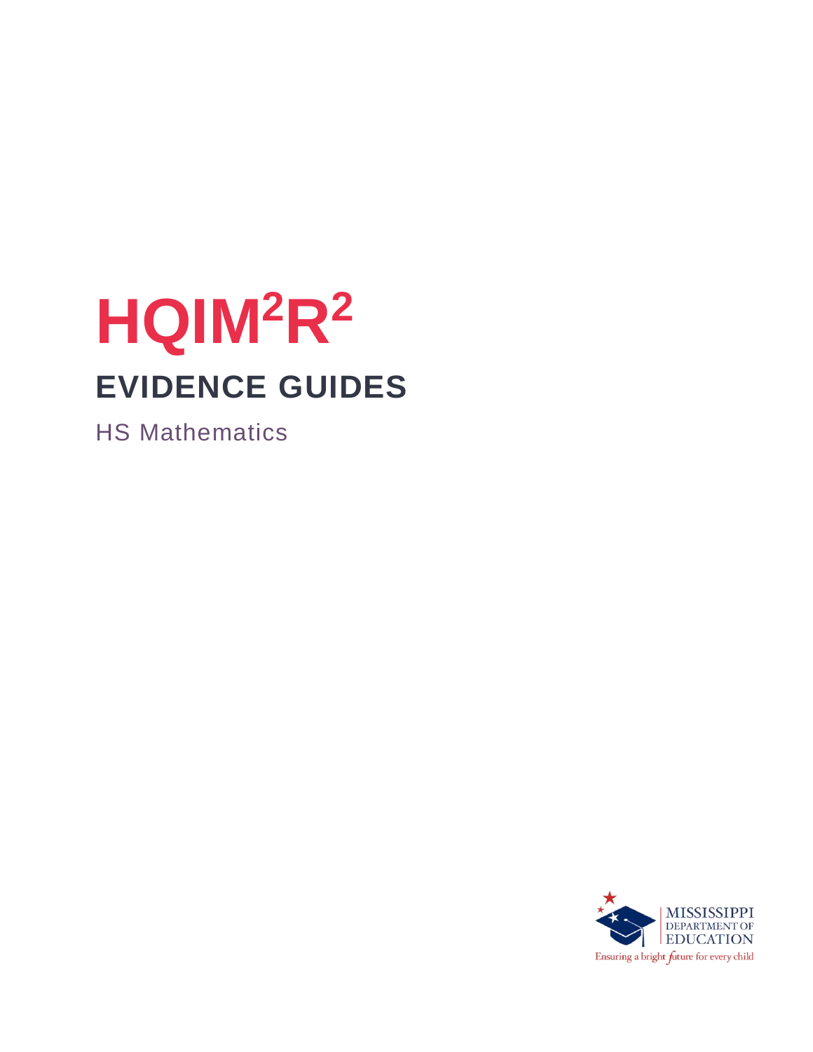# HQIM$^2$R$^2$

## EVIDENCE GUIDES

HS Mathematics

MISSISSIPPI DEPARTMENT OF EDUCATION

Ensuring a bright future for every child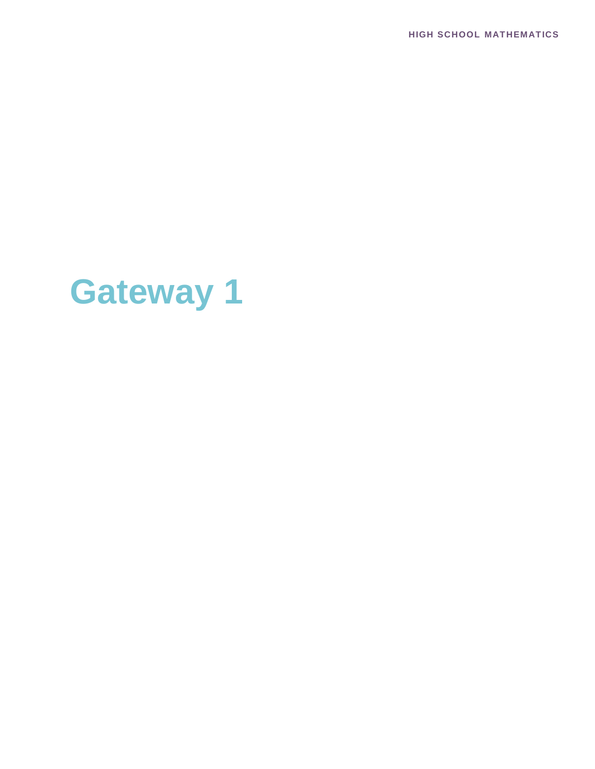# Gateway 1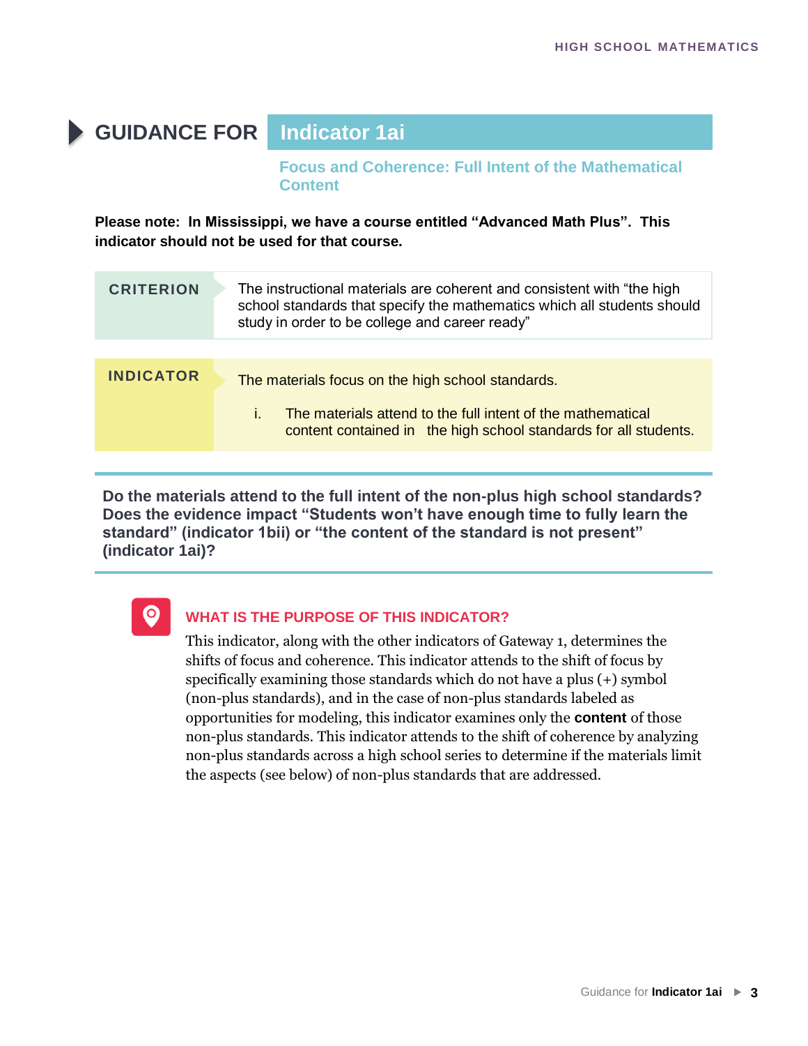# GUIDANCE FOR Indicator 1ai

## Focus and Coherence: Full Intent of the Mathematical Content

**Please note: In Mississippi, we have a course entitled "Advanced Math Plus". This indicator should not be used for that course.**

| CRITERION | The instructional materials are coherent and consistent with "the high school standards that specify the mathematics which all students should study in order to be college and career ready" |
|---|---|

| INDICATOR | The materials focus on the high school standards.<br><br>i. The materials attend to the full intent of the mathematical content contained in the high school standards for all students. |
|---|---|

**Do the materials attend to the full intent of the non-plus high school standards? Does the evidence impact "Students won't have enough time to fully learn the standard" (indicator 1bii) or "the content of the standard is not present" (indicator 1ai)?**

### WHAT IS THE PURPOSE OF THIS INDICATOR?

This indicator, along with the other indicators of Gateway 1, determines the shifts of focus and coherence. This indicator attends to the shift of focus by specifically examining those standards which do not have a plus (+) symbol (non-plus standards), and in the case of non-plus standards labeled as opportunities for modeling, this indicator examines only the **content** of those non-plus standards. This indicator attends to the shift of coherence by analyzing non-plus standards across a high school series to determine if the materials limit the aspects (see below) of non-plus standards that are addressed.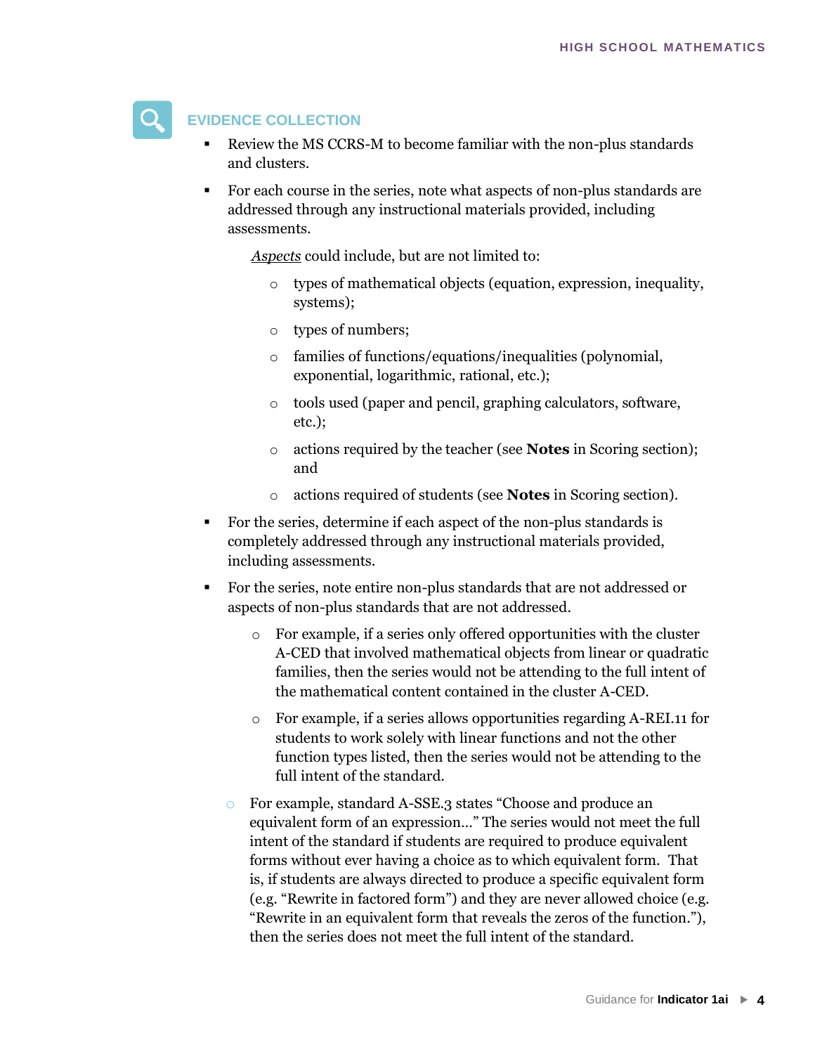## EVIDENCE COLLECTION

- Review the MS CCRS-M to become familiar with the non-plus standards and clusters.
- For each course in the series, note what aspects of non-plus standards are addressed through any instructional materials provided, including assessments.

  *Aspects* could include, but are not limited to:

  - types of mathematical objects (equation, expression, inequality, systems);
  - types of numbers;
  - families of functions/equations/inequalities (polynomial, exponential, logarithmic, rational, etc.);
  - tools used (paper and pencil, graphing calculators, software, etc.);
  - actions required by the teacher (see **Notes** in Scoring section); and
  - actions required of students (see **Notes** in Scoring section).

- For the series, determine if each aspect of the non-plus standards is completely addressed through any instructional materials provided, including assessments.
- For the series, note entire non-plus standards that are not addressed or aspects of non-plus standards that are not addressed.
  - For example, if a series only offered opportunities with the cluster A-CED that involved mathematical objects from linear or quadratic families, then the series would not be attending to the full intent of the mathematical content contained in the cluster A-CED.
  - For example, if a series allows opportunities regarding A-REI.11 for students to work solely with linear functions and not the other function types listed, then the series would not be attending to the full intent of the standard.
  - For example, standard A-SSE.3 states “Choose and produce an equivalent form of an expression…” The series would not meet the full intent of the standard if students are required to produce equivalent forms without ever having a choice as to which equivalent form. That is, if students are always directed to produce a specific equivalent form (e.g. “Rewrite in factored form”) and they are never allowed choice (e.g. “Rewrite in an equivalent form that reveals the zeros of the function.”), then the series does not meet the full intent of the standard.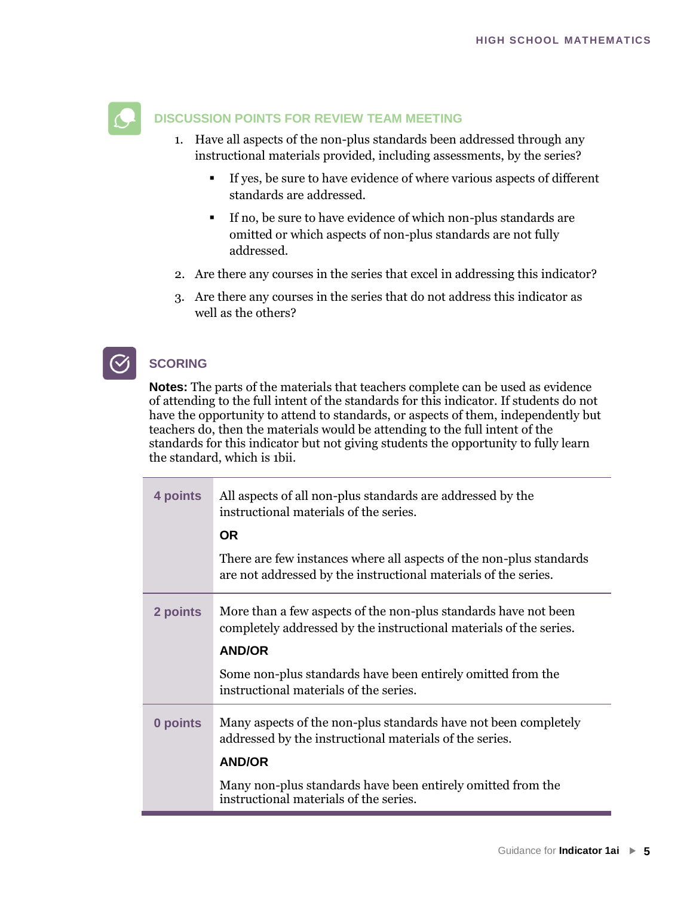## DISCUSSION POINTS FOR REVIEW TEAM MEETING

1. Have all aspects of the non-plus standards been addressed through any instructional materials provided, including assessments, by the series?
   - If yes, be sure to have evidence of where various aspects of different standards are addressed.
   - If no, be sure to have evidence of which non-plus standards are omitted or which aspects of non-plus standards are not fully addressed.
2. Are there any courses in the series that excel in addressing this indicator?
3. Are there any courses in the series that do not address this indicator as well as the others?

## SCORING

**Notes:** The parts of the materials that teachers complete can be used as evidence of attending to the full intent of the standards for this indicator. If students do not have the opportunity to attend to standards, or aspects of them, independently but teachers do, then the materials would be attending to the full intent of the standards for this indicator but not giving students the opportunity to fully learn the standard, which is 1bii.

| | |
|---|---|
| **4 points** | All aspects of all non-plus standards are addressed by the instructional materials of the series.<br>**OR**<br>There are few instances where all aspects of the non-plus standards are not addressed by the instructional materials of the series. |
| **2 points** | More than a few aspects of the non-plus standards have not been completely addressed by the instructional materials of the series.<br>**AND/OR**<br>Some non-plus standards have been entirely omitted from the instructional materials of the series. |
| **0 points** | Many aspects of the non-plus standards have not been completely addressed by the instructional materials of the series.<br>**AND/OR**<br>Many non-plus standards have been entirely omitted from the instructional materials of the series. |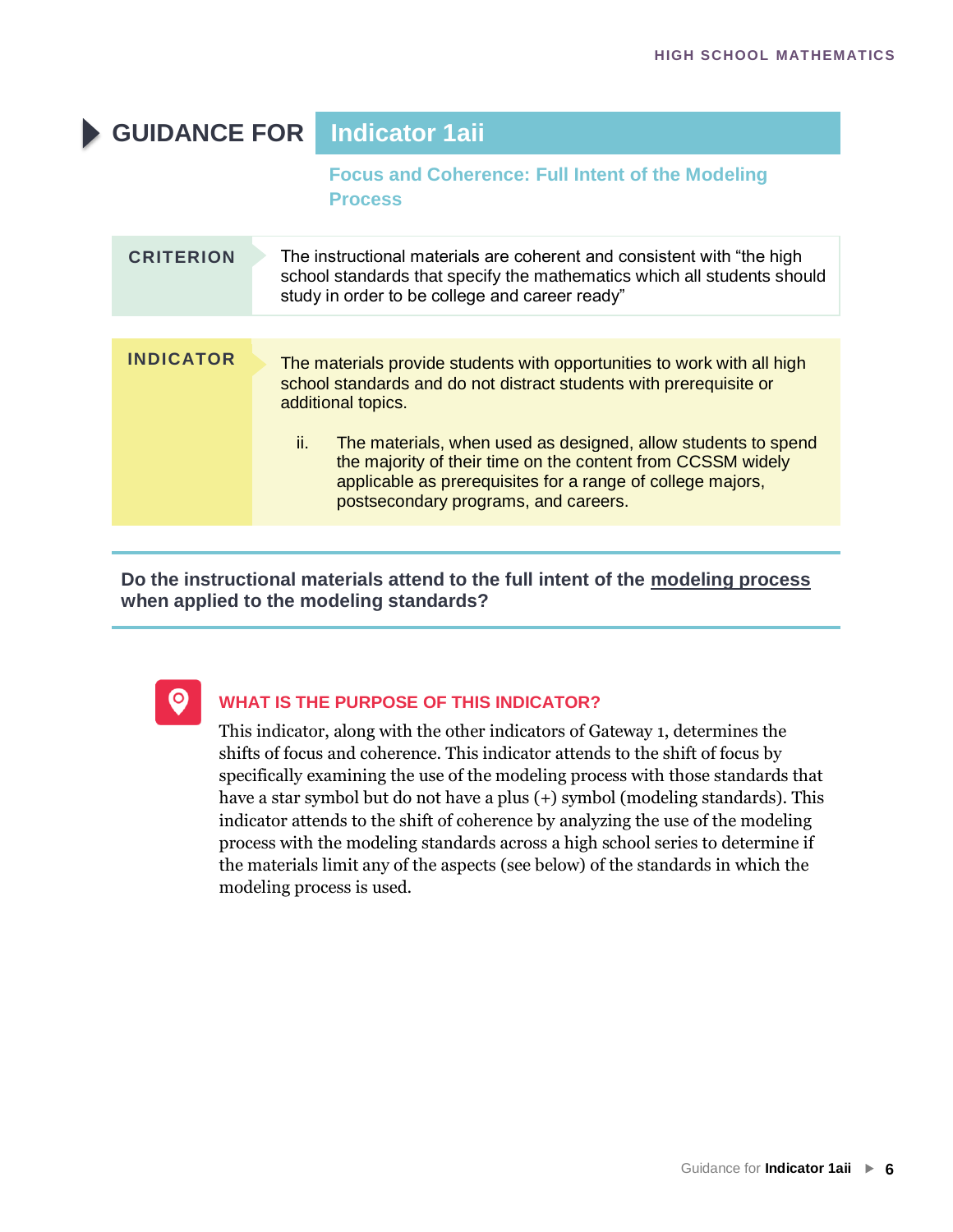# GUIDANCE FOR Indicator 1aii

## Focus and Coherence: Full Intent of the Modeling Process

| CRITERION | The instructional materials are coherent and consistent with "the high school standards that specify the mathematics which all students should study in order to be college and career ready" |
|---|---|

| INDICATOR | The materials provide students with opportunities to work with all high school standards and do not distract students with prerequisite or additional topics.<br><br>ii. The materials, when used as designed, allow students to spend the majority of their time on the content from CCSSM widely applicable as prerequisites for a range of college majors, postsecondary programs, and careers. |
|---|---|

**Do the instructional materials attend to the full intent of the modeling process when applied to the modeling standards?**

### WHAT IS THE PURPOSE OF THIS INDICATOR?

This indicator, along with the other indicators of Gateway 1, determines the shifts of focus and coherence. This indicator attends to the shift of focus by specifically examining the use of the modeling process with those standards that have a star symbol but do not have a plus (+) symbol (modeling standards). This indicator attends to the shift of coherence by analyzing the use of the modeling process with the modeling standards across a high school series to determine if the materials limit any of the aspects (see below) of the standards in which the modeling process is used.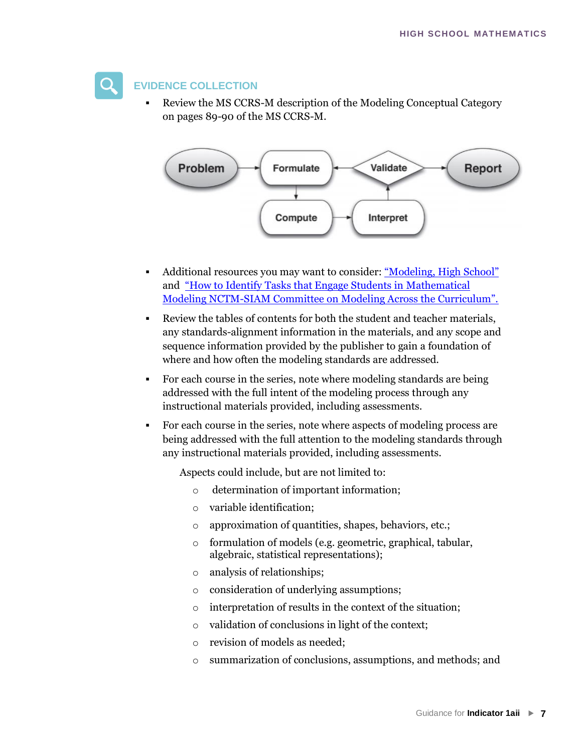## EVIDENCE COLLECTION

- Review the MS CCRS-M description of the Modeling Conceptual Category on pages 89-90 of the MS CCRS-M.

Problem → Formulate → Compute → Interpret → Validate → Report

- Additional resources you may want to consider: "Modeling, High School" and "How to Identify Tasks that Engage Students in Mathematical Modeling NCTM-SIAM Committee on Modeling Across the Curriculum".
- Review the tables of contents for both the student and teacher materials, any standards-alignment information in the materials, and any scope and sequence information provided by the publisher to gain a foundation of where and how often the modeling standards are addressed.
- For each course in the series, note where modeling standards are being addressed with the full intent of the modeling process through any instructional materials provided, including assessments.
- For each course in the series, note where aspects of modeling process are being addressed with the full attention to the modeling standards through any instructional materials provided, including assessments.

  Aspects could include, but are not limited to:

  - determination of important information;
  - variable identification;
  - approximation of quantities, shapes, behaviors, etc.;
  - formulation of models (e.g. geometric, graphical, tabular, algebraic, statistical representations);
  - analysis of relationships;
  - consideration of underlying assumptions;
  - interpretation of results in the context of the situation;
  - validation of conclusions in light of the context;
  - revision of models as needed;
  - summarization of conclusions, assumptions, and methods; and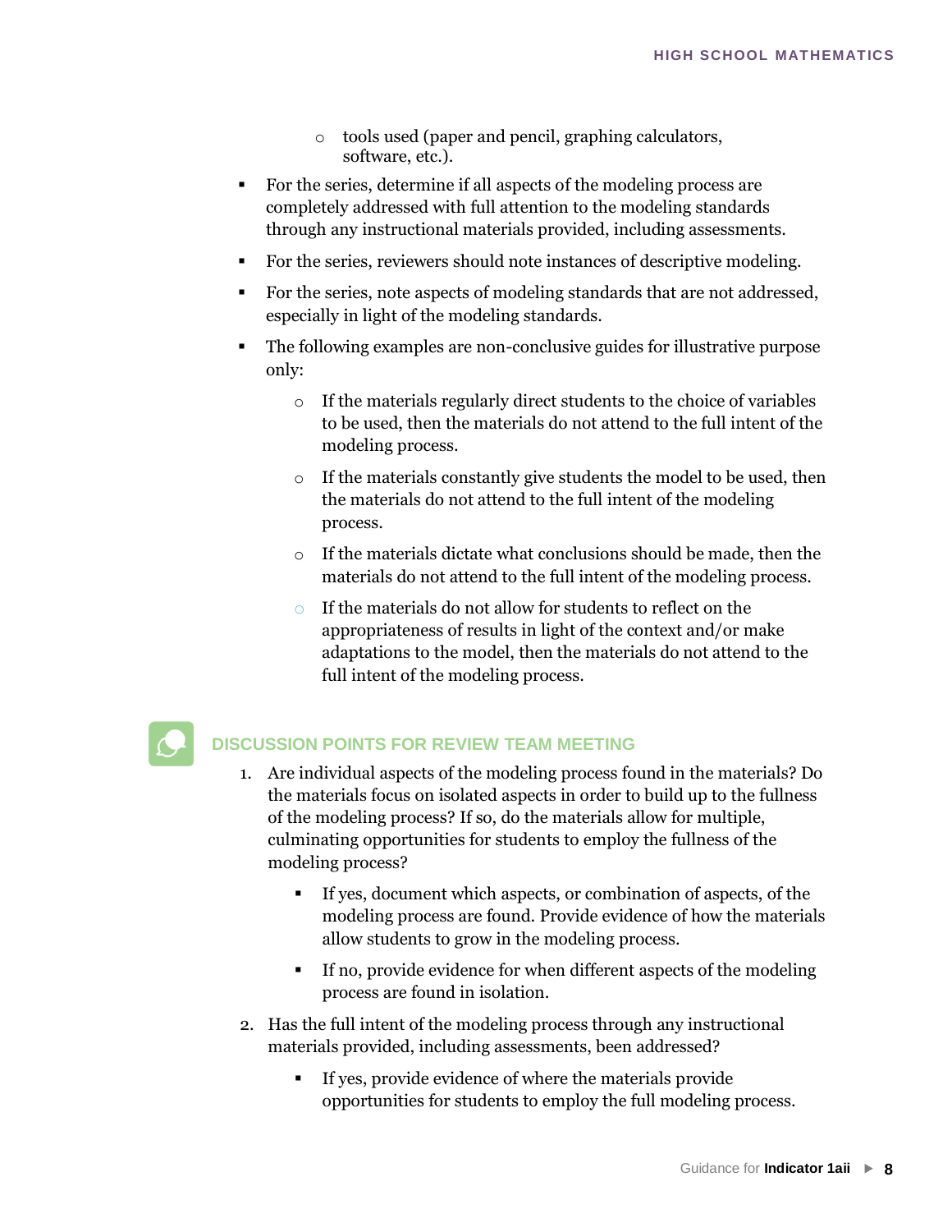- tools used (paper and pencil, graphing calculators, software, etc.).
- For the series, determine if all aspects of the modeling process are completely addressed with full attention to the modeling standards through any instructional materials provided, including assessments.
- For the series, reviewers should note instances of descriptive modeling.
- For the series, note aspects of modeling standards that are not addressed, especially in light of the modeling standards.
- The following examples are non-conclusive guides for illustrative purpose only:
    - If the materials regularly direct students to the choice of variables to be used, then the materials do not attend to the full intent of the modeling process.
    - If the materials constantly give students the model to be used, then the materials do not attend to the full intent of the modeling process.
    - If the materials dictate what conclusions should be made, then the materials do not attend to the full intent of the modeling process.
    - If the materials do not allow for students to reflect on the appropriateness of results in light of the context and/or make adaptations to the model, then the materials do not attend to the full intent of the modeling process.

## DISCUSSION POINTS FOR REVIEW TEAM MEETING

1. Are individual aspects of the modeling process found in the materials? Do the materials focus on isolated aspects in order to build up to the fullness of the modeling process? If so, do the materials allow for multiple, culminating opportunities for students to employ the fullness of the modeling process?
    - If yes, document which aspects, or combination of aspects, of the modeling process are found. Provide evidence of how the materials allow students to grow in the modeling process.
    - If no, provide evidence for when different aspects of the modeling process are found in isolation.
2. Has the full intent of the modeling process through any instructional materials provided, including assessments, been addressed?
    - If yes, provide evidence of where the materials provide opportunities for students to employ the full modeling process.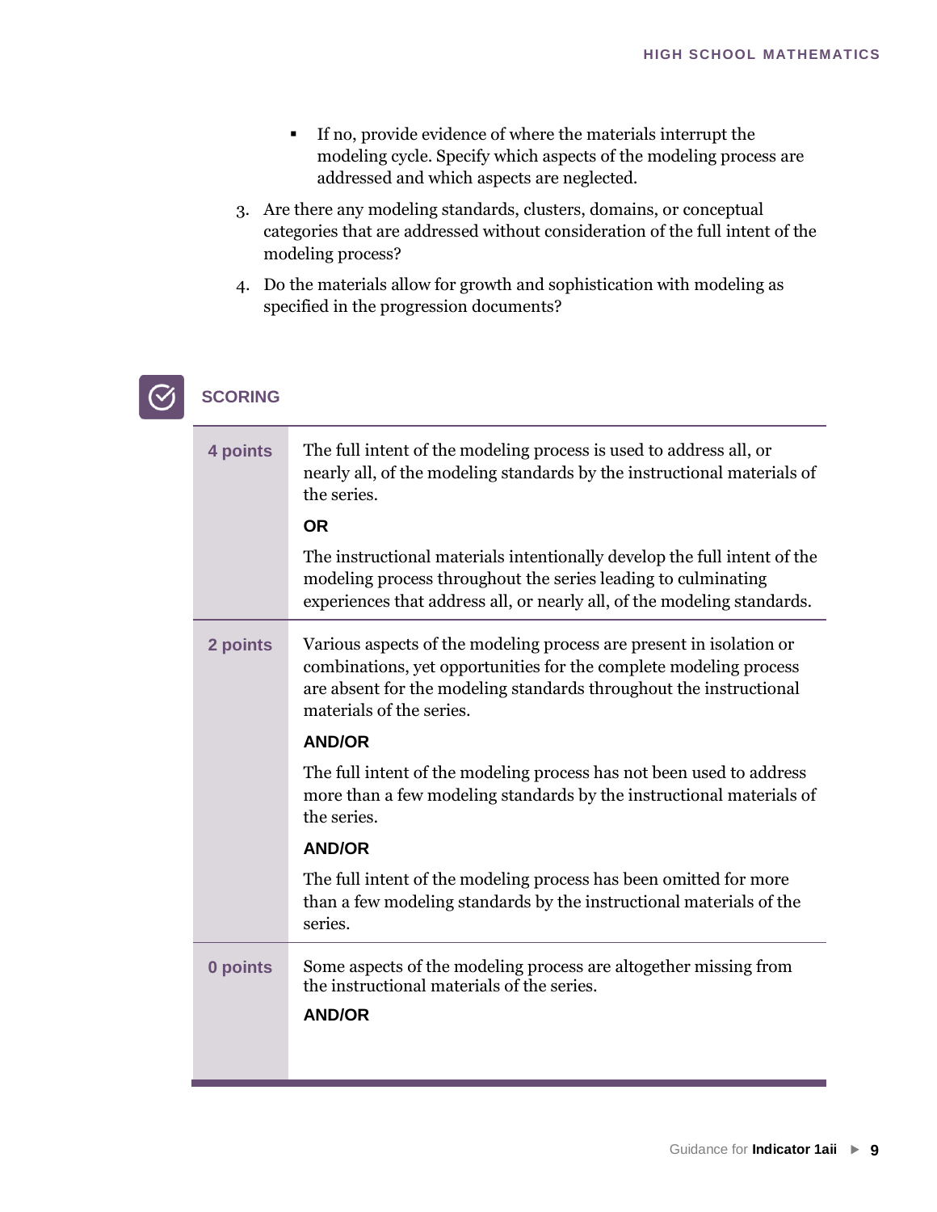- If no, provide evidence of where the materials interrupt the modeling cycle. Specify which aspects of the modeling process are addressed and which aspects are neglected.

3. Are there any modeling standards, clusters, domains, or conceptual categories that are addressed without consideration of the full intent of the modeling process?
4. Do the materials allow for growth and sophistication with modeling as specified in the progression documents?

## SCORING

| | |
|---|---|
| **4 points** | The full intent of the modeling process is used to address all, or nearly all, of the modeling standards by the instructional materials of the series.<br><br>**OR**<br><br>The instructional materials intentionally develop the full intent of the modeling process throughout the series leading to culminating experiences that address all, or nearly all, of the modeling standards. |
| **2 points** | Various aspects of the modeling process are present in isolation or combinations, yet opportunities for the complete modeling process are absent for the modeling standards throughout the instructional materials of the series.<br><br>**AND/OR**<br><br>The full intent of the modeling process has not been used to address more than a few modeling standards by the instructional materials of the series.<br><br>**AND/OR**<br><br>The full intent of the modeling process has been omitted for more than a few modeling standards by the instructional materials of the series. |
| **0 points** | Some aspects of the modeling process are altogether missing from the instructional materials of the series.<br><br>**AND/OR** |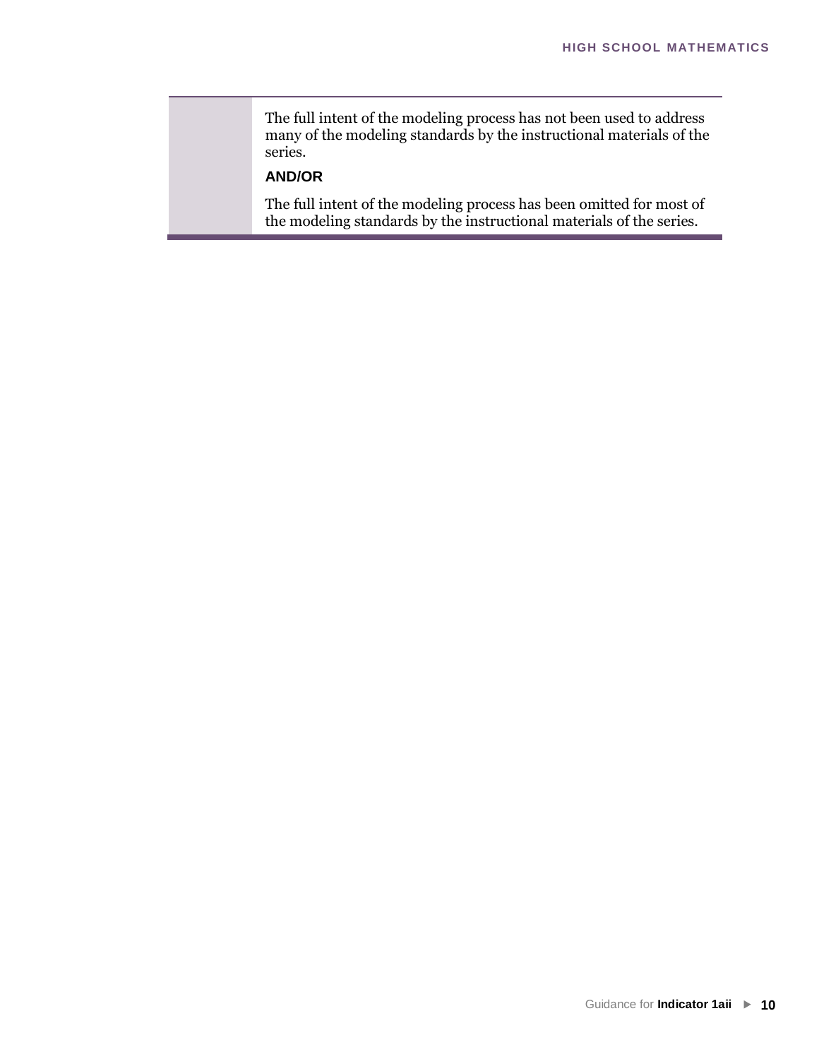| | |
|---|---|
| | The full intent of the modeling process has not been used to address many of the modeling standards by the instructional materials of the series.<br><br>**AND/OR**<br><br>The full intent of the modeling process has been omitted for most of the modeling standards by the instructional materials of the series. |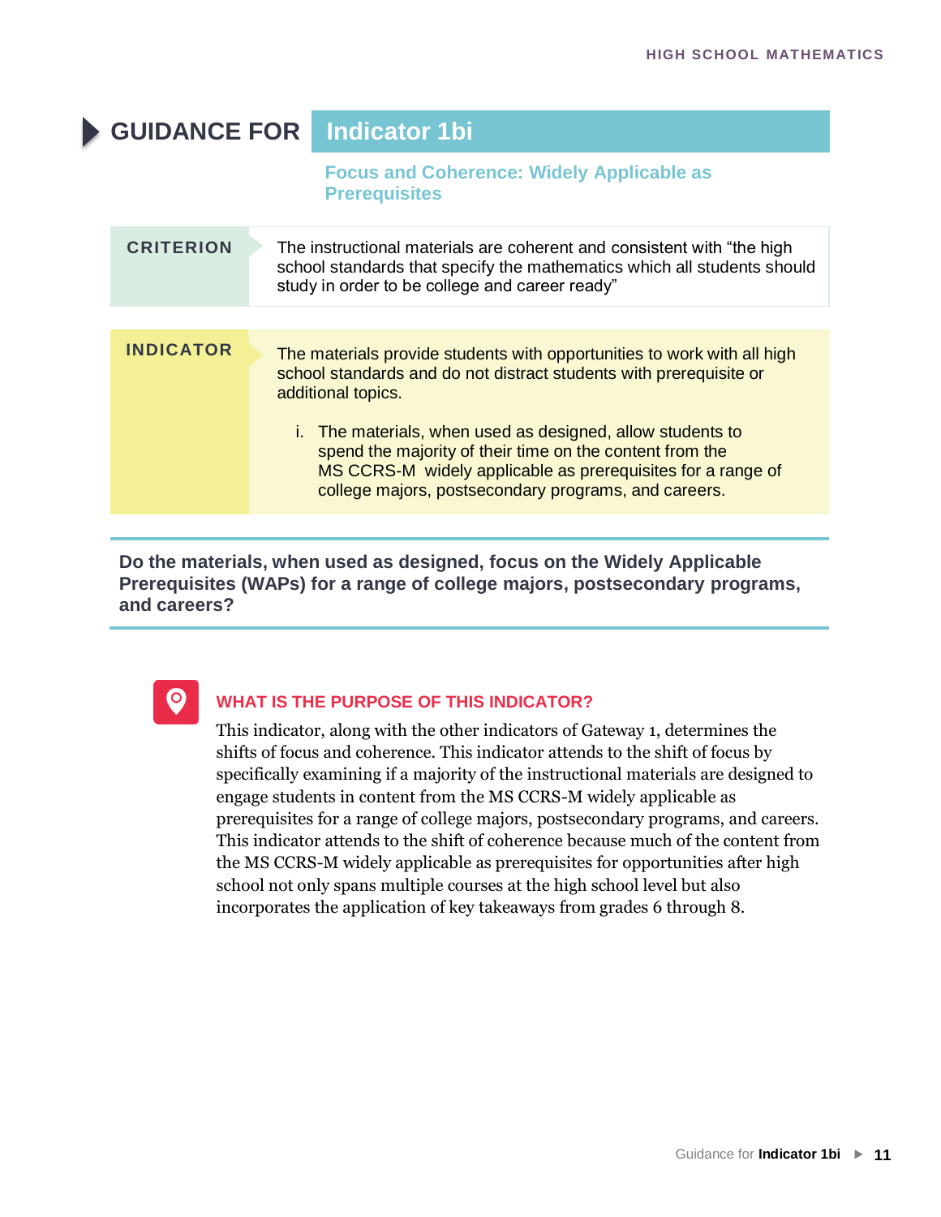# GUIDANCE FOR Indicator 1bi

## Focus and Coherence: Widely Applicable as Prerequisites

**CRITERION**

The instructional materials are coherent and consistent with “the high school standards that specify the mathematics which all students should study in order to be college and career ready”

**INDICATOR**

The materials provide students with opportunities to work with all high school standards and do not distract students with prerequisite or additional topics.

i. The materials, when used as designed, allow students to spend the majority of their time on the content from the MS CCRS-M widely applicable as prerequisites for a range of college majors, postsecondary programs, and careers.

**Do the materials, when used as designed, focus on the Widely Applicable Prerequisites (WAPs) for a range of college majors, postsecondary programs, and careers?**

### WHAT IS THE PURPOSE OF THIS INDICATOR?

This indicator, along with the other indicators of Gateway 1, determines the shifts of focus and coherence. This indicator attends to the shift of focus by specifically examining if a majority of the instructional materials are designed to engage students in content from the MS CCRS-M widely applicable as prerequisites for a range of college majors, postsecondary programs, and careers. This indicator attends to the shift of coherence because much of the content from the MS CCRS-M widely applicable as prerequisites for opportunities after high school not only spans multiple courses at the high school level but also incorporates the application of key takeaways from grades 6 through 8.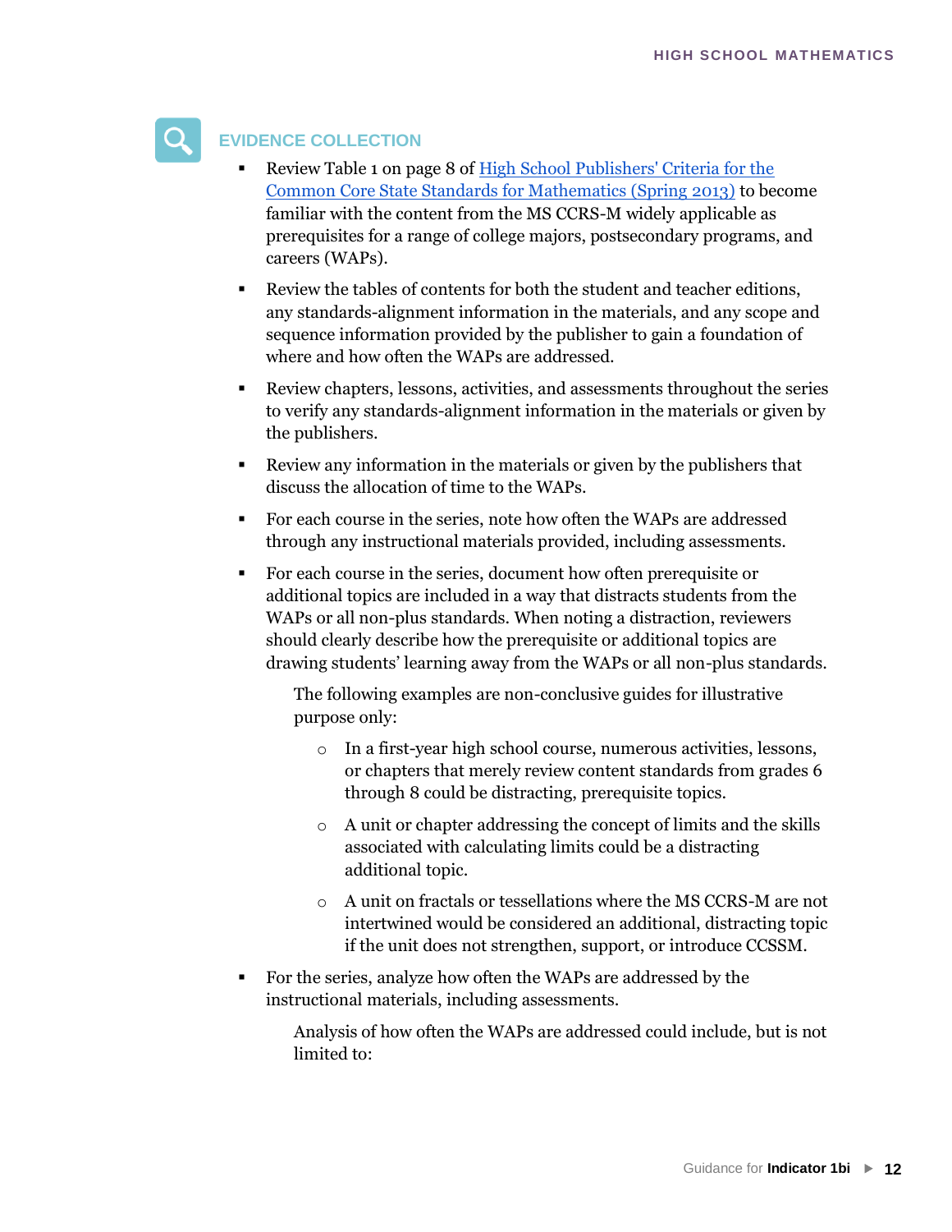## EVIDENCE COLLECTION

- Review Table 1 on page 8 of [High School Publishers' Criteria for the Common Core State Standards for Mathematics (Spring 2013)]() to become familiar with the content from the MS CCRS-M widely applicable as prerequisites for a range of college majors, postsecondary programs, and careers (WAPs).
- Review the tables of contents for both the student and teacher editions, any standards-alignment information in the materials, and any scope and sequence information provided by the publisher to gain a foundation of where and how often the WAPs are addressed.
- Review chapters, lessons, activities, and assessments throughout the series to verify any standards-alignment information in the materials or given by the publishers.
- Review any information in the materials or given by the publishers that discuss the allocation of time to the WAPs.
- For each course in the series, note how often the WAPs are addressed through any instructional materials provided, including assessments.
- For each course in the series, document how often prerequisite or additional topics are included in a way that distracts students from the WAPs or all non-plus standards. When noting a distraction, reviewers should clearly describe how the prerequisite or additional topics are drawing students' learning away from the WAPs or all non-plus standards.

  The following examples are non-conclusive guides for illustrative purpose only:

  - In a first-year high school course, numerous activities, lessons, or chapters that merely review content standards from grades 6 through 8 could be distracting, prerequisite topics.
  - A unit or chapter addressing the concept of limits and the skills associated with calculating limits could be a distracting additional topic.
  - A unit on fractals or tessellations where the MS CCRS-M are not intertwined would be considered an additional, distracting topic if the unit does not strengthen, support, or introduce CCSSM.

- For the series, analyze how often the WAPs are addressed by the instructional materials, including assessments.

  Analysis of how often the WAPs are addressed could include, but is not limited to: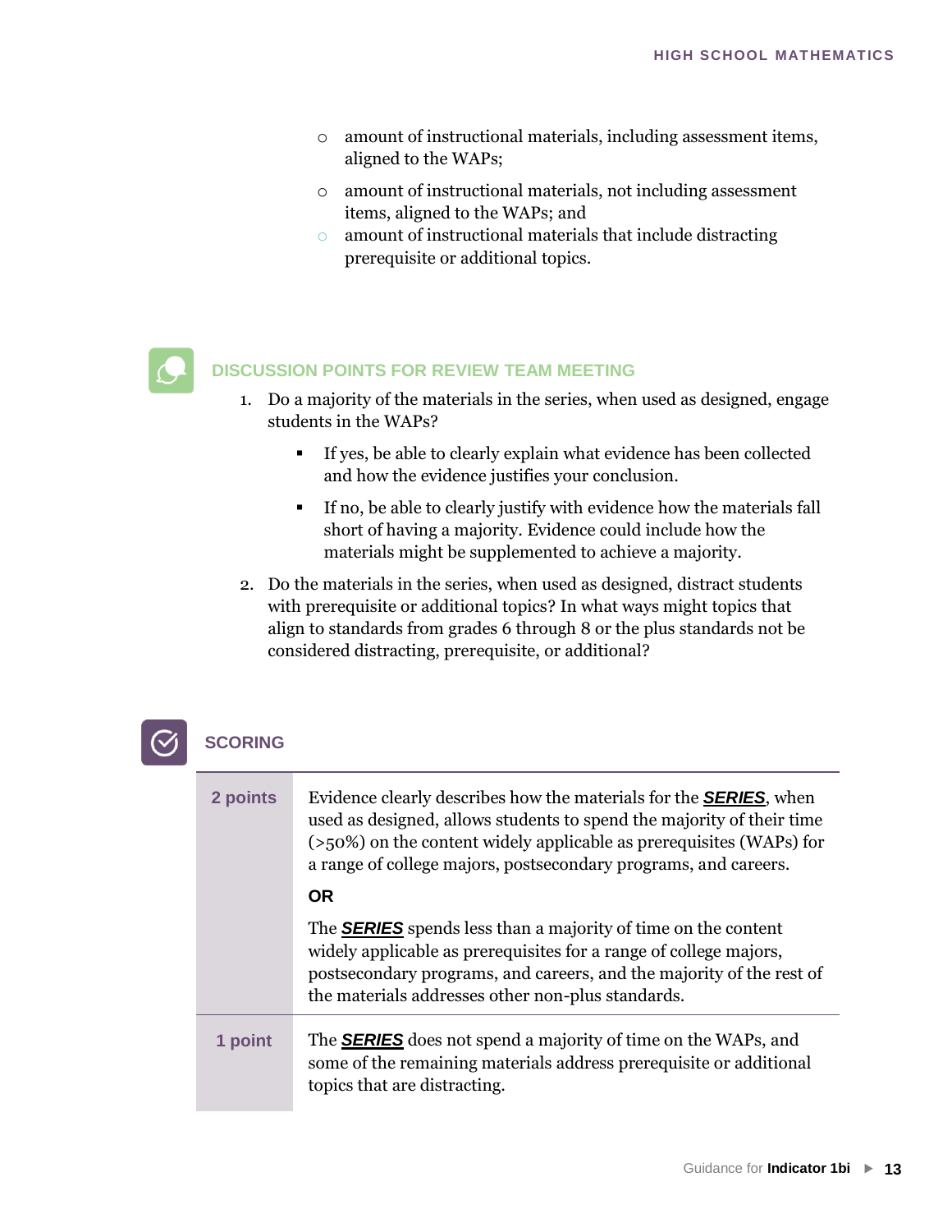- amount of instructional materials, including assessment items, aligned to the WAPs;
- amount of instructional materials, not including assessment items, aligned to the WAPs; and
- amount of instructional materials that include distracting prerequisite or additional topics.

## DISCUSSION POINTS FOR REVIEW TEAM MEETING

1. Do a majority of the materials in the series, when used as designed, engage students in the WAPs?
   - If yes, be able to clearly explain what evidence has been collected and how the evidence justifies your conclusion.
   - If no, be able to clearly justify with evidence how the materials fall short of having a majority. Evidence could include how the materials might be supplemented to achieve a majority.
2. Do the materials in the series, when used as designed, distract students with prerequisite or additional topics? In what ways might topics that align to standards from grades 6 through 8 or the plus standards not be considered distracting, prerequisite, or additional?

## SCORING

| | |
|---|---|
| **2 points** | Evidence clearly describes how the materials for the ***SERIES***, when used as designed, allows students to spend the majority of their time (>50%) on the content widely applicable as prerequisites (WAPs) for a range of college majors, postsecondary programs, and careers.<br><br>**OR**<br><br>The ***SERIES*** spends less than a majority of time on the content widely applicable as prerequisites for a range of college majors, postsecondary programs, and careers, and the majority of the rest of the materials addresses other non-plus standards. |
| **1 point** | The ***SERIES*** does not spend a majority of time on the WAPs, and some of the remaining materials address prerequisite or additional topics that are distracting. |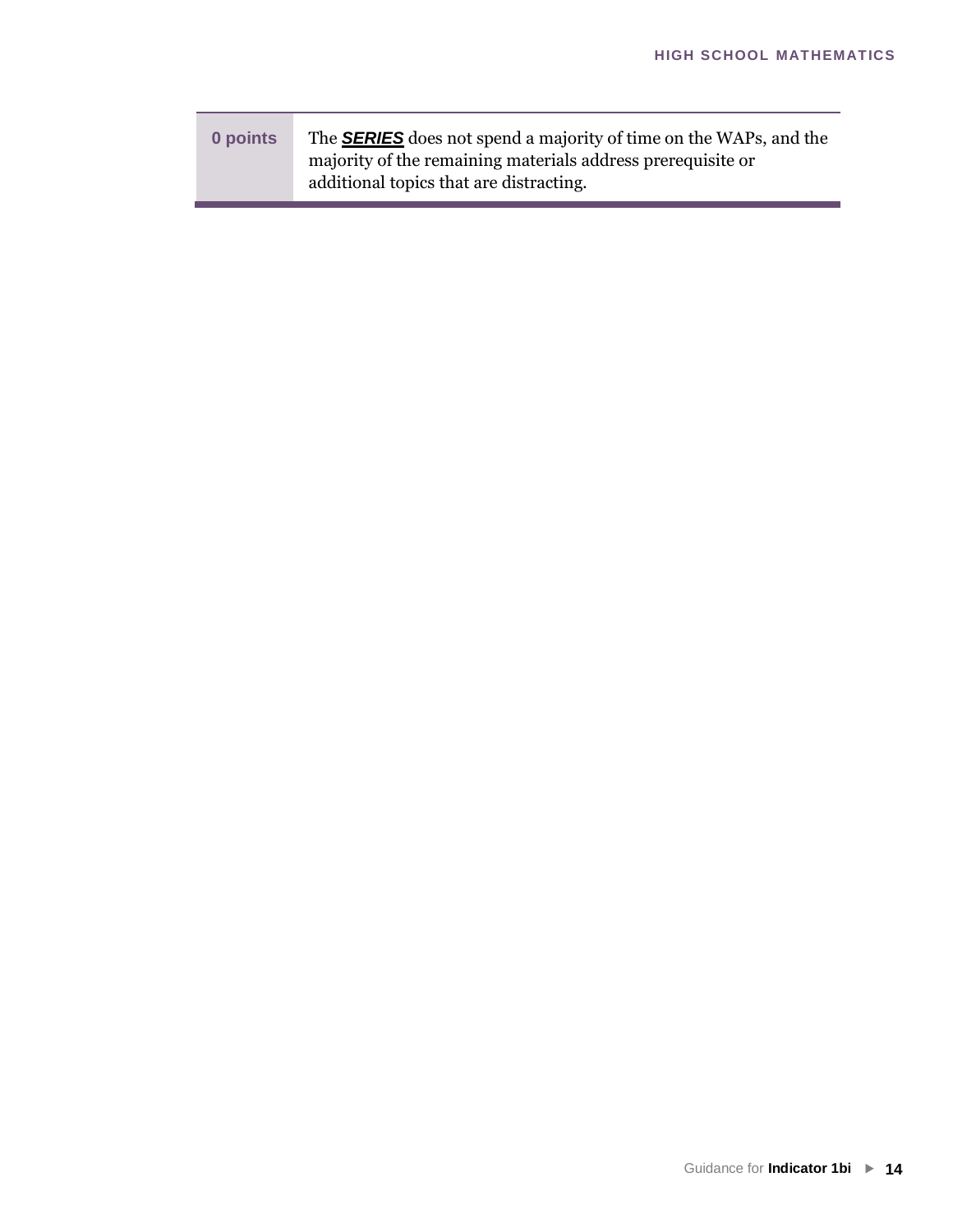| | |
|---|---|
| **0 points** | The ***SERIES*** does not spend a majority of time on the WAPs, and the majority of the remaining materials address prerequisite or additional topics that are distracting. |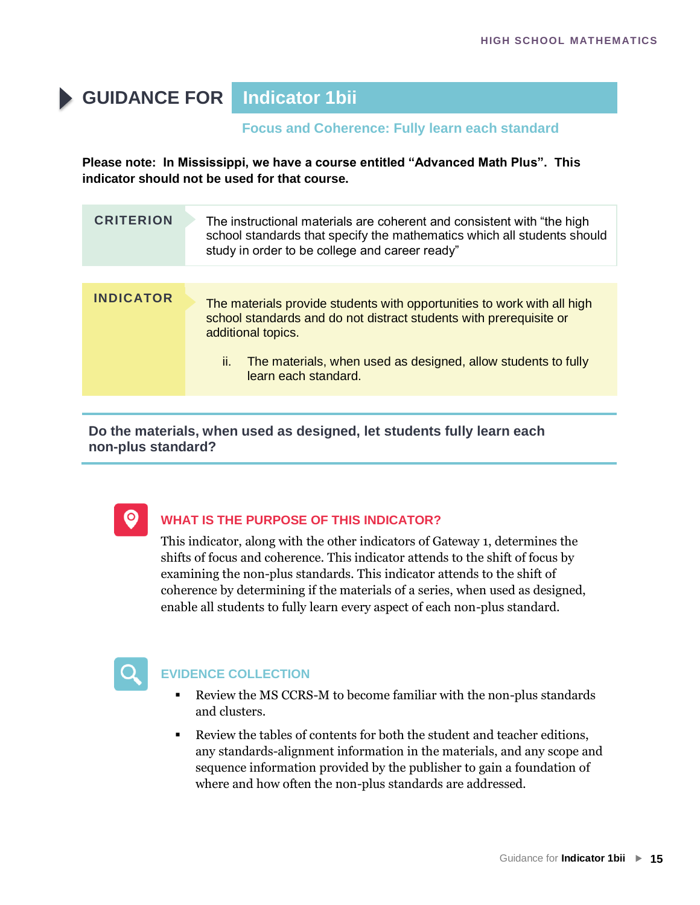# GUIDANCE FOR Indicator 1bii

### Focus and Coherence: Fully learn each standard

**Please note: In Mississippi, we have a course entitled "Advanced Math Plus". This indicator should not be used for that course.**

| CRITERION | The instructional materials are coherent and consistent with "the high school standards that specify the mathematics which all students should study in order to be college and career ready" |
|---|---|

| INDICATOR | The materials provide students with opportunities to work with all high school standards and do not distract students with prerequisite or additional topics.<br><br>ii. The materials, when used as designed, allow students to fully learn each standard. |
|---|---|

**Do the materials, when used as designed, let students fully learn each non-plus standard?**

## WHAT IS THE PURPOSE OF THIS INDICATOR?

This indicator, along with the other indicators of Gateway 1, determines the shifts of focus and coherence. This indicator attends to the shift of focus by examining the non-plus standards. This indicator attends to the shift of coherence by determining if the materials of a series, when used as designed, enable all students to fully learn every aspect of each non-plus standard.

## EVIDENCE COLLECTION

- Review the MS CCRS-M to become familiar with the non-plus standards and clusters.
- Review the tables of contents for both the student and teacher editions, any standards-alignment information in the materials, and any scope and sequence information provided by the publisher to gain a foundation of where and how often the non-plus standards are addressed.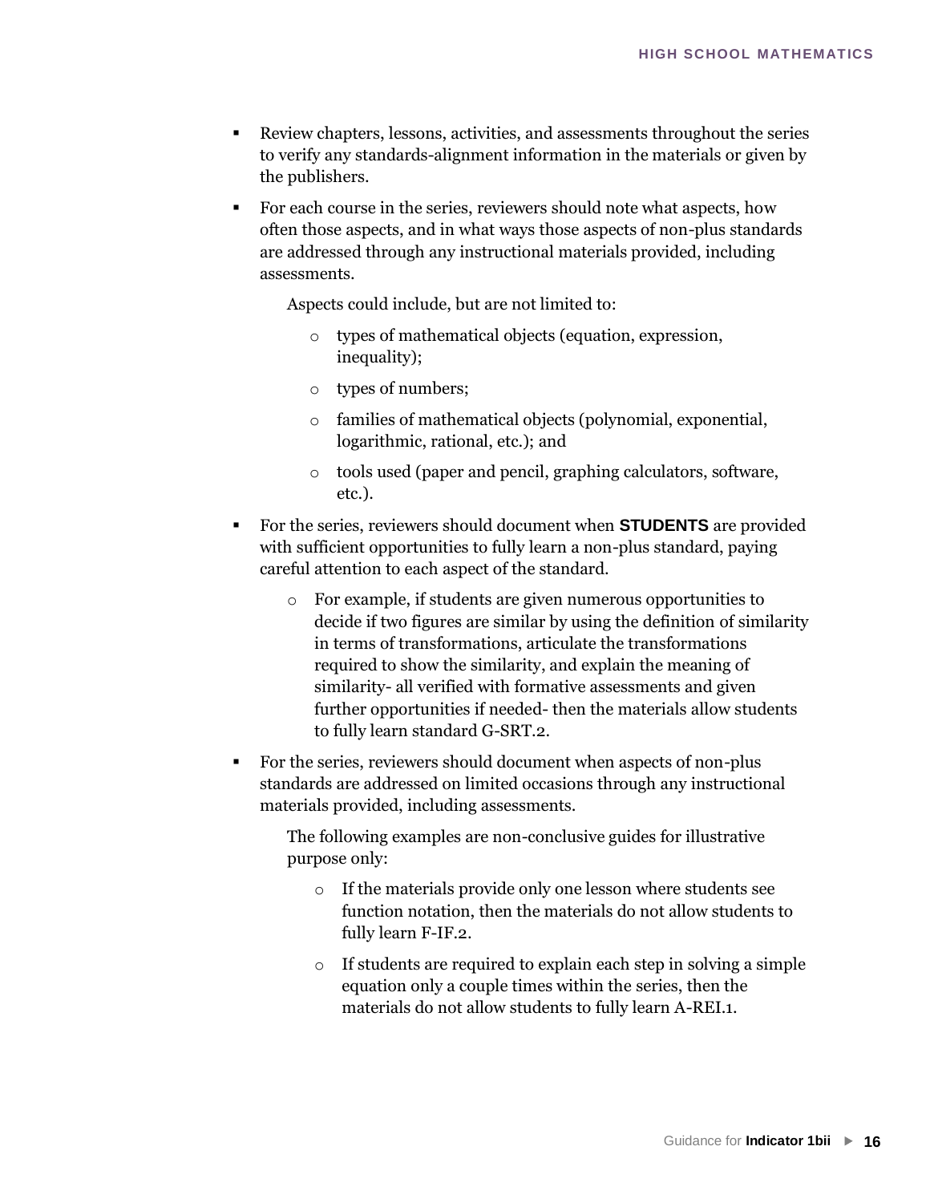- Review chapters, lessons, activities, and assessments throughout the series to verify any standards-alignment information in the materials or given by the publishers.
- For each course in the series, reviewers should note what aspects, how often those aspects, and in what ways those aspects of non-plus standards are addressed through any instructional materials provided, including assessments.

  Aspects could include, but are not limited to:

  - types of mathematical objects (equation, expression, inequality);
  - types of numbers;
  - families of mathematical objects (polynomial, exponential, logarithmic, rational, etc.); and
  - tools used (paper and pencil, graphing calculators, software, etc.).
- For the series, reviewers should document when **STUDENTS** are provided with sufficient opportunities to fully learn a non-plus standard, paying careful attention to each aspect of the standard.
  - For example, if students are given numerous opportunities to decide if two figures are similar by using the definition of similarity in terms of transformations, articulate the transformations required to show the similarity, and explain the meaning of similarity- all verified with formative assessments and given further opportunities if needed- then the materials allow students to fully learn standard G-SRT.2.
- For the series, reviewers should document when aspects of non-plus standards are addressed on limited occasions through any instructional materials provided, including assessments.

  The following examples are non-conclusive guides for illustrative purpose only:

  - If the materials provide only one lesson where students see function notation, then the materials do not allow students to fully learn F-IF.2.
  - If students are required to explain each step in solving a simple equation only a couple times within the series, then the materials do not allow students to fully learn A-REI.1.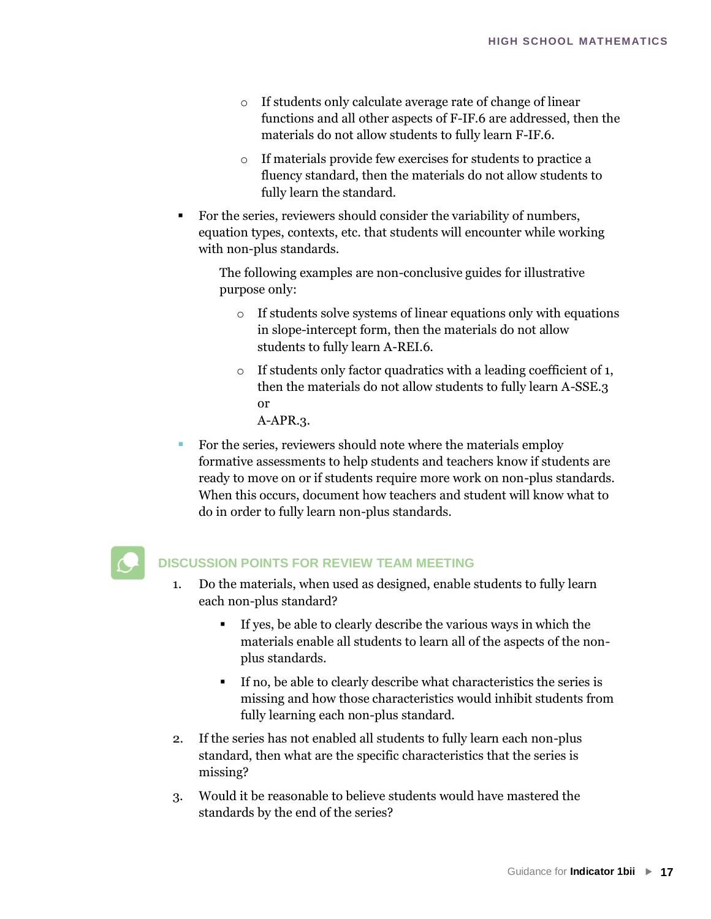- If students only calculate average rate of change of linear functions and all other aspects of F-IF.6 are addressed, then the materials do not allow students to fully learn F-IF.6.
  - If materials provide few exercises for students to practice a fluency standard, then the materials do not allow students to fully learn the standard.

- For the series, reviewers should consider the variability of numbers, equation types, contexts, etc. that students will encounter while working with non-plus standards.

  The following examples are non-conclusive guides for illustrative purpose only:

  - If students solve systems of linear equations only with equations in slope-intercept form, then the materials do not allow students to fully learn A-REI.6.
  - If students only factor quadratics with a leading coefficient of 1, then the materials do not allow students to fully learn A-SSE.3 or A-APR.3.

- For the series, reviewers should note where the materials employ formative assessments to help students and teachers know if students are ready to move on or if students require more work on non-plus standards. When this occurs, document how teachers and student will know what to do in order to fully learn non-plus standards.

## DISCUSSION POINTS FOR REVIEW TEAM MEETING

1. Do the materials, when used as designed, enable students to fully learn each non-plus standard?
   - If yes, be able to clearly describe the various ways in which the materials enable all students to learn all of the aspects of the non-plus standards.
   - If no, be able to clearly describe what characteristics the series is missing and how those characteristics would inhibit students from fully learning each non-plus standard.
2. If the series has not enabled all students to fully learn each non-plus standard, then what are the specific characteristics that the series is missing?
3. Would it be reasonable to believe students would have mastered the standards by the end of the series?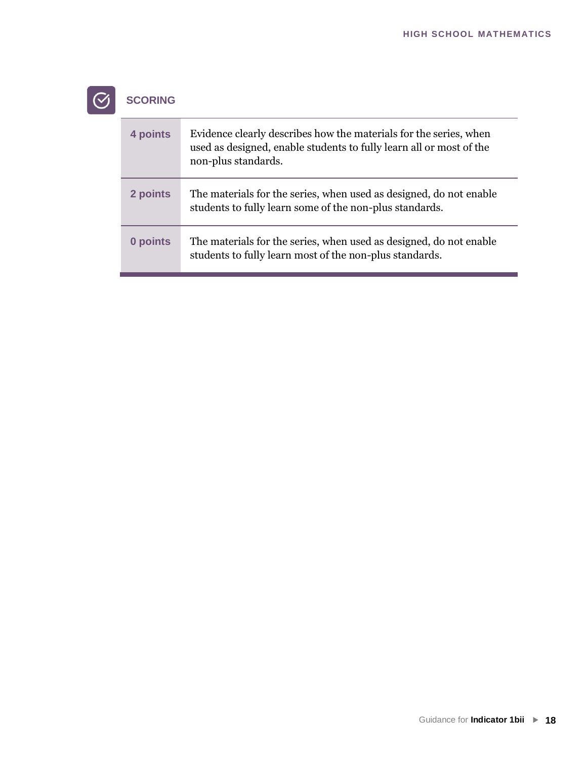## SCORING

| Points | Description |
| --- | --- |
| **4 points** | Evidence clearly describes how the materials for the series, when used as designed, enable students to fully learn all or most of the non-plus standards. |
| **2 points** | The materials for the series, when used as designed, do not enable students to fully learn some of the non-plus standards. |
| **0 points** | The materials for the series, when used as designed, do not enable students to fully learn most of the non-plus standards. |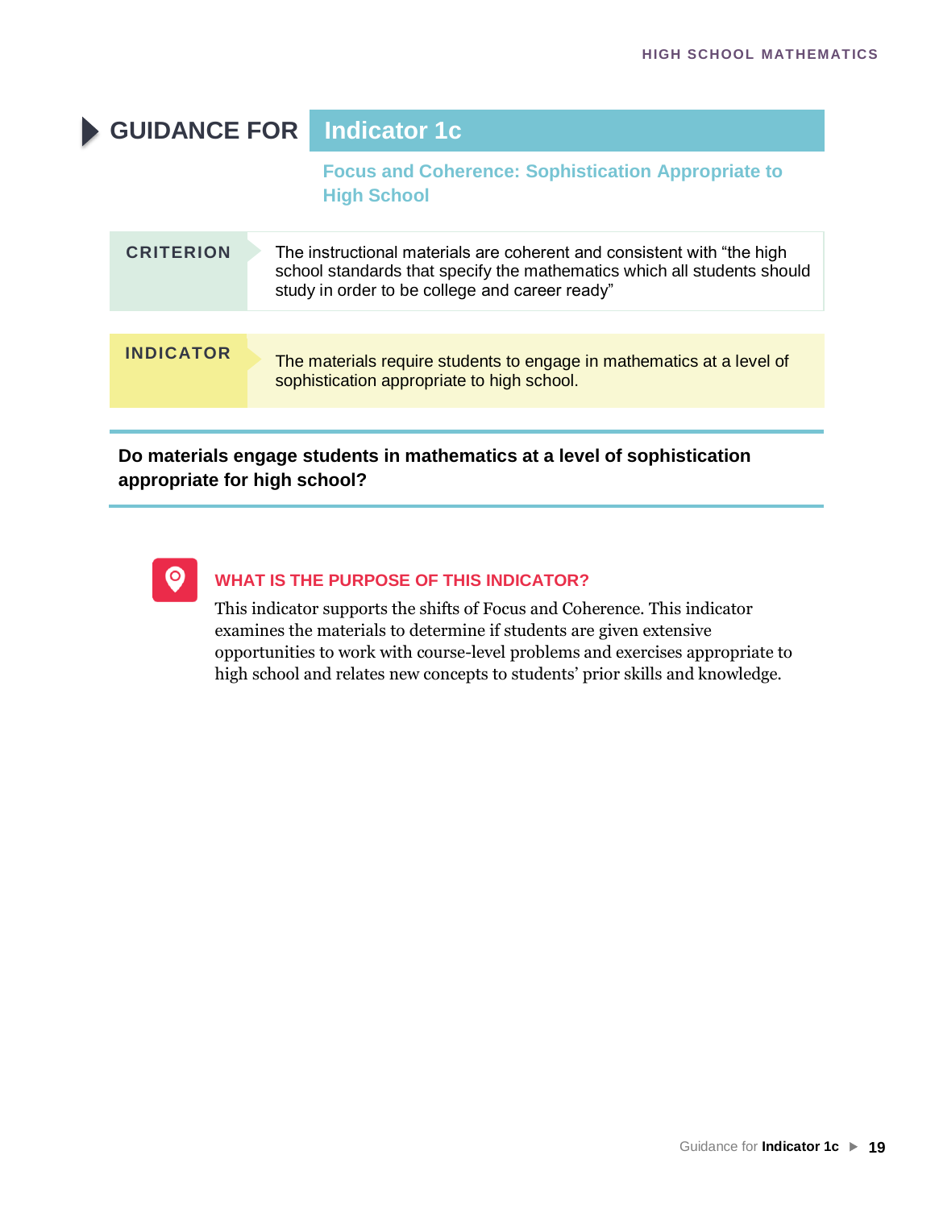# GUIDANCE FOR Indicator 1c

## Focus and Coherence: Sophistication Appropriate to High School

| | |
|---|---|
| **CRITERION** | The instructional materials are coherent and consistent with "the high school standards that specify the mathematics which all students should study in order to be college and career ready" |
| **INDICATOR** | The materials require students to engage in mathematics at a level of sophistication appropriate to high school. |

**Do materials engage students in mathematics at a level of sophistication appropriate for high school?**

### WHAT IS THE PURPOSE OF THIS INDICATOR?

This indicator supports the shifts of Focus and Coherence. This indicator examines the materials to determine if students are given extensive opportunities to work with course-level problems and exercises appropriate to high school and relates new concepts to students' prior skills and knowledge.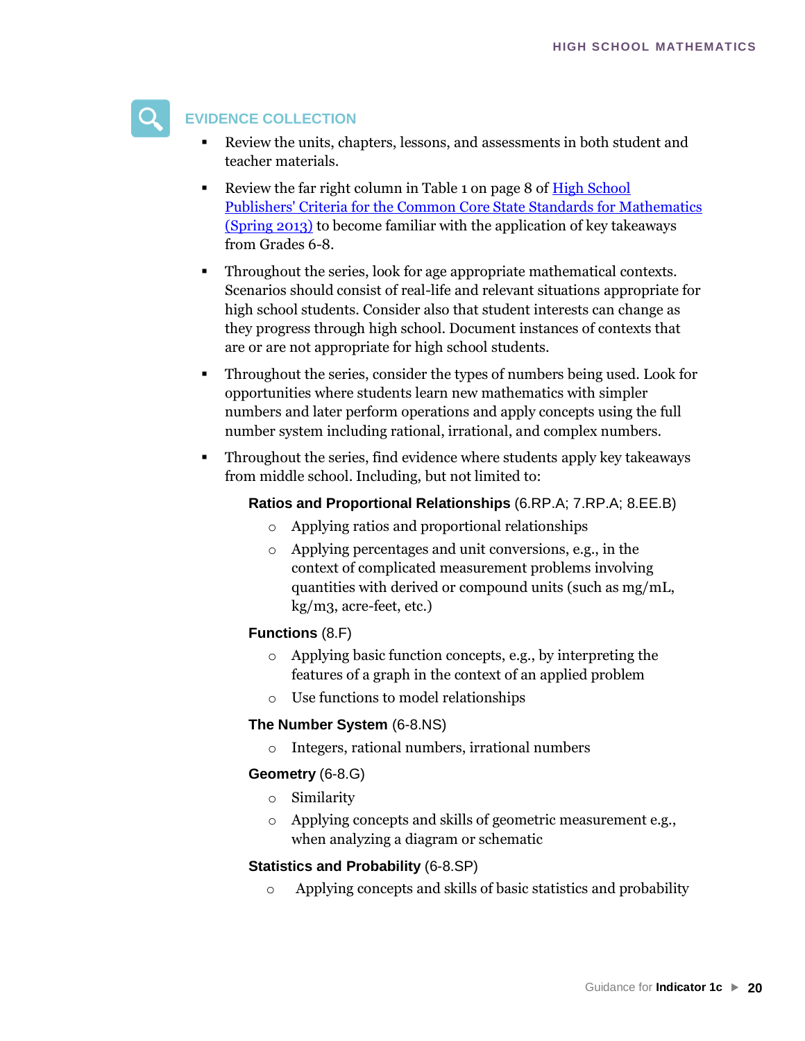## EVIDENCE COLLECTION

- Review the units, chapters, lessons, and assessments in both student and teacher materials.
- Review the far right column in Table 1 on page 8 of [High School Publishers' Criteria for the Common Core State Standards for Mathematics (Spring 2013)]() to become familiar with the application of key takeaways from Grades 6-8.
- Throughout the series, look for age appropriate mathematical contexts. Scenarios should consist of real-life and relevant situations appropriate for high school students. Consider also that student interests can change as they progress through high school. Document instances of contexts that are or are not appropriate for high school students.
- Throughout the series, consider the types of numbers being used. Look for opportunities where students learn new mathematics with simpler numbers and later perform operations and apply concepts using the full number system including rational, irrational, and complex numbers.
- Throughout the series, find evidence where students apply key takeaways from middle school. Including, but not limited to:

  **Ratios and Proportional Relationships** (6.RP.A; 7.RP.A; 8.EE.B)

  - Applying ratios and proportional relationships
  - Applying percentages and unit conversions, e.g., in the context of complicated measurement problems involving quantities with derived or compound units (such as mg/mL, kg/m3, acre-feet, etc.)

  **Functions** (8.F)

  - Applying basic function concepts, e.g., by interpreting the features of a graph in the context of an applied problem
  - Use functions to model relationships

  **The Number System** (6-8.NS)

  - Integers, rational numbers, irrational numbers

  **Geometry** (6-8.G)

  - Similarity
  - Applying concepts and skills of geometric measurement e.g., when analyzing a diagram or schematic

  **Statistics and Probability** (6-8.SP)

  - Applying concepts and skills of basic statistics and probability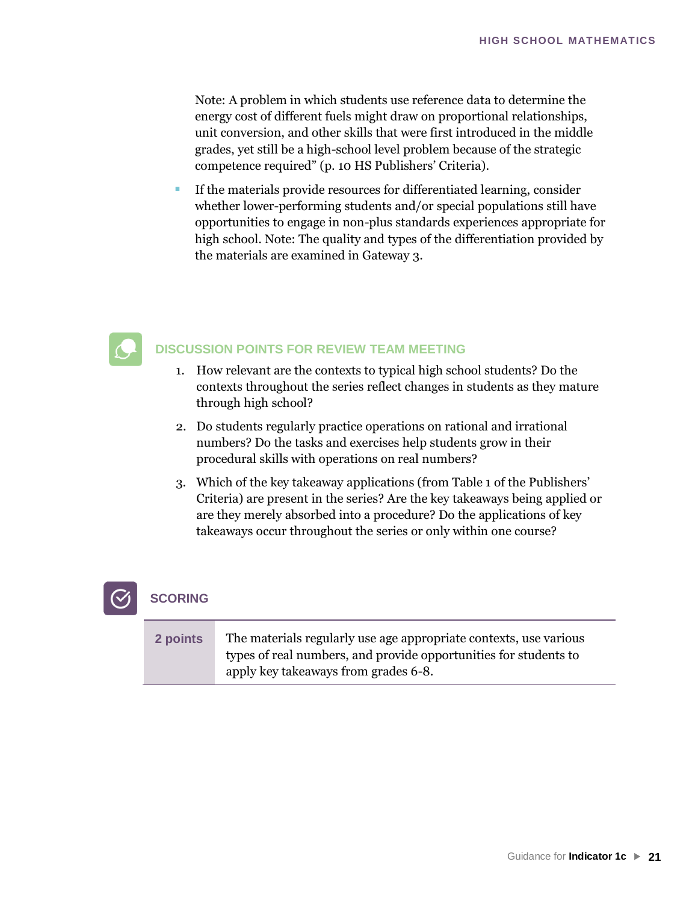Note: A problem in which students use reference data to determine the energy cost of different fuels might draw on proportional relationships, unit conversion, and other skills that were first introduced in the middle grades, yet still be a high-school level problem because of the strategic competence required" (p. 10 HS Publishers' Criteria).

- If the materials provide resources for differentiated learning, consider whether lower-performing students and/or special populations still have opportunities to engage in non-plus standards experiences appropriate for high school. Note: The quality and types of the differentiation provided by the materials are examined in Gateway 3.

## DISCUSSION POINTS FOR REVIEW TEAM MEETING

1. How relevant are the contexts to typical high school students? Do the contexts throughout the series reflect changes in students as they mature through high school?
2. Do students regularly practice operations on rational and irrational numbers? Do the tasks and exercises help students grow in their procedural skills with operations on real numbers?
3. Which of the key takeaway applications (from Table 1 of the Publishers' Criteria) are present in the series? Are the key takeaways being applied or are they merely absorbed into a procedure? Do the applications of key takeaways occur throughout the series or only within one course?

## SCORING

| | |
|---|---|
| **2 points** | The materials regularly use age appropriate contexts, use various types of real numbers, and provide opportunities for students to apply key takeaways from grades 6-8. |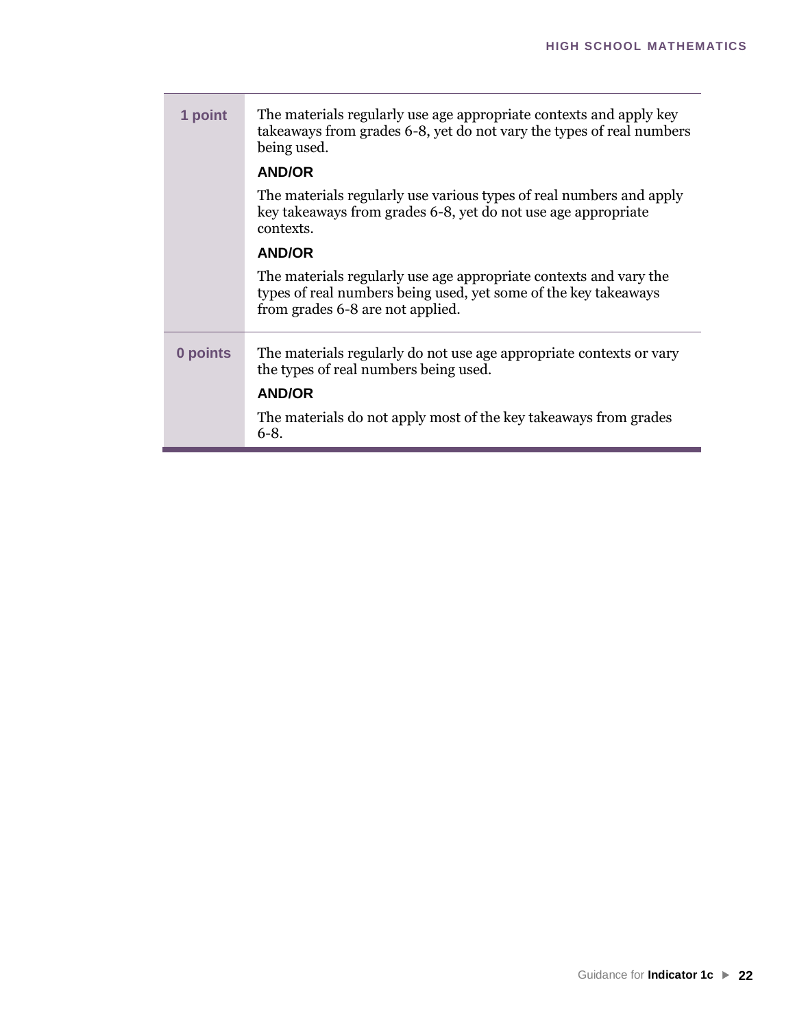| | |
|---|---|
| **1 point** | The materials regularly use age appropriate contexts and apply key takeaways from grades 6-8, yet do not vary the types of real numbers being used.<br><br>**AND/OR**<br><br>The materials regularly use various types of real numbers and apply key takeaways from grades 6-8, yet do not use age appropriate contexts.<br><br>**AND/OR**<br><br>The materials regularly use age appropriate contexts and vary the types of real numbers being used, yet some of the key takeaways from grades 6-8 are not applied. |
| **0 points** | The materials regularly do not use age appropriate contexts or vary the types of real numbers being used.<br><br>**AND/OR**<br><br>The materials do not apply most of the key takeaways from grades 6-8. |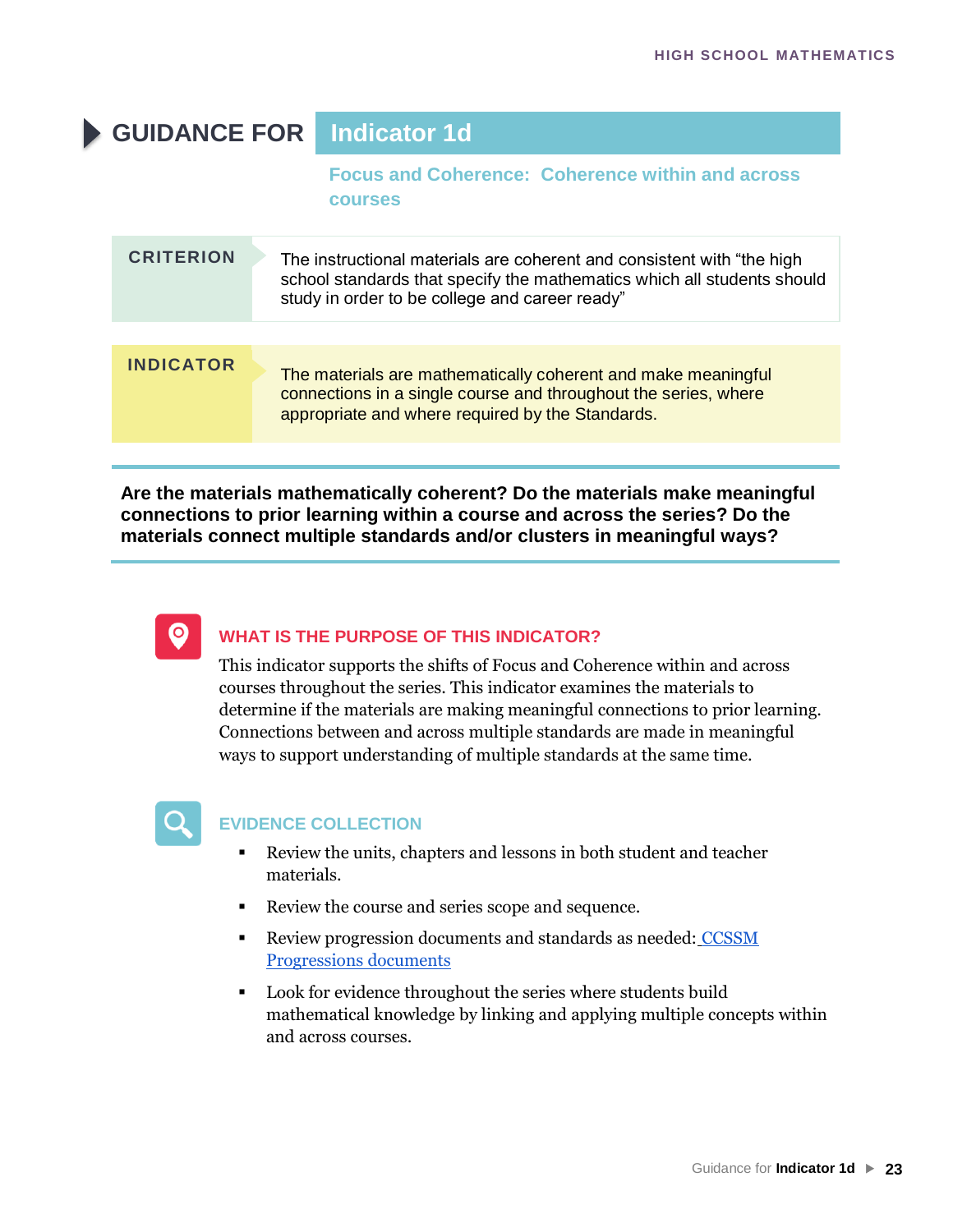# GUIDANCE FOR Indicator 1d

## Focus and Coherence: Coherence within and across courses

| CRITERION | The instructional materials are coherent and consistent with "the high school standards that specify the mathematics which all students should study in order to be college and career ready" |
|---|---|
| **INDICATOR** | The materials are mathematically coherent and make meaningful connections in a single course and throughout the series, where appropriate and where required by the Standards. |

**Are the materials mathematically coherent? Do the materials make meaningful connections to prior learning within a course and across the series? Do the materials connect multiple standards and/or clusters in meaningful ways?**

### WHAT IS THE PURPOSE OF THIS INDICATOR?

This indicator supports the shifts of Focus and Coherence within and across courses throughout the series. This indicator examines the materials to determine if the materials are making meaningful connections to prior learning. Connections between and across multiple standards are made in meaningful ways to support understanding of multiple standards at the same time.

### EVIDENCE COLLECTION

- Review the units, chapters and lessons in both student and teacher materials.
- Review the course and series scope and sequence.
- Review progression documents and standards as needed: CCSSM Progressions documents
- Look for evidence throughout the series where students build mathematical knowledge by linking and applying multiple concepts within and across courses.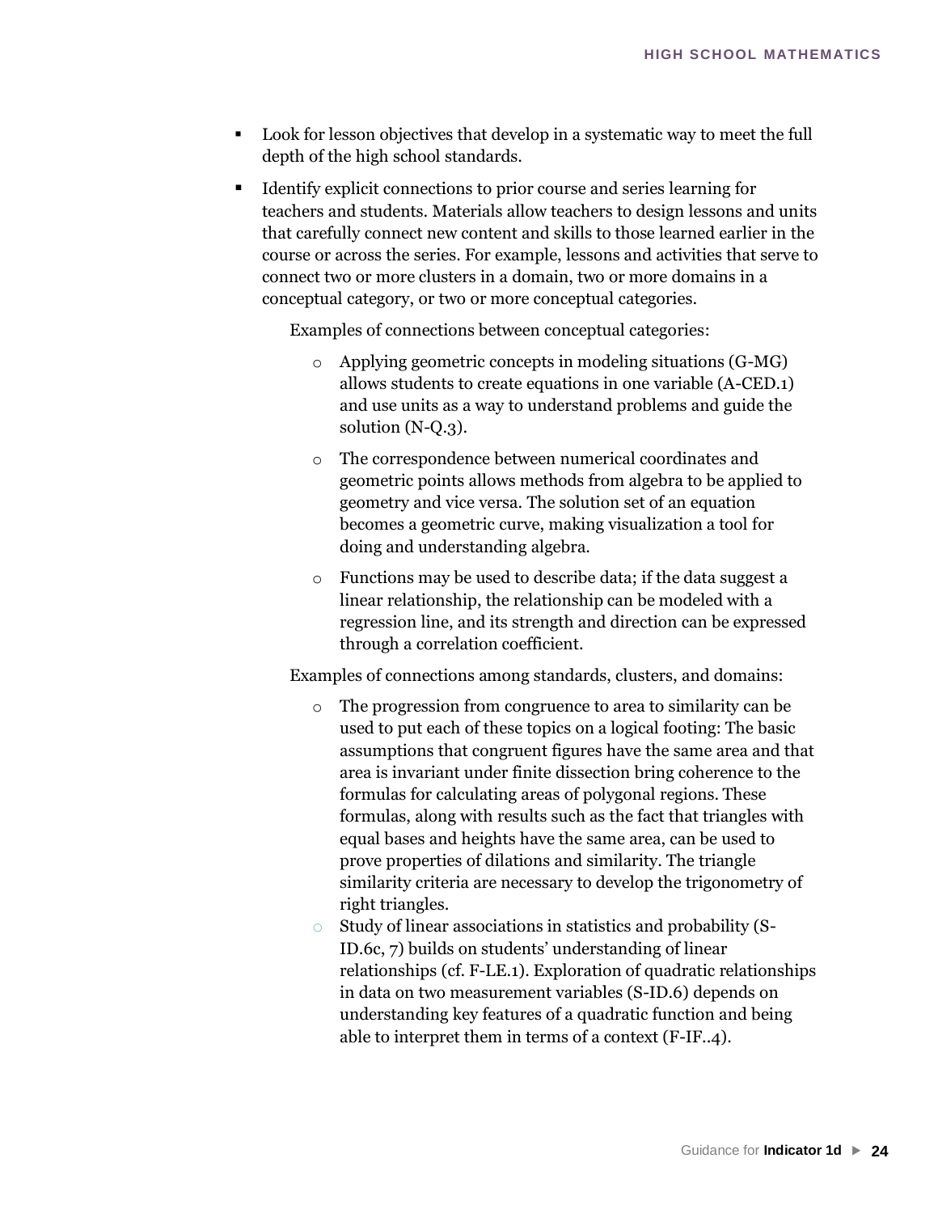- Look for lesson objectives that develop in a systematic way to meet the full depth of the high school standards.
- Identify explicit connections to prior course and series learning for teachers and students. Materials allow teachers to design lessons and units that carefully connect new content and skills to those learned earlier in the course or across the series. For example, lessons and activities that serve to connect two or more clusters in a domain, two or more domains in a conceptual category, or two or more conceptual categories.

  Examples of connections between conceptual categories:

  - Applying geometric concepts in modeling situations (G-MG) allows students to create equations in one variable (A-CED.1) and use units as a way to understand problems and guide the solution (N-Q.3).
  - The correspondence between numerical coordinates and geometric points allows methods from algebra to be applied to geometry and vice versa. The solution set of an equation becomes a geometric curve, making visualization a tool for doing and understanding algebra.
  - Functions may be used to describe data; if the data suggest a linear relationship, the relationship can be modeled with a regression line, and its strength and direction can be expressed through a correlation coefficient.

  Examples of connections among standards, clusters, and domains:

  - The progression from congruence to area to similarity can be used to put each of these topics on a logical footing: The basic assumptions that congruent figures have the same area and that area is invariant under finite dissection bring coherence to the formulas for calculating areas of polygonal regions. These formulas, along with results such as the fact that triangles with equal bases and heights have the same area, can be used to prove properties of dilations and similarity. The triangle similarity criteria are necessary to develop the trigonometry of right triangles.
  - Study of linear associations in statistics and probability (S-ID.6c, 7) builds on students' understanding of linear relationships (cf. F-LE.1). Exploration of quadratic relationships in data on two measurement variables (S-ID.6) depends on understanding key features of a quadratic function and being able to interpret them in terms of a context (F-IF..4).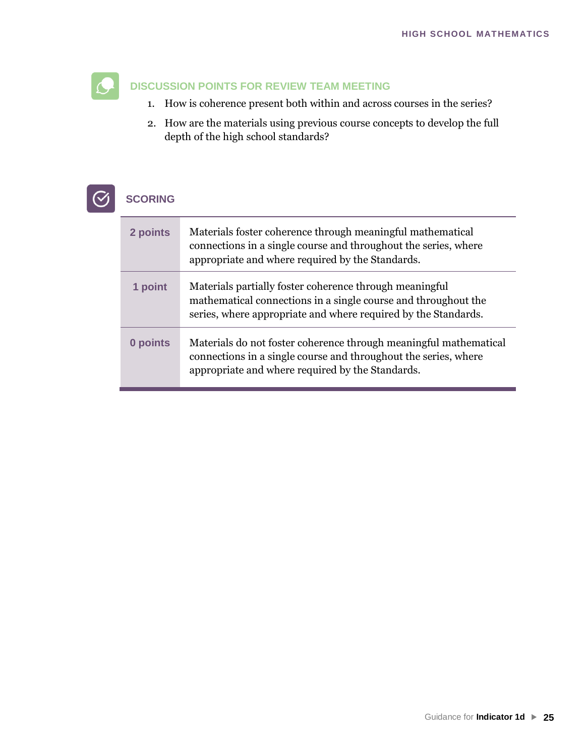## DISCUSSION POINTS FOR REVIEW TEAM MEETING

1. How is coherence present both within and across courses in the series?
2. How are the materials using previous course concepts to develop the full depth of the high school standards?

## SCORING

| | |
|---|---|
| **2 points** | Materials foster coherence through meaningful mathematical connections in a single course and throughout the series, where appropriate and where required by the Standards. |
| **1 point** | Materials partially foster coherence through meaningful mathematical connections in a single course and throughout the series, where appropriate and where required by the Standards. |
| **0 points** | Materials do not foster coherence through meaningful mathematical connections in a single course and throughout the series, where appropriate and where required by the Standards. |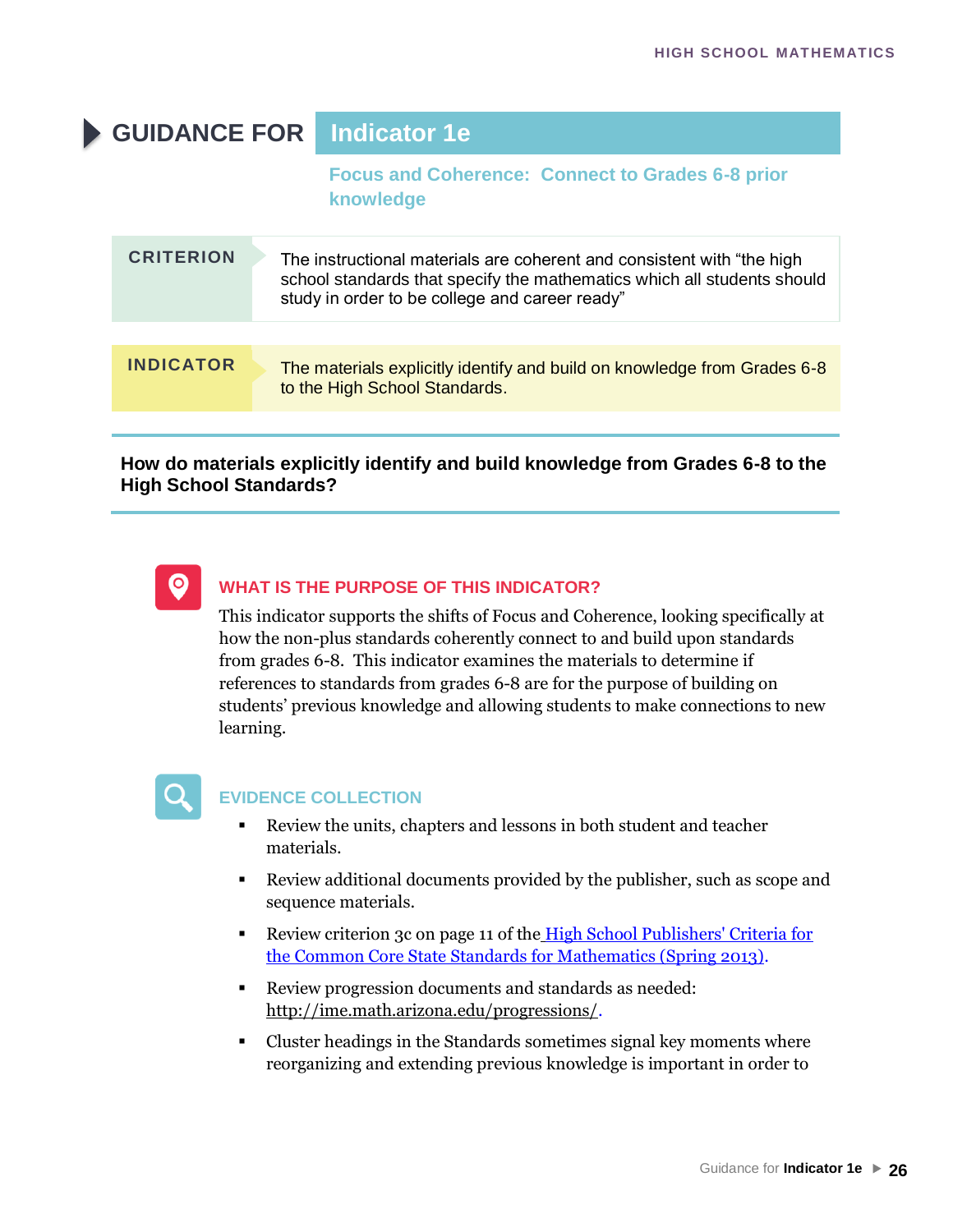# GUIDANCE FOR Indicator 1e

## Focus and Coherence: Connect to Grades 6-8 prior knowledge

| CRITERION | The instructional materials are coherent and consistent with "the high school standards that specify the mathematics which all students should study in order to be college and career ready" |
|---|---|

| INDICATOR | The materials explicitly identify and build on knowledge from Grades 6-8 to the High School Standards. |
|---|---|

**How do materials explicitly identify and build knowledge from Grades 6-8 to the High School Standards?**

### WHAT IS THE PURPOSE OF THIS INDICATOR?

This indicator supports the shifts of Focus and Coherence, looking specifically at how the non-plus standards coherently connect to and build upon standards from grades 6-8. This indicator examines the materials to determine if references to standards from grades 6-8 are for the purpose of building on students' previous knowledge and allowing students to make connections to new learning.

### EVIDENCE COLLECTION

- Review the units, chapters and lessons in both student and teacher materials.
- Review additional documents provided by the publisher, such as scope and sequence materials.
- Review criterion 3c on page 11 of the High School Publishers' Criteria for the Common Core State Standards for Mathematics (Spring 2013).
- Review progression documents and standards as needed: http://ime.math.arizona.edu/progressions/.
- Cluster headings in the Standards sometimes signal key moments where reorganizing and extending previous knowledge is important in order to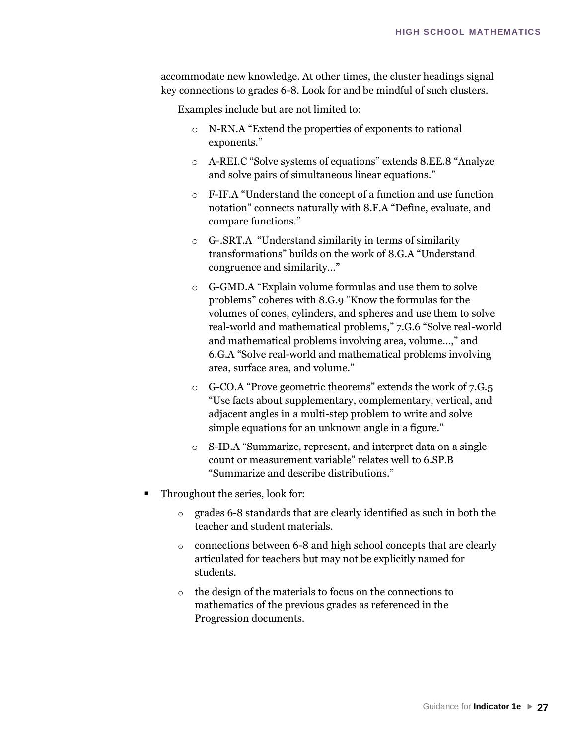accommodate new knowledge. At other times, the cluster headings signal key connections to grades 6-8. Look for and be mindful of such clusters.

Examples include but are not limited to:

- N-RN.A “Extend the properties of exponents to rational exponents.”
- A-REI.C “Solve systems of equations” extends 8.EE.8 “Analyze and solve pairs of simultaneous linear equations.”
- F-IF.A “Understand the concept of a function and use function notation” connects naturally with 8.F.A “Define, evaluate, and compare functions.”
- G-.SRT.A “Understand similarity in terms of similarity transformations” builds on the work of 8.G.A “Understand congruence and similarity…”
- G-GMD.A “Explain volume formulas and use them to solve problems” coheres with 8.G.9 “Know the formulas for the volumes of cones, cylinders, and spheres and use them to solve real-world and mathematical problems,” 7.G.6 “Solve real-world and mathematical problems involving area, volume…,” and 6.G.A “Solve real-world and mathematical problems involving area, surface area, and volume.”
- G-CO.A “Prove geometric theorems” extends the work of 7.G.5 “Use facts about supplementary, complementary, vertical, and adjacent angles in a multi-step problem to write and solve simple equations for an unknown angle in a figure.”
- S-ID.A “Summarize, represent, and interpret data on a single count or measurement variable” relates well to 6.SP.B “Summarize and describe distributions.”

- Throughout the series, look for:
  - grades 6-8 standards that are clearly identified as such in both the teacher and student materials.
  - connections between 6-8 and high school concepts that are clearly articulated for teachers but may not be explicitly named for students.
  - the design of the materials to focus on the connections to mathematics of the previous grades as referenced in the Progression documents.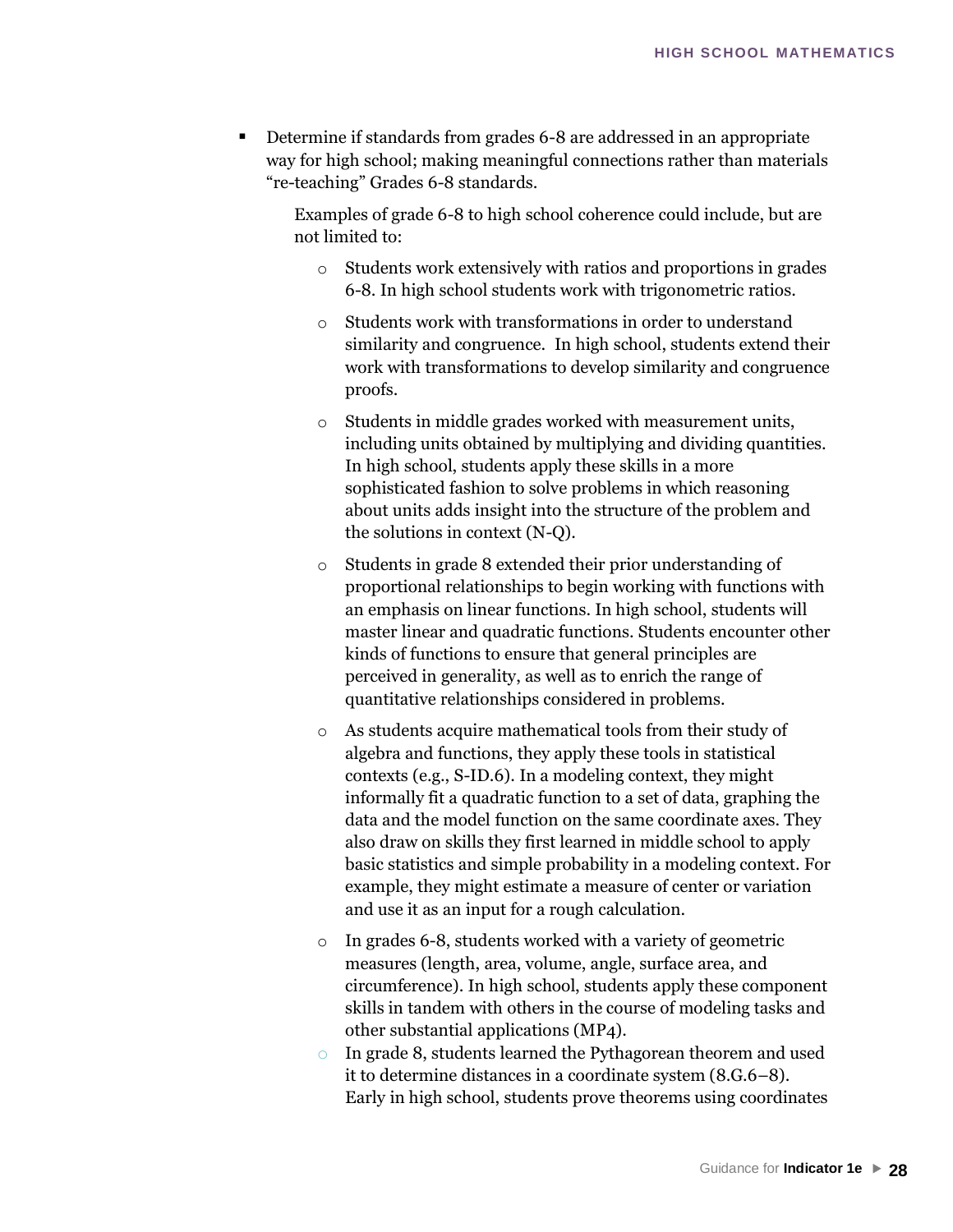- Determine if standards from grades 6-8 are addressed in an appropriate way for high school; making meaningful connections rather than materials "re-teaching" Grades 6-8 standards.

  Examples of grade 6-8 to high school coherence could include, but are not limited to:

  - Students work extensively with ratios and proportions in grades 6-8. In high school students work with trigonometric ratios.
  - Students work with transformations in order to understand similarity and congruence. In high school, students extend their work with transformations to develop similarity and congruence proofs.
  - Students in middle grades worked with measurement units, including units obtained by multiplying and dividing quantities. In high school, students apply these skills in a more sophisticated fashion to solve problems in which reasoning about units adds insight into the structure of the problem and the solutions in context (N-Q).
  - Students in grade 8 extended their prior understanding of proportional relationships to begin working with functions with an emphasis on linear functions. In high school, students will master linear and quadratic functions. Students encounter other kinds of functions to ensure that general principles are perceived in generality, as well as to enrich the range of quantitative relationships considered in problems.
  - As students acquire mathematical tools from their study of algebra and functions, they apply these tools in statistical contexts (e.g., S-ID.6). In a modeling context, they might informally fit a quadratic function to a set of data, graphing the data and the model function on the same coordinate axes. They also draw on skills they first learned in middle school to apply basic statistics and simple probability in a modeling context. For example, they might estimate a measure of center or variation and use it as an input for a rough calculation.
  - In grades 6-8, students worked with a variety of geometric measures (length, area, volume, angle, surface area, and circumference). In high school, students apply these component skills in tandem with others in the course of modeling tasks and other substantial applications (MP4).
  - In grade 8, students learned the Pythagorean theorem and used it to determine distances in a coordinate system (8.G.6–8). Early in high school, students prove theorems using coordinates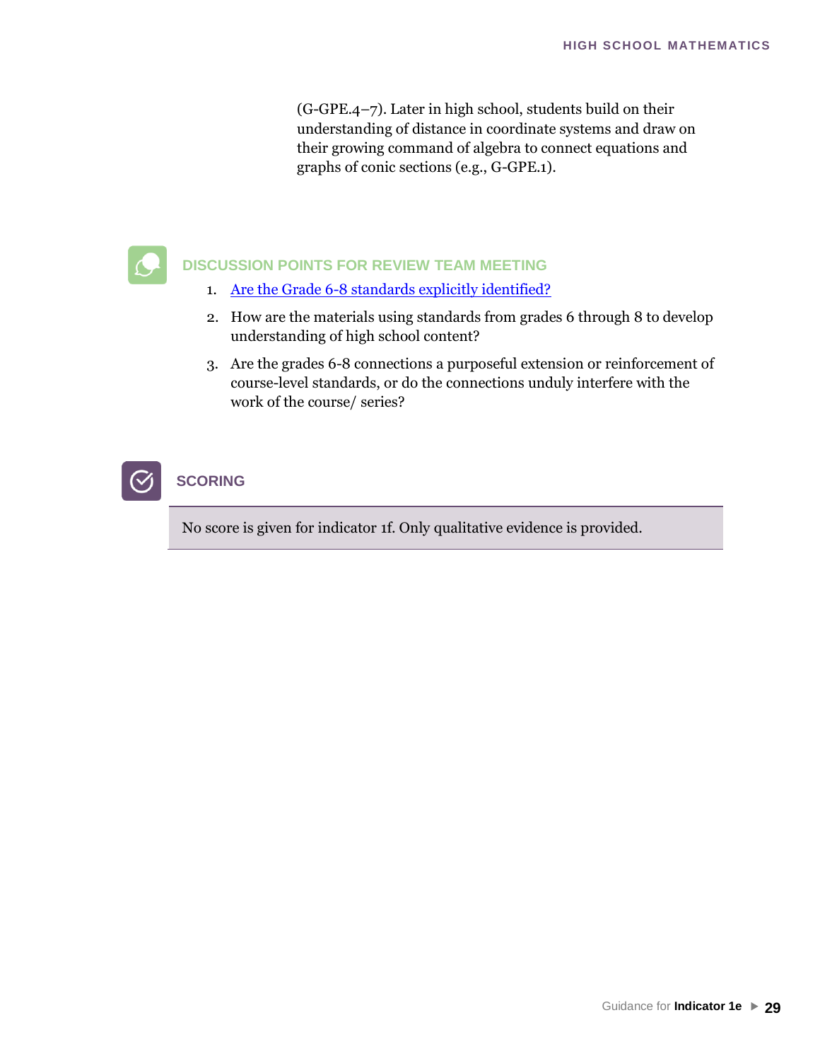(G-GPE.4–7). Later in high school, students build on their understanding of distance in coordinate systems and draw on their growing command of algebra to connect equations and graphs of conic sections (e.g., G-GPE.1).

## DISCUSSION POINTS FOR REVIEW TEAM MEETING

1. Are the Grade 6-8 standards explicitly identified?
2. How are the materials using standards from grades 6 through 8 to develop understanding of high school content?
3. Are the grades 6-8 connections a purposeful extension or reinforcement of course-level standards, or do the connections unduly interfere with the work of the course/ series?

## SCORING

No score is given for indicator 1f. Only qualitative evidence is provided.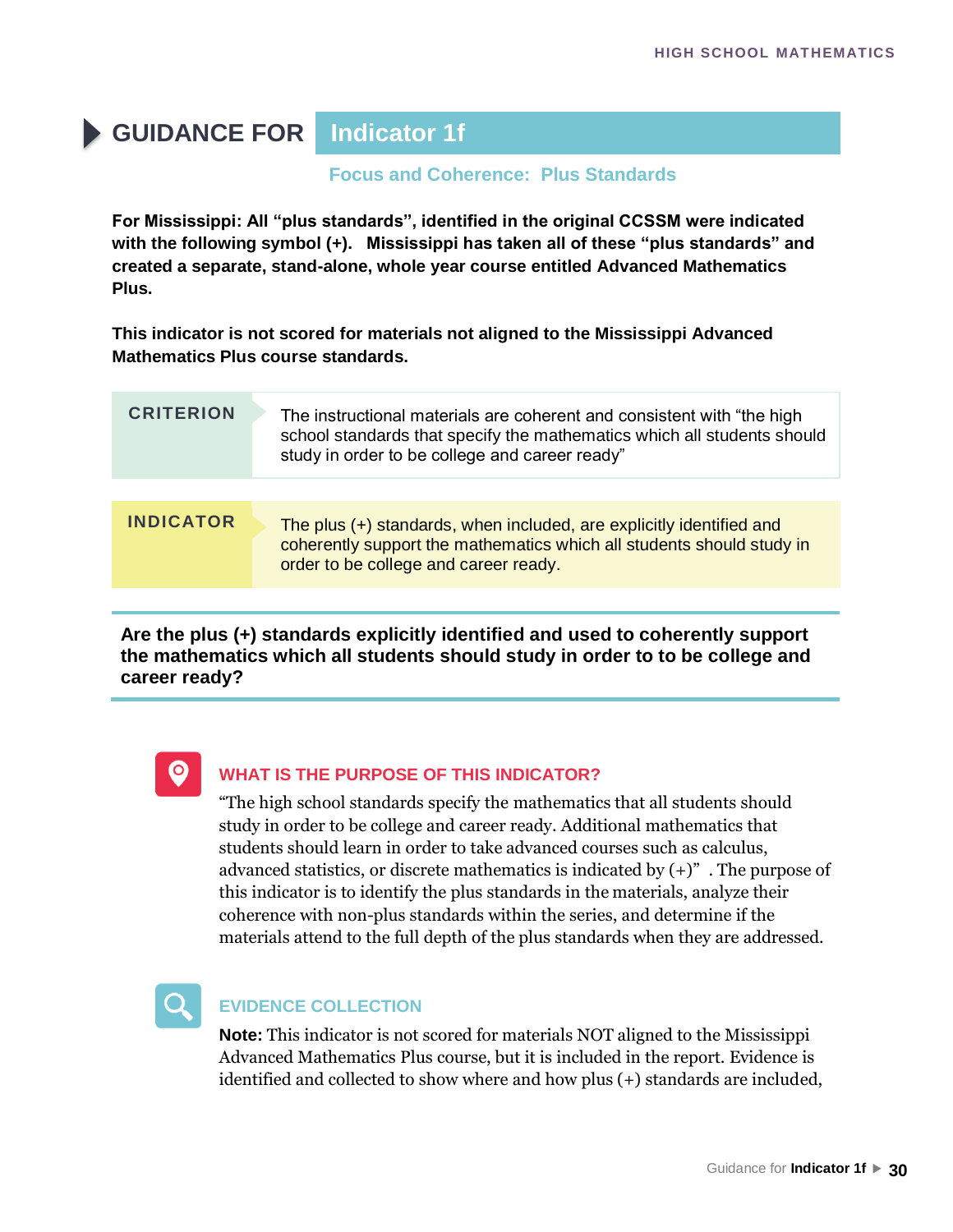# GUIDANCE FOR Indicator 1f

## Focus and Coherence: Plus Standards

**For Mississippi: All "plus standards", identified in the original CCSSM were indicated with the following symbol (+). Mississippi has taken all of these "plus standards" and created a separate, stand-alone, whole year course entitled Advanced Mathematics Plus.**

**This indicator is not scored for materials not aligned to the Mississippi Advanced Mathematics Plus course standards.**

| | |
|---|---|
| **CRITERION** | The instructional materials are coherent and consistent with "the high school standards that specify the mathematics which all students should study in order to be college and career ready" |
| **INDICATOR** | The plus (+) standards, when included, are explicitly identified and coherently support the mathematics which all students should study in order to be college and career ready. |

**Are the plus (+) standards explicitly identified and used to coherently support the mathematics which all students should study in order to to be college and career ready?**

### WHAT IS THE PURPOSE OF THIS INDICATOR?

"The high school standards specify the mathematics that all students should study in order to be college and career ready. Additional mathematics that students should learn in order to take advanced courses such as calculus, advanced statistics, or discrete mathematics is indicated by (+)" . The purpose of this indicator is to identify the plus standards in the materials, analyze their coherence with non-plus standards within the series, and determine if the materials attend to the full depth of the plus standards when they are addressed.

### EVIDENCE COLLECTION

**Note:** This indicator is not scored for materials NOT aligned to the Mississippi Advanced Mathematics Plus course, but it is included in the report. Evidence is identified and collected to show where and how plus (+) standards are included,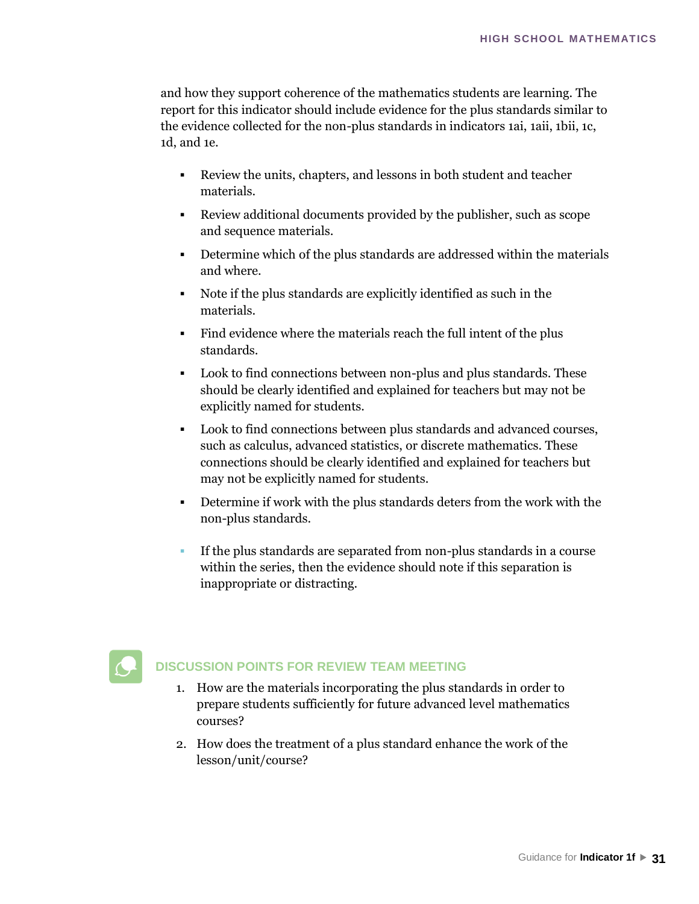and how they support coherence of the mathematics students are learning. The report for this indicator should include evidence for the plus standards similar to the evidence collected for the non-plus standards in indicators 1ai, 1aii, 1bii, 1c, 1d, and 1e.

- Review the units, chapters, and lessons in both student and teacher materials.
- Review additional documents provided by the publisher, such as scope and sequence materials.
- Determine which of the plus standards are addressed within the materials and where.
- Note if the plus standards are explicitly identified as such in the materials.
- Find evidence where the materials reach the full intent of the plus standards.
- Look to find connections between non-plus and plus standards. These should be clearly identified and explained for teachers but may not be explicitly named for students.
- Look to find connections between plus standards and advanced courses, such as calculus, advanced statistics, or discrete mathematics. These connections should be clearly identified and explained for teachers but may not be explicitly named for students.
- Determine if work with the plus standards deters from the work with the non-plus standards.
- If the plus standards are separated from non-plus standards in a course within the series, then the evidence should note if this separation is inappropriate or distracting.

## DISCUSSION POINTS FOR REVIEW TEAM MEETING

1. How are the materials incorporating the plus standards in order to prepare students sufficiently for future advanced level mathematics courses?
2. How does the treatment of a plus standard enhance the work of the lesson/unit/course?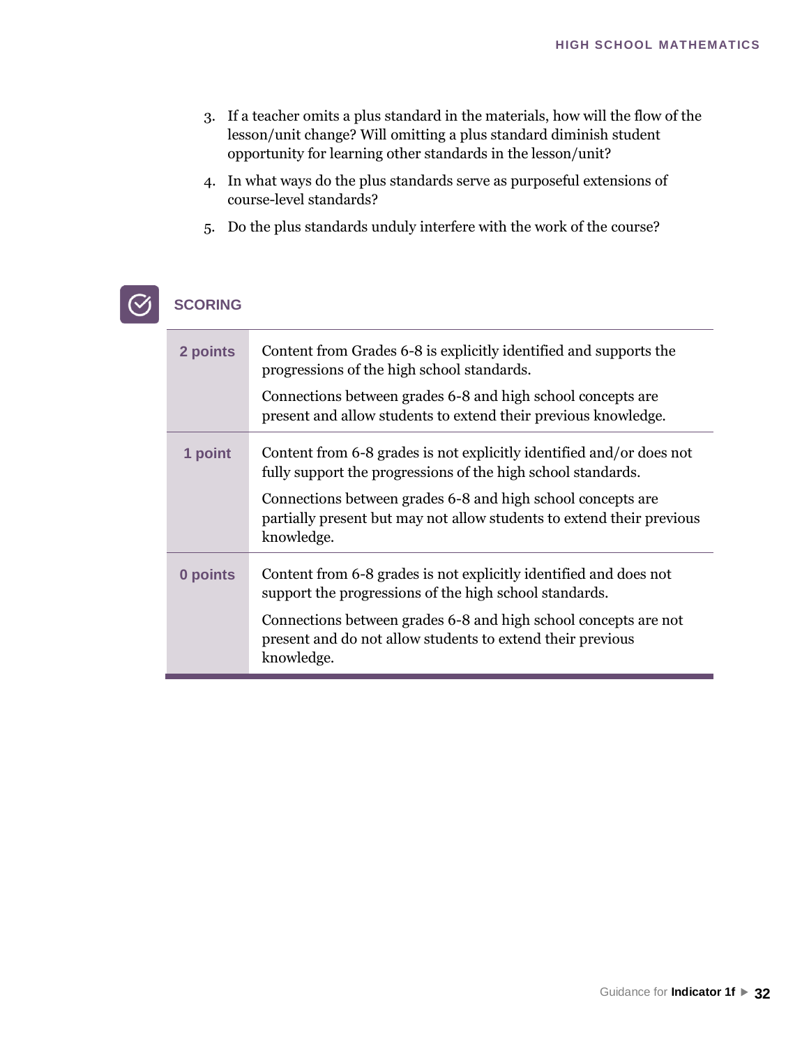3. If a teacher omits a plus standard in the materials, how will the flow of the lesson/unit change? Will omitting a plus standard diminish student opportunity for learning other standards in the lesson/unit?
4. In what ways do the plus standards serve as purposeful extensions of course-level standards?
5. Do the plus standards unduly interfere with the work of the course?

## SCORING

| Points | Description |
| --- | --- |
| **2 points** | Content from Grades 6-8 is explicitly identified and supports the progressions of the high school standards.<br><br>Connections between grades 6-8 and high school concepts are present and allow students to extend their previous knowledge. |
| **1 point** | Content from 6-8 grades is not explicitly identified and/or does not fully support the progressions of the high school standards.<br><br>Connections between grades 6-8 and high school concepts are partially present but may not allow students to extend their previous knowledge. |
| **0 points** | Content from 6-8 grades is not explicitly identified and does not support the progressions of the high school standards.<br><br>Connections between grades 6-8 and high school concepts are not present and do not allow students to extend their previous knowledge. |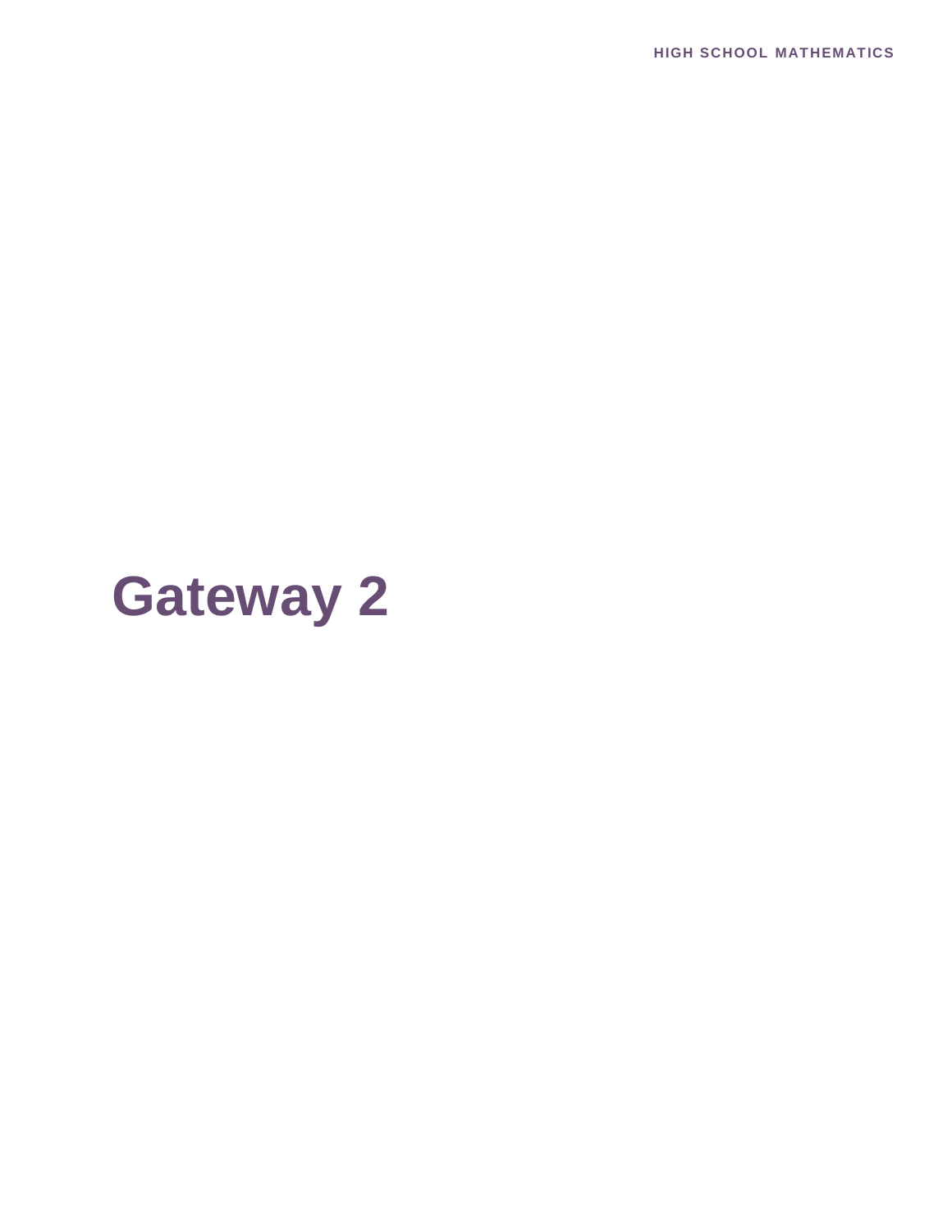# Gateway 2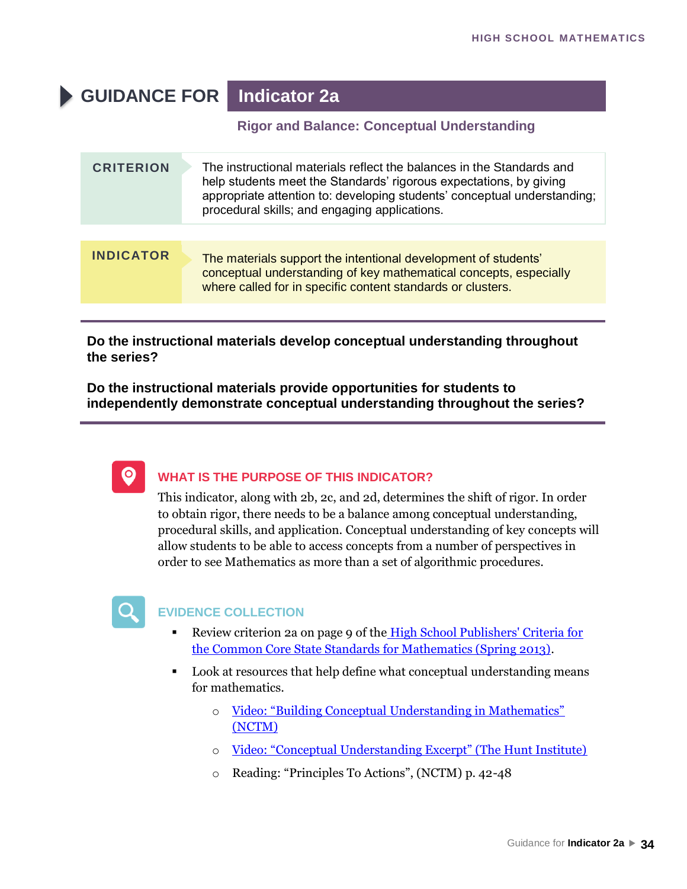# GUIDANCE FOR Indicator 2a

### Rigor and Balance: Conceptual Understanding

| | |
|---|---|
| **CRITERION** | The instructional materials reflect the balances in the Standards and help students meet the Standards' rigorous expectations, by giving appropriate attention to: developing students' conceptual understanding; procedural skills; and engaging applications. |
| **INDICATOR** | The materials support the intentional development of students' conceptual understanding of key mathematical concepts, especially where called for in specific content standards or clusters. |

**Do the instructional materials develop conceptual understanding throughout the series?**

**Do the instructional materials provide opportunities for students to independently demonstrate conceptual understanding throughout the series?**

## WHAT IS THE PURPOSE OF THIS INDICATOR?

This indicator, along with 2b, 2c, and 2d, determines the shift of rigor. In order to obtain rigor, there needs to be a balance among conceptual understanding, procedural skills, and application. Conceptual understanding of key concepts will allow students to be able to access concepts from a number of perspectives in order to see Mathematics as more than a set of algorithmic procedures.

## EVIDENCE COLLECTION

- Review criterion 2a on page 9 of the High School Publishers' Criteria for the Common Core State Standards for Mathematics (Spring 2013).
- Look at resources that help define what conceptual understanding means for mathematics.
  - Video: "Building Conceptual Understanding in Mathematics" (NCTM)
  - Video: "Conceptual Understanding Excerpt" (The Hunt Institute)
  - Reading: "Principles To Actions", (NCTM) p. 42-48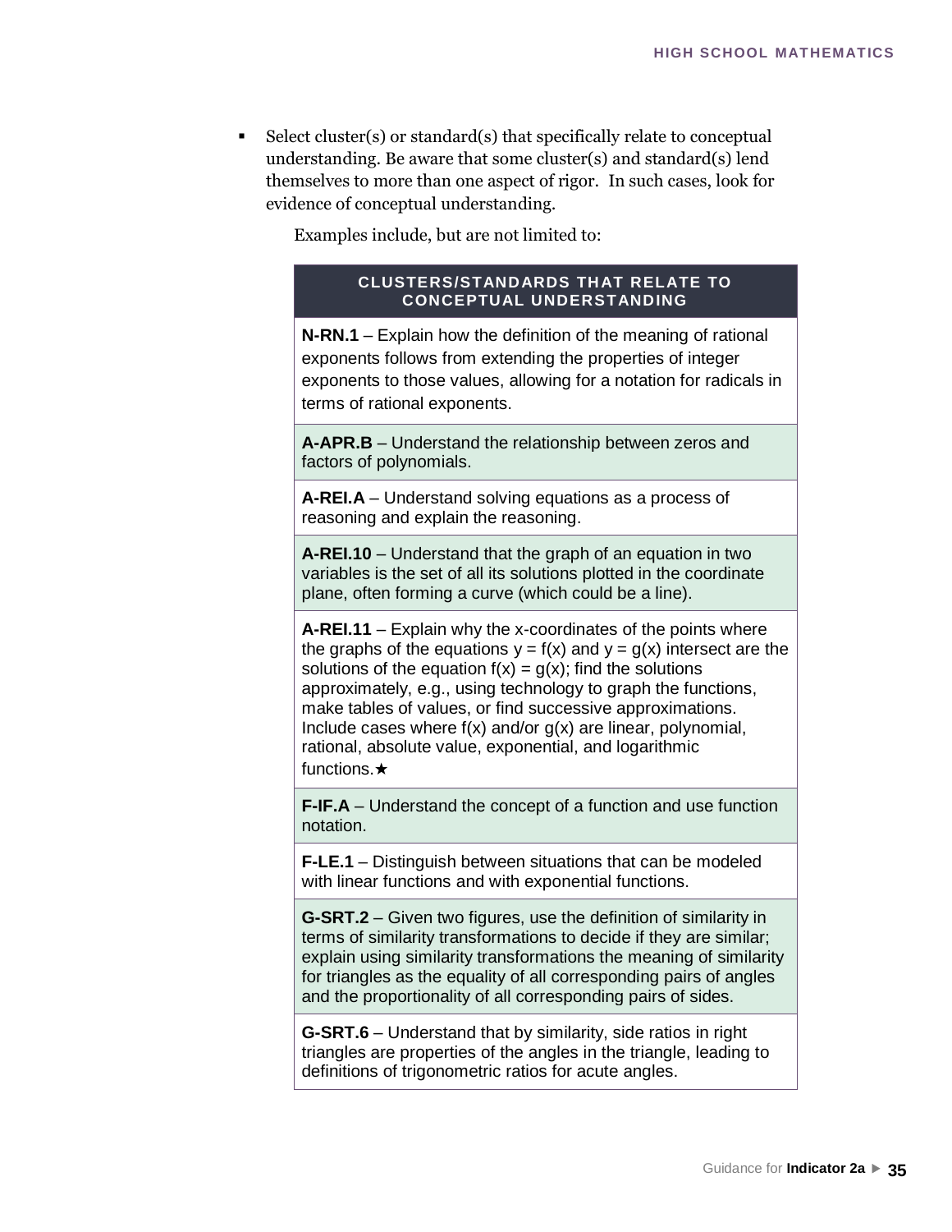- Select cluster(s) or standard(s) that specifically relate to conceptual understanding. Be aware that some cluster(s) and standard(s) lend themselves to more than one aspect of rigor. In such cases, look for evidence of conceptual understanding.

  Examples include, but are not limited to:

| CLUSTERS/STANDARDS THAT RELATE TO CONCEPTUAL UNDERSTANDING |
| --- |
| **N-RN.1** – Explain how the definition of the meaning of rational exponents follows from extending the properties of integer exponents to those values, allowing for a notation for radicals in terms of rational exponents. |
| **A-APR.B** – Understand the relationship between zeros and factors of polynomials. |
| **A-REI.A** – Understand solving equations as a process of reasoning and explain the reasoning. |
| **A-REI.10** – Understand that the graph of an equation in two variables is the set of all its solutions plotted in the coordinate plane, often forming a curve (which could be a line). |
| **A-REI.11** – Explain why the x-coordinates of the points where the graphs of the equations $y = f(x)$ and $y = g(x)$ intersect are the solutions of the equation $f(x) = g(x)$; find the solutions approximately, e.g., using technology to graph the functions, make tables of values, or find successive approximations. Include cases where $f(x)$ and/or $g(x)$ are linear, polynomial, rational, absolute value, exponential, and logarithmic functions.★ |
| **F-IF.A** – Understand the concept of a function and use function notation. |
| **F-LE.1** – Distinguish between situations that can be modeled with linear functions and with exponential functions. |
| **G-SRT.2** – Given two figures, use the definition of similarity in terms of similarity transformations to decide if they are similar; explain using similarity transformations the meaning of similarity for triangles as the equality of all corresponding pairs of angles and the proportionality of all corresponding pairs of sides. |
| **G-SRT.6** – Understand that by similarity, side ratios in right triangles are properties of the angles in the triangle, leading to definitions of trigonometric ratios for acute angles. |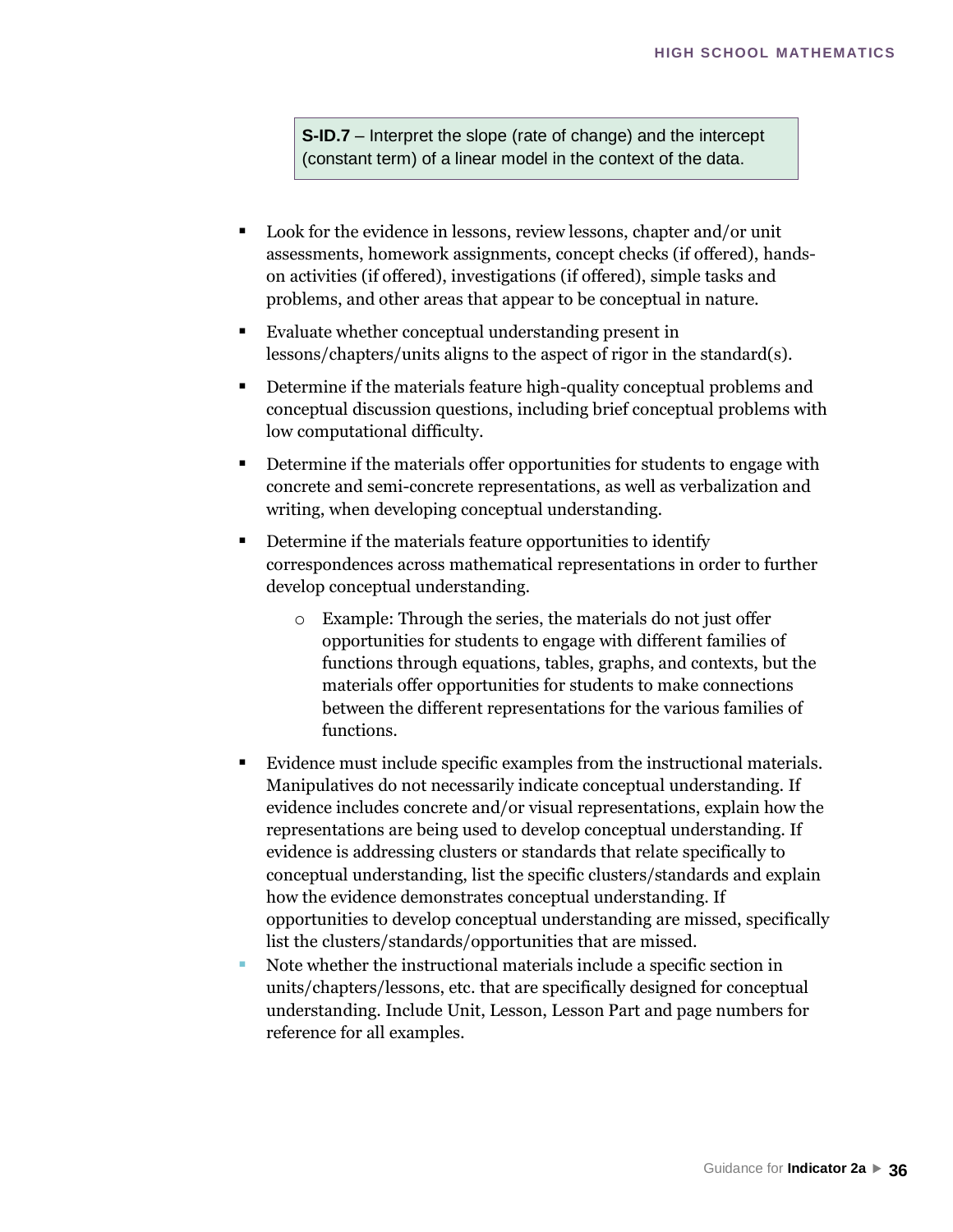**S-ID.7** – Interpret the slope (rate of change) and the intercept (constant term) of a linear model in the context of the data.

- Look for the evidence in lessons, review lessons, chapter and/or unit assessments, homework assignments, concept checks (if offered), hands-on activities (if offered), investigations (if offered), simple tasks and problems, and other areas that appear to be conceptual in nature.
- Evaluate whether conceptual understanding present in lessons/chapters/units aligns to the aspect of rigor in the standard(s).
- Determine if the materials feature high-quality conceptual problems and conceptual discussion questions, including brief conceptual problems with low computational difficulty.
- Determine if the materials offer opportunities for students to engage with concrete and semi-concrete representations, as well as verbalization and writing, when developing conceptual understanding.
- Determine if the materials feature opportunities to identify correspondences across mathematical representations in order to further develop conceptual understanding.
    - Example: Through the series, the materials do not just offer opportunities for students to engage with different families of functions through equations, tables, graphs, and contexts, but the materials offer opportunities for students to make connections between the different representations for the various families of functions.
- Evidence must include specific examples from the instructional materials. Manipulatives do not necessarily indicate conceptual understanding. If evidence includes concrete and/or visual representations, explain how the representations are being used to develop conceptual understanding. If evidence is addressing clusters or standards that relate specifically to conceptual understanding, list the specific clusters/standards and explain how the evidence demonstrates conceptual understanding. If opportunities to develop conceptual understanding are missed, specifically list the clusters/standards/opportunities that are missed.
- Note whether the instructional materials include a specific section in units/chapters/lessons, etc. that are specifically designed for conceptual understanding. Include Unit, Lesson, Lesson Part and page numbers for reference for all examples.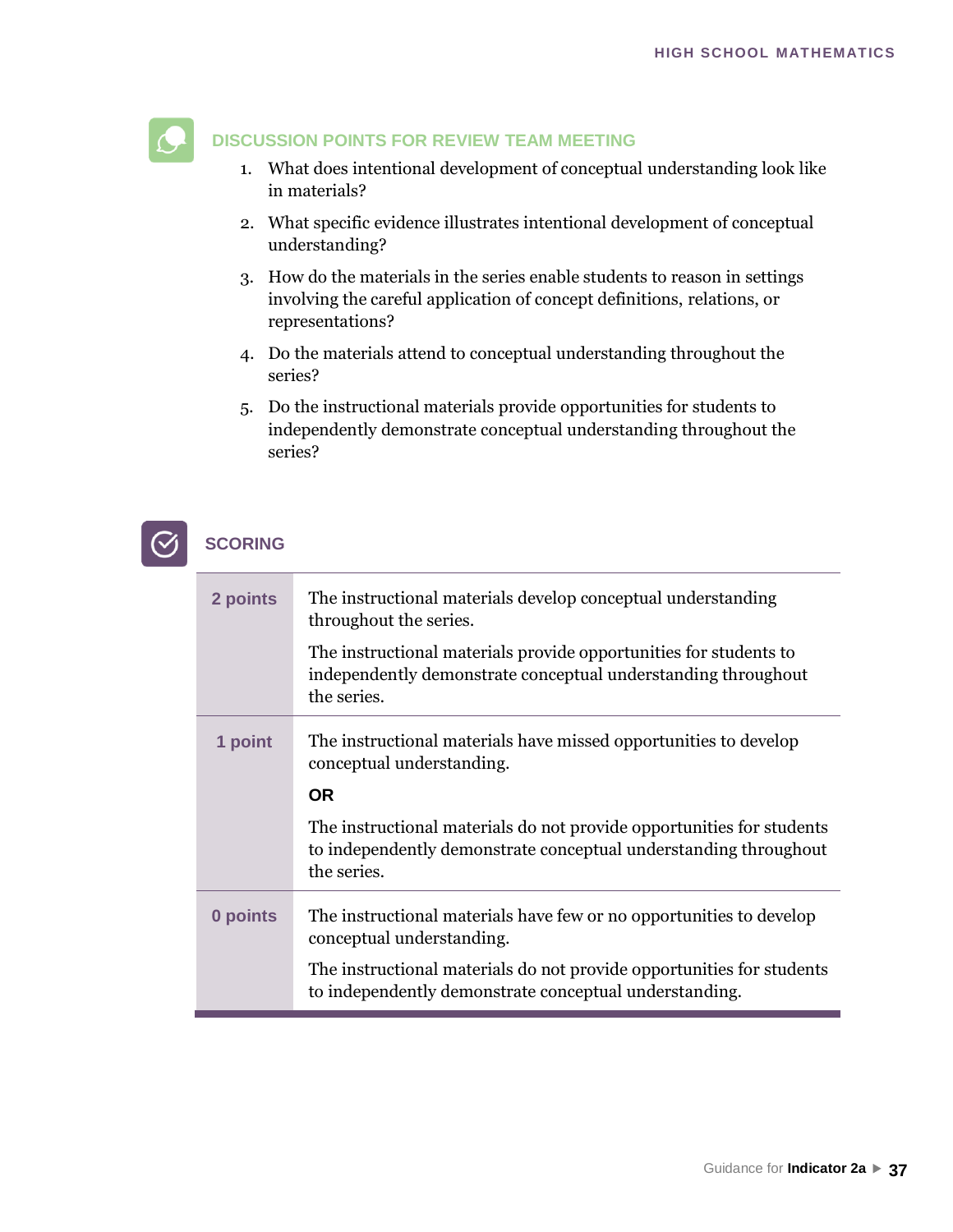## DISCUSSION POINTS FOR REVIEW TEAM MEETING

1. What does intentional development of conceptual understanding look like in materials?
2. What specific evidence illustrates intentional development of conceptual understanding?
3. How do the materials in the series enable students to reason in settings involving the careful application of concept definitions, relations, or representations?
4. Do the materials attend to conceptual understanding throughout the series?
5. Do the instructional materials provide opportunities for students to independently demonstrate conceptual understanding throughout the series?

## SCORING

| Points | Description |
| --- | --- |
| **2 points** | The instructional materials develop conceptual understanding throughout the series.<br><br>The instructional materials provide opportunities for students to independently demonstrate conceptual understanding throughout the series. |
| **1 point** | The instructional materials have missed opportunities to develop conceptual understanding.<br><br>**OR**<br><br>The instructional materials do not provide opportunities for students to independently demonstrate conceptual understanding throughout the series. |
| **0 points** | The instructional materials have few or no opportunities to develop conceptual understanding.<br><br>The instructional materials do not provide opportunities for students to independently demonstrate conceptual understanding. |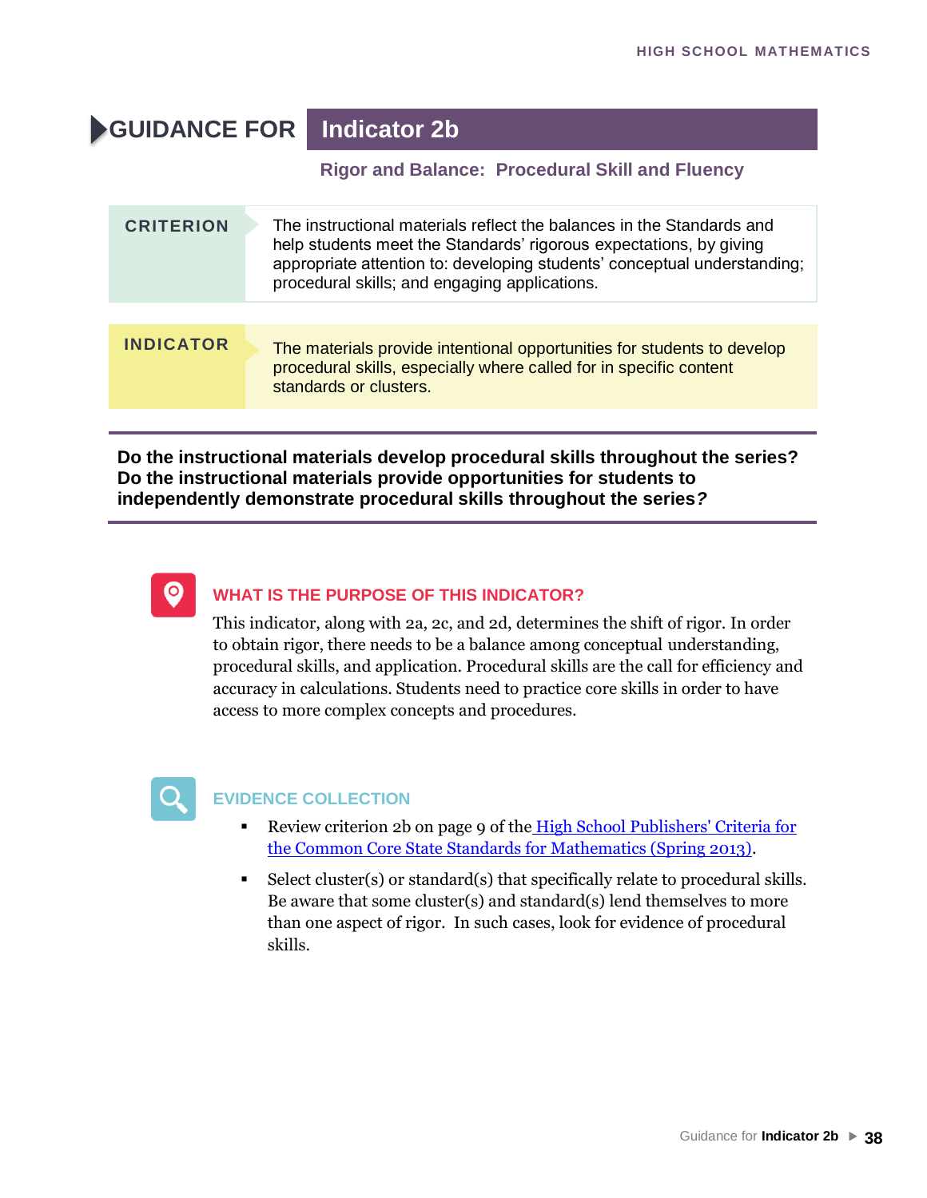# GUIDANCE FOR Indicator 2b

## Rigor and Balance: Procedural Skill and Fluency

| CRITERION | The instructional materials reflect the balances in the Standards and help students meet the Standards' rigorous expectations, by giving appropriate attention to: developing students' conceptual understanding; procedural skills; and engaging applications. |
| --- | --- |
| **INDICATOR** | The materials provide intentional opportunities for students to develop procedural skills, especially where called for in specific content standards or clusters. |

**Do the instructional materials develop procedural skills throughout the series? Do the instructional materials provide opportunities for students to independently demonstrate procedural skills throughout the series?**

### WHAT IS THE PURPOSE OF THIS INDICATOR?

This indicator, along with 2a, 2c, and 2d, determines the shift of rigor. In order to obtain rigor, there needs to be a balance among conceptual understanding, procedural skills, and application. Procedural skills are the call for efficiency and accuracy in calculations. Students need to practice core skills in order to have access to more complex concepts and procedures.

### EVIDENCE COLLECTION

- Review criterion 2b on page 9 of the High School Publishers' Criteria for the Common Core State Standards for Mathematics (Spring 2013).
- Select cluster(s) or standard(s) that specifically relate to procedural skills. Be aware that some cluster(s) and standard(s) lend themselves to more than one aspect of rigor. In such cases, look for evidence of procedural skills.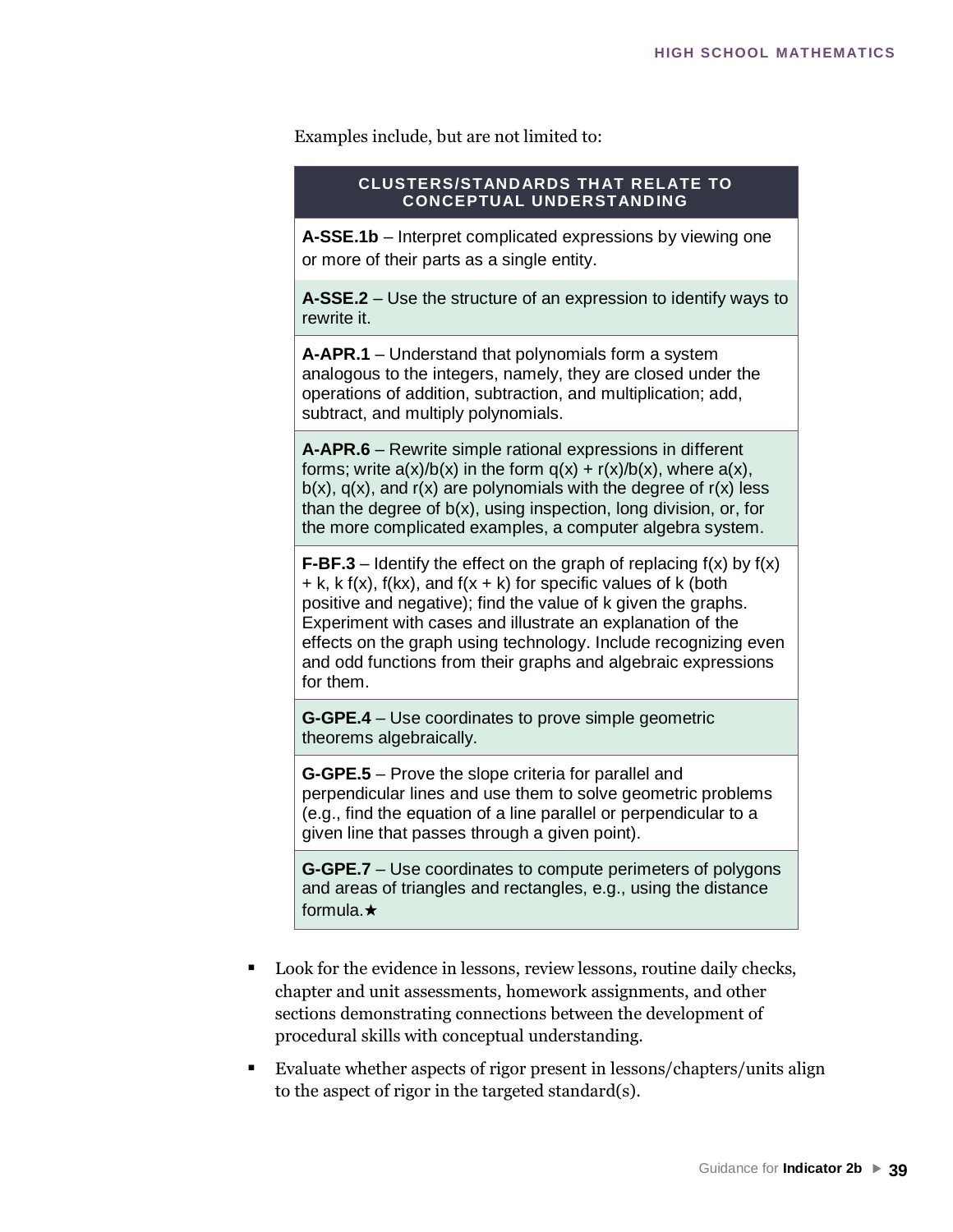Examples include, but are not limited to:

| CLUSTERS/STANDARDS THAT RELATE TO CONCEPTUAL UNDERSTANDING |
|---|
| **A-SSE.1b** – Interpret complicated expressions by viewing one or more of their parts as a single entity. |
| **A-SSE.2** – Use the structure of an expression to identify ways to rewrite it. |
| **A-APR.1** – Understand that polynomials form a system analogous to the integers, namely, they are closed under the operations of addition, subtraction, and multiplication; add, subtract, and multiply polynomials. |
| **A-APR.6** – Rewrite simple rational expressions in different forms; write $a(x)/b(x)$ in the form $q(x) + r(x)/b(x)$, where $a(x)$, $b(x)$, $q(x)$, and $r(x)$ are polynomials with the degree of $r(x)$ less than the degree of $b(x)$, using inspection, long division, or, for the more complicated examples, a computer algebra system. |
| **F-BF.3** – Identify the effect on the graph of replacing $f(x)$ by $f(x) + k$, $k\,f(x)$, $f(kx)$, and $f(x + k)$ for specific values of $k$ (both positive and negative); find the value of $k$ given the graphs. Experiment with cases and illustrate an explanation of the effects on the graph using technology. Include recognizing even and odd functions from their graphs and algebraic expressions for them. |
| **G-GPE.4** – Use coordinates to prove simple geometric theorems algebraically. |
| **G-GPE.5** – Prove the slope criteria for parallel and perpendicular lines and use them to solve geometric problems (e.g., find the equation of a line parallel or perpendicular to a given line that passes through a given point). |
| **G-GPE.7** – Use coordinates to compute perimeters of polygons and areas of triangles and rectangles, e.g., using the distance formula.★ |

- Look for the evidence in lessons, review lessons, routine daily checks, chapter and unit assessments, homework assignments, and other sections demonstrating connections between the development of procedural skills with conceptual understanding.
- Evaluate whether aspects of rigor present in lessons/chapters/units align to the aspect of rigor in the targeted standard(s).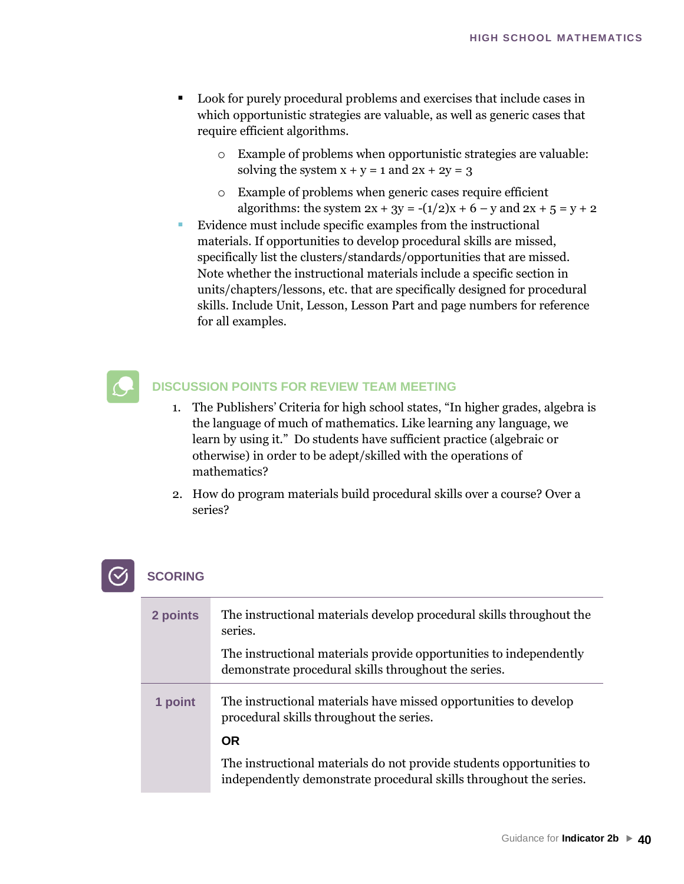- Look for purely procedural problems and exercises that include cases in which opportunistic strategies are valuable, as well as generic cases that require efficient algorithms.
  - Example of problems when opportunistic strategies are valuable: solving the system $x + y = 1$ and $2x + 2y = 3$
  - Example of problems when generic cases require efficient algorithms: the system $2x + 3y = -(1/2)x + 6 - y$ and $2x + 5 = y + 2$
- Evidence must include specific examples from the instructional materials. If opportunities to develop procedural skills are missed, specifically list the clusters/standards/opportunities that are missed. Note whether the instructional materials include a specific section in units/chapters/lessons, etc. that are specifically designed for procedural skills. Include Unit, Lesson, Lesson Part and page numbers for reference for all examples.

## DISCUSSION POINTS FOR REVIEW TEAM MEETING

1. The Publishers' Criteria for high school states, "In higher grades, algebra is the language of much of mathematics. Like learning any language, we learn by using it." Do students have sufficient practice (algebraic or otherwise) in order to be adept/skilled with the operations of mathematics?
2. How do program materials build procedural skills over a course? Over a series?

## SCORING

| | |
|---|---|
| **2 points** | The instructional materials develop procedural skills throughout the series.<br><br>The instructional materials provide opportunities to independently demonstrate procedural skills throughout the series. |
| **1 point** | The instructional materials have missed opportunities to develop procedural skills throughout the series.<br><br>**OR**<br><br>The instructional materials do not provide students opportunities to independently demonstrate procedural skills throughout the series. |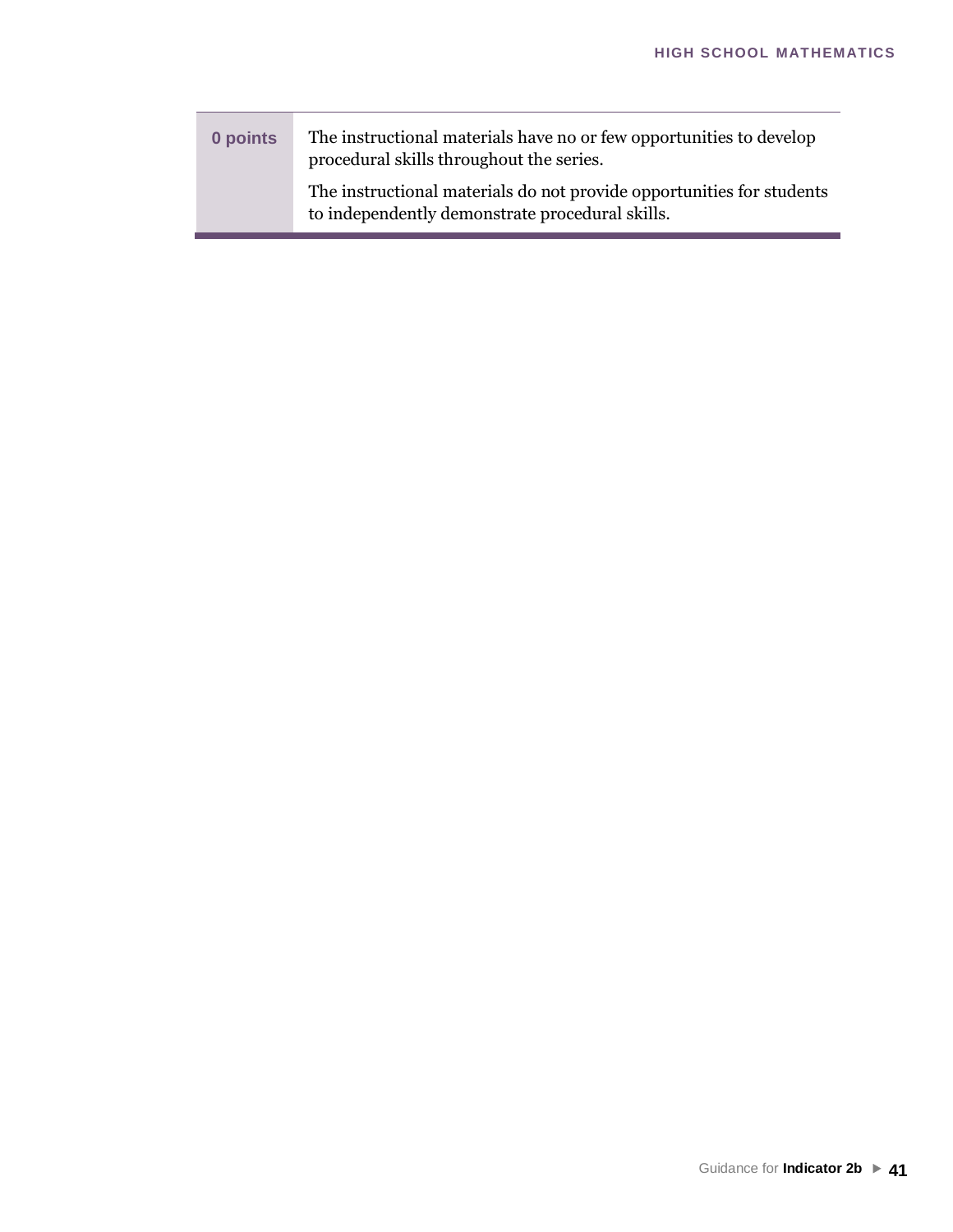| | |
|---|---|
| **0 points** | The instructional materials have no or few opportunities to develop procedural skills throughout the series.<br><br>The instructional materials do not provide opportunities for students to independently demonstrate procedural skills. |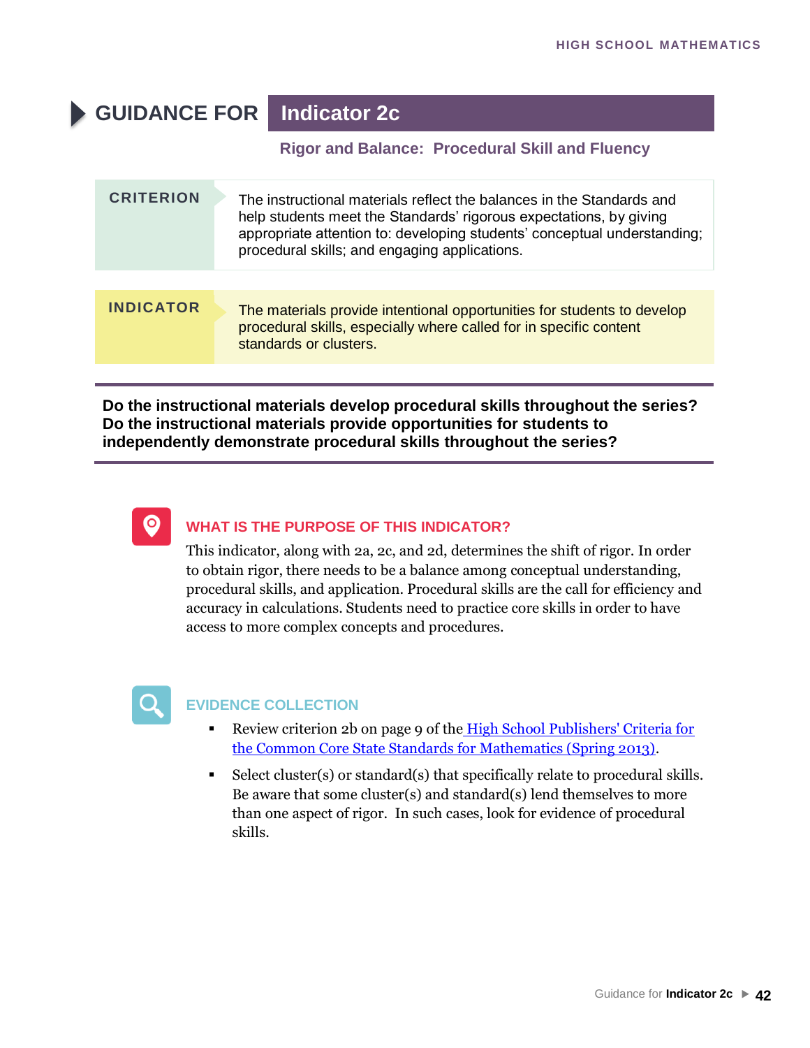# GUIDANCE FOR Indicator 2c

**Rigor and Balance: Procedural Skill and Fluency**

| CRITERION | The instructional materials reflect the balances in the Standards and help students meet the Standards' rigorous expectations, by giving appropriate attention to: developing students' conceptual understanding; procedural skills; and engaging applications. |
|---|---|
| **INDICATOR** | The materials provide intentional opportunities for students to develop procedural skills, especially where called for in specific content standards or clusters. |

**Do the instructional materials develop procedural skills throughout the series? Do the instructional materials provide opportunities for students to independently demonstrate procedural skills throughout the series?**

## WHAT IS THE PURPOSE OF THIS INDICATOR?

This indicator, along with 2a, 2c, and 2d, determines the shift of rigor. In order to obtain rigor, there needs to be a balance among conceptual understanding, procedural skills, and application. Procedural skills are the call for efficiency and accuracy in calculations. Students need to practice core skills in order to have access to more complex concepts and procedures.

## EVIDENCE COLLECTION

- Review criterion 2b on page 9 of the High School Publishers' Criteria for the Common Core State Standards for Mathematics (Spring 2013).
- Select cluster(s) or standard(s) that specifically relate to procedural skills. Be aware that some cluster(s) and standard(s) lend themselves to more than one aspect of rigor. In such cases, look for evidence of procedural skills.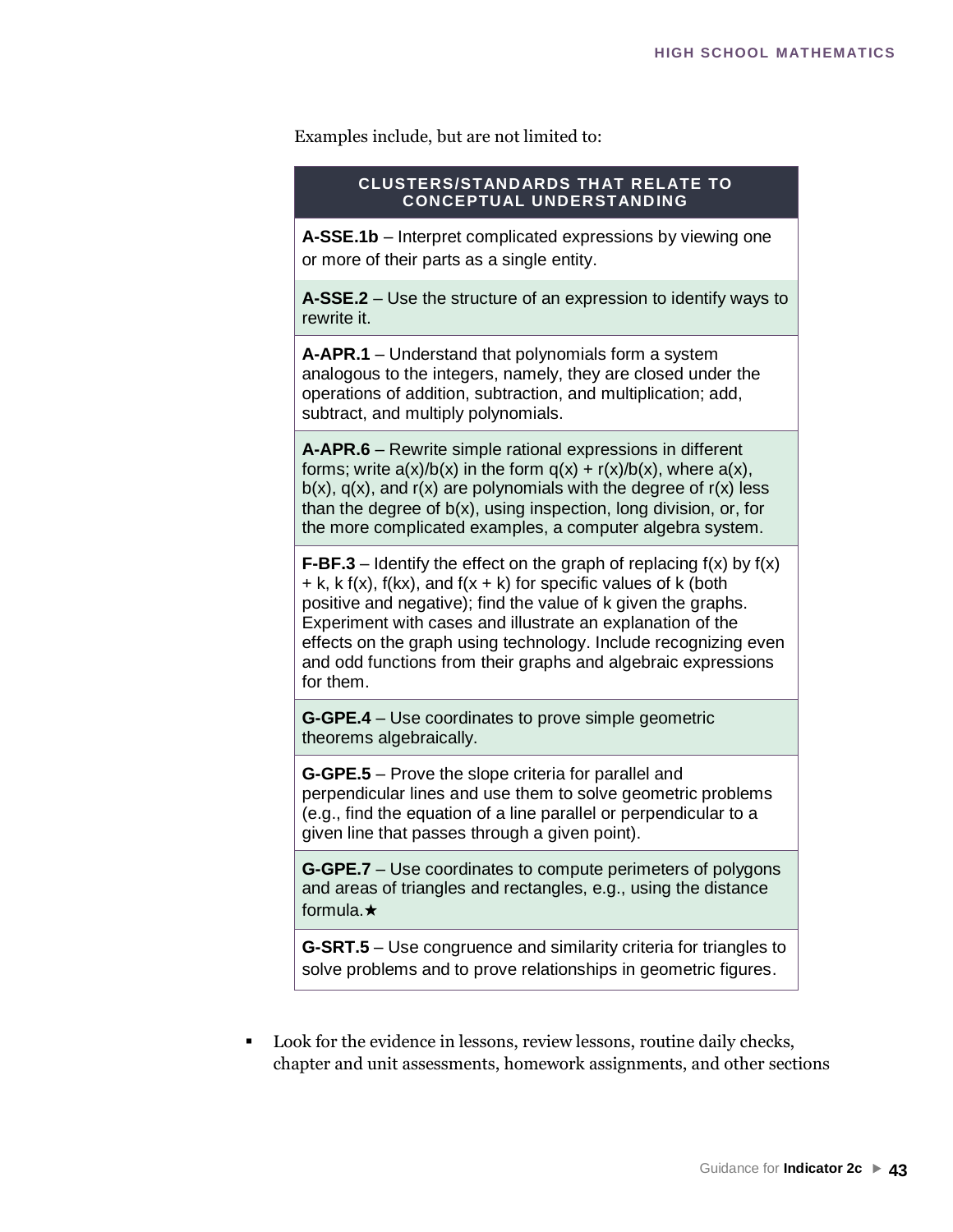Examples include, but are not limited to:

| CLUSTERS/STANDARDS THAT RELATE TO CONCEPTUAL UNDERSTANDING |
|---|
| **A-SSE.1b** – Interpret complicated expressions by viewing one or more of their parts as a single entity. |
| **A-SSE.2** – Use the structure of an expression to identify ways to rewrite it. |
| **A-APR.1** – Understand that polynomials form a system analogous to the integers, namely, they are closed under the operations of addition, subtraction, and multiplication; add, subtract, and multiply polynomials. |
| **A-APR.6** – Rewrite simple rational expressions in different forms; write $a(x)/b(x)$ in the form $q(x) + r(x)/b(x)$, where $a(x)$, $b(x)$, $q(x)$, and $r(x)$ are polynomials with the degree of $r(x)$ less than the degree of $b(x)$, using inspection, long division, or, for the more complicated examples, a computer algebra system. |
| **F-BF.3** – Identify the effect on the graph of replacing $f(x)$ by $f(x) + k$, $k\,f(x)$, $f(kx)$, and $f(x + k)$ for specific values of $k$ (both positive and negative); find the value of $k$ given the graphs. Experiment with cases and illustrate an explanation of the effects on the graph using technology. Include recognizing even and odd functions from their graphs and algebraic expressions for them. |
| **G-GPE.4** – Use coordinates to prove simple geometric theorems algebraically. |
| **G-GPE.5** – Prove the slope criteria for parallel and perpendicular lines and use them to solve geometric problems (e.g., find the equation of a line parallel or perpendicular to a given line that passes through a given point). |
| **G-GPE.7** – Use coordinates to compute perimeters of polygons and areas of triangles and rectangles, e.g., using the distance formula.★ |
| **G-SRT.5** – Use congruence and similarity criteria for triangles to solve problems and to prove relationships in geometric figures. |

- Look for the evidence in lessons, review lessons, routine daily checks, chapter and unit assessments, homework assignments, and other sections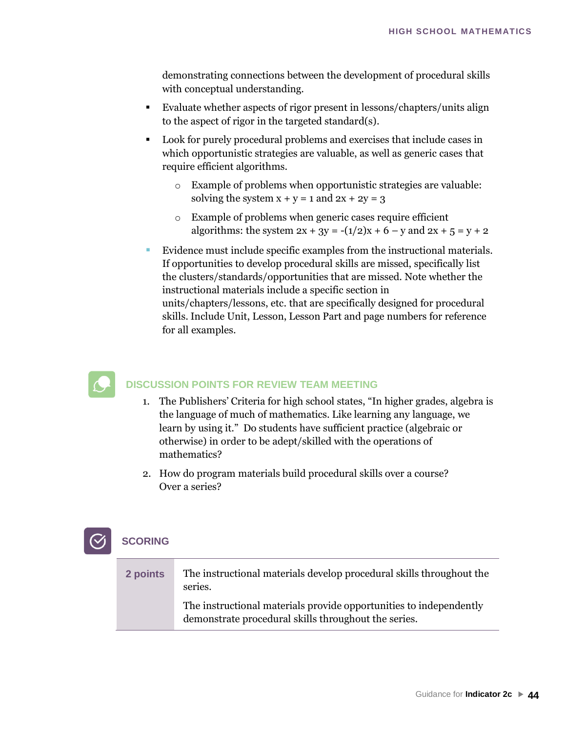demonstrating connections between the development of procedural skills with conceptual understanding.

- Evaluate whether aspects of rigor present in lessons/chapters/units align to the aspect of rigor in the targeted standard(s).
- Look for purely procedural problems and exercises that include cases in which opportunistic strategies are valuable, as well as generic cases that require efficient algorithms.
  - Example of problems when opportunistic strategies are valuable: solving the system $x + y = 1$ and $2x + 2y = 3$
  - Example of problems when generic cases require efficient algorithms: the system $2x + 3y = -(1/2)x + 6 - y$ and $2x + 5 = y + 2$
- Evidence must include specific examples from the instructional materials. If opportunities to develop procedural skills are missed, specifically list the clusters/standards/opportunities that are missed. Note whether the instructional materials include a specific section in units/chapters/lessons, etc. that are specifically designed for procedural skills. Include Unit, Lesson, Lesson Part and page numbers for reference for all examples.

## DISCUSSION POINTS FOR REVIEW TEAM MEETING

1. The Publishers' Criteria for high school states, "In higher grades, algebra is the language of much of mathematics. Like learning any language, we learn by using it." Do students have sufficient practice (algebraic or otherwise) in order to be adept/skilled with the operations of mathematics?
2. How do program materials build procedural skills over a course? Over a series?

## SCORING

| | |
|---|---|
| **2 points** | The instructional materials develop procedural skills throughout the series.<br><br>The instructional materials provide opportunities to independently demonstrate procedural skills throughout the series. |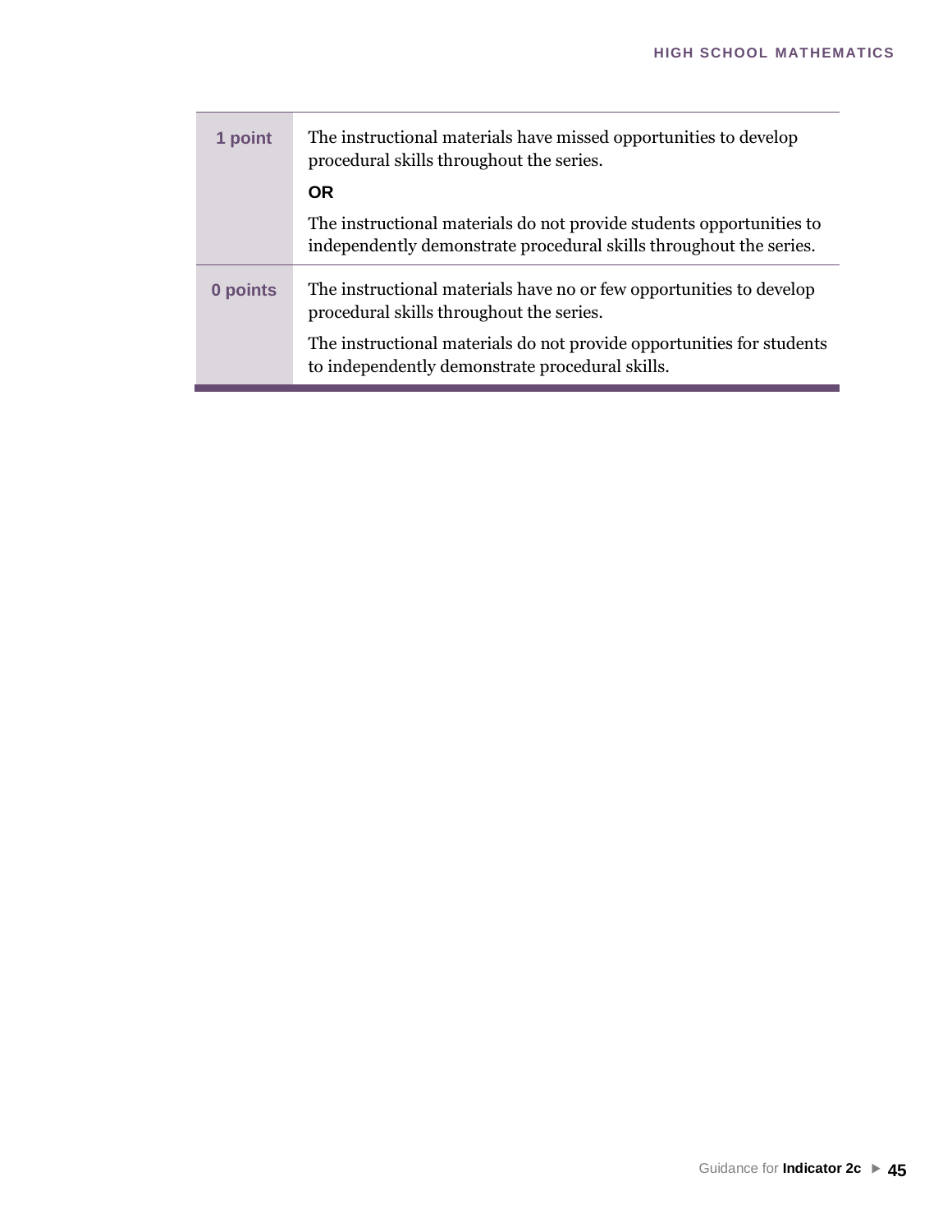| | |
|---|---|
| **1 point** | The instructional materials have missed opportunities to develop procedural skills throughout the series.<br><br>**OR**<br><br>The instructional materials do not provide students opportunities to independently demonstrate procedural skills throughout the series. |
| **0 points** | The instructional materials have no or few opportunities to develop procedural skills throughout the series.<br><br>The instructional materials do not provide opportunities for students to independently demonstrate procedural skills. |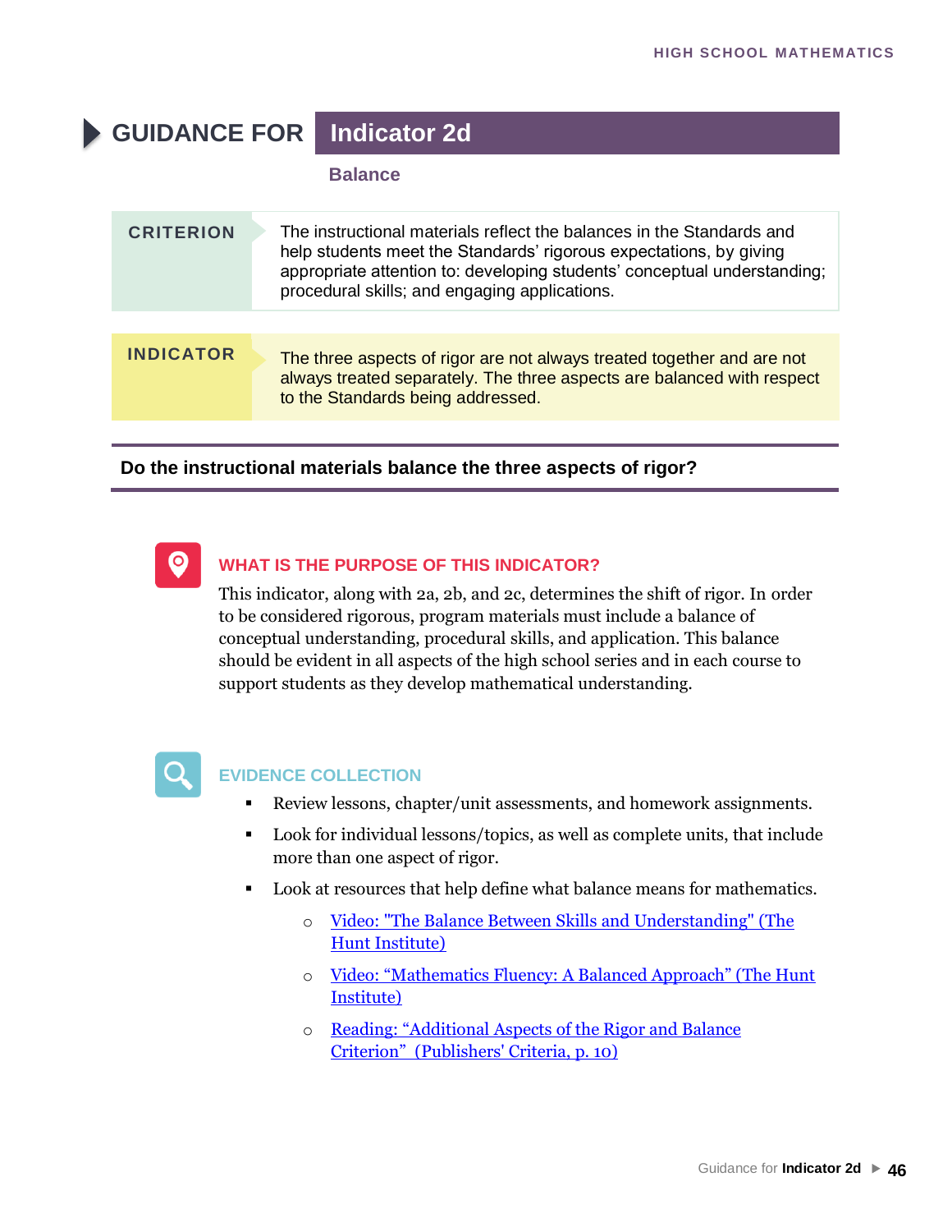# GUIDANCE FOR Indicator 2d

## Balance

**CRITERION**

The instructional materials reflect the balances in the Standards and help students meet the Standards' rigorous expectations, by giving appropriate attention to: developing students' conceptual understanding; procedural skills; and engaging applications.

**INDICATOR**

The three aspects of rigor are not always treated together and are not always treated separately. The three aspects are balanced with respect to the Standards being addressed.

**Do the instructional materials balance the three aspects of rigor?**

### WHAT IS THE PURPOSE OF THIS INDICATOR?

This indicator, along with 2a, 2b, and 2c, determines the shift of rigor. In order to be considered rigorous, program materials must include a balance of conceptual understanding, procedural skills, and application. This balance should be evident in all aspects of the high school series and in each course to support students as they develop mathematical understanding.

### EVIDENCE COLLECTION

- Review lessons, chapter/unit assessments, and homework assignments.
- Look for individual lessons/topics, as well as complete units, that include more than one aspect of rigor.
- Look at resources that help define what balance means for mathematics.
  - Video: "The Balance Between Skills and Understanding" (The Hunt Institute)
  - Video: "Mathematics Fluency: A Balanced Approach" (The Hunt Institute)
  - Reading: "Additional Aspects of the Rigor and Balance Criterion" (Publishers' Criteria, p. 10)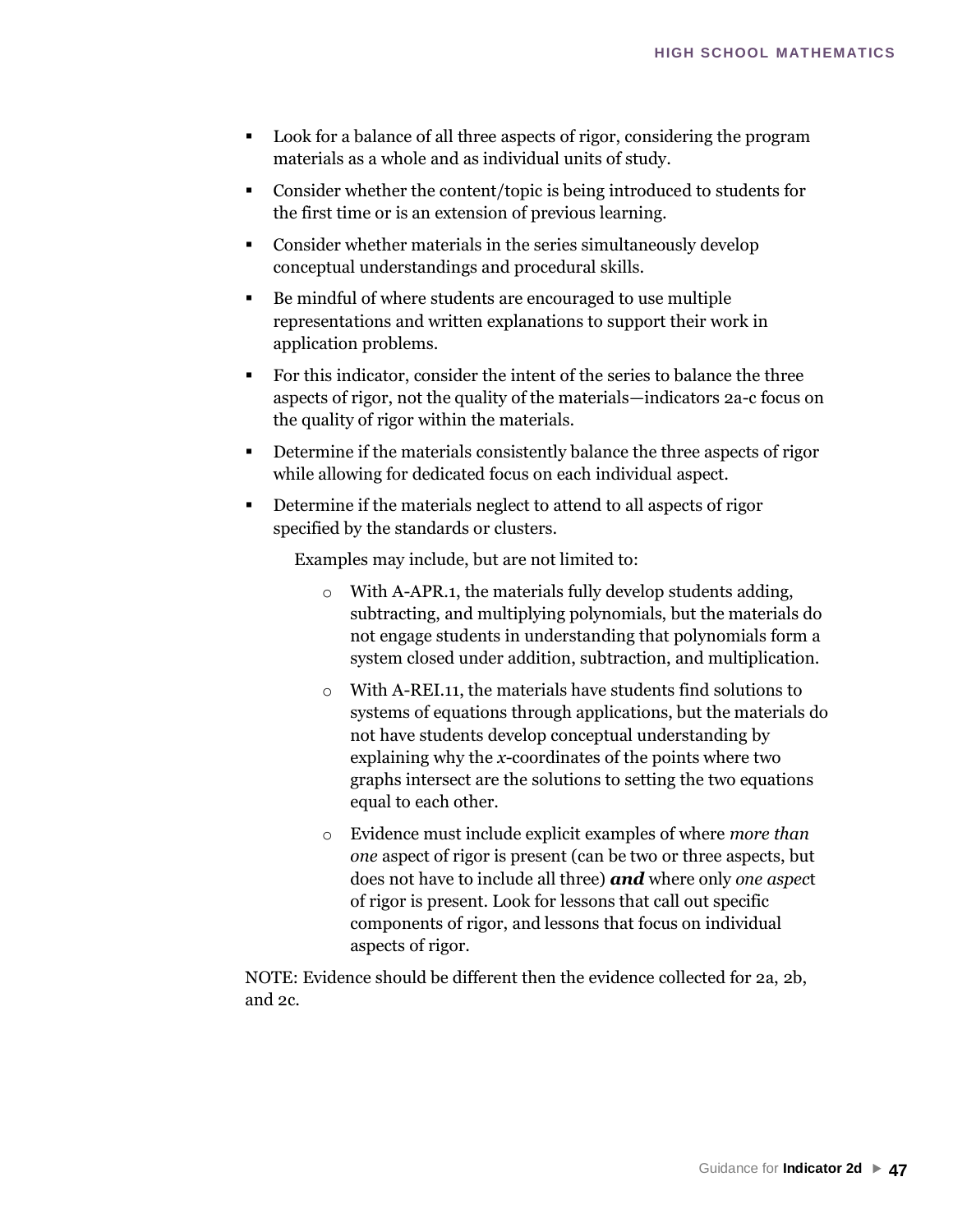- Look for a balance of all three aspects of rigor, considering the program materials as a whole and as individual units of study.
- Consider whether the content/topic is being introduced to students for the first time or is an extension of previous learning.
- Consider whether materials in the series simultaneously develop conceptual understandings and procedural skills.
- Be mindful of where students are encouraged to use multiple representations and written explanations to support their work in application problems.
- For this indicator, consider the intent of the series to balance the three aspects of rigor, not the quality of the materials—indicators 2a-c focus on the quality of rigor within the materials.
- Determine if the materials consistently balance the three aspects of rigor while allowing for dedicated focus on each individual aspect.
- Determine if the materials neglect to attend to all aspects of rigor specified by the standards or clusters.

  Examples may include, but are not limited to:

  - With A-APR.1, the materials fully develop students adding, subtracting, and multiplying polynomials, but the materials do not engage students in understanding that polynomials form a system closed under addition, subtraction, and multiplication.
  - With A-REI.11, the materials have students find solutions to systems of equations through applications, but the materials do not have students develop conceptual understanding by explaining why the $x$-coordinates of the points where two graphs intersect are the solutions to setting the two equations equal to each other.
  - Evidence must include explicit examples of where *more than one* aspect of rigor is present (can be two or three aspects, but does not have to include all three) ***and*** where only *one aspect* of rigor is present. Look for lessons that call out specific components of rigor, and lessons that focus on individual aspects of rigor.

NOTE: Evidence should be different then the evidence collected for 2a, 2b, and 2c.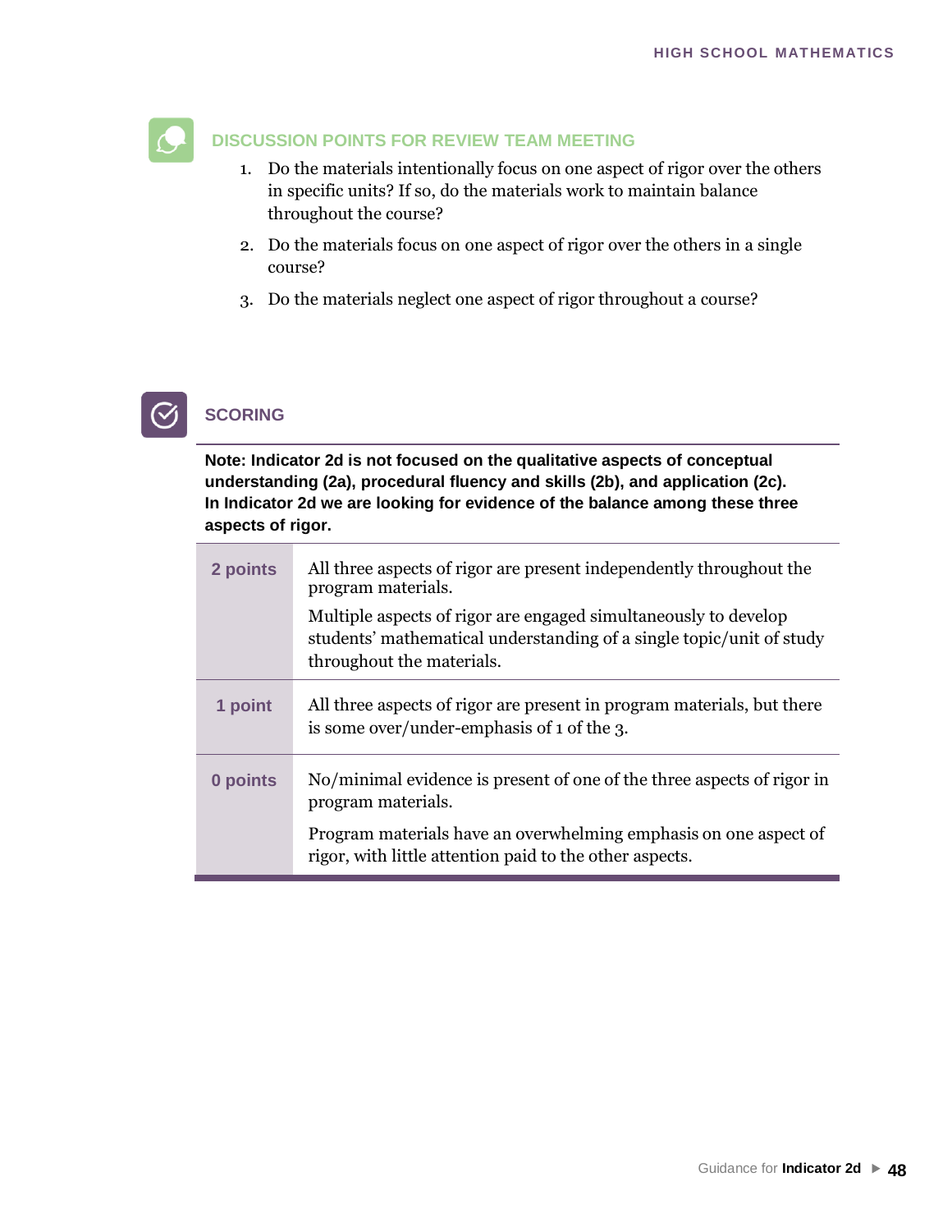## DISCUSSION POINTS FOR REVIEW TEAM MEETING

1. Do the materials intentionally focus on one aspect of rigor over the others in specific units? If so, do the materials work to maintain balance throughout the course?
2. Do the materials focus on one aspect of rigor over the others in a single course?
3. Do the materials neglect one aspect of rigor throughout a course?

## SCORING

**Note: Indicator 2d is not focused on the qualitative aspects of conceptual understanding (2a), procedural fluency and skills (2b), and application (2c). In Indicator 2d we are looking for evidence of the balance among these three aspects of rigor.**

| Points | Description |
|---|---|
| **2 points** | All three aspects of rigor are present independently throughout the program materials.<br><br>Multiple aspects of rigor are engaged simultaneously to develop students' mathematical understanding of a single topic/unit of study throughout the materials. |
| **1 point** | All three aspects of rigor are present in program materials, but there is some over/under-emphasis of 1 of the 3. |
| **0 points** | No/minimal evidence is present of one of the three aspects of rigor in program materials.<br><br>Program materials have an overwhelming emphasis on one aspect of rigor, with little attention paid to the other aspects. |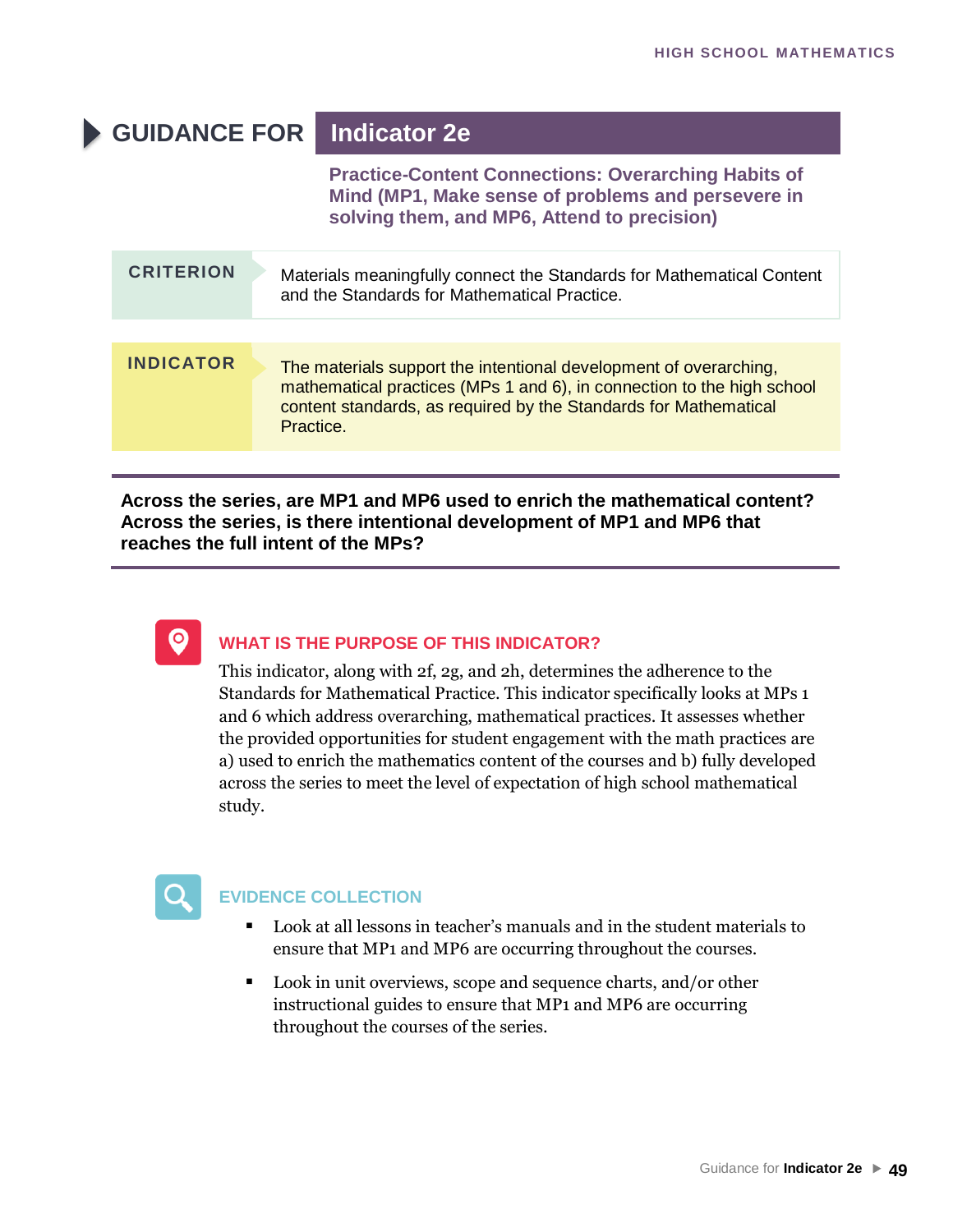# GUIDANCE FOR Indicator 2e

**Practice-Content Connections: Overarching Habits of Mind (MP1, Make sense of problems and persevere in solving them, and MP6, Attend to precision)**

| | |
|---|---|
| **CRITERION** | Materials meaningfully connect the Standards for Mathematical Content and the Standards for Mathematical Practice. |

| | |
|---|---|
| **INDICATOR** | The materials support the intentional development of overarching, mathematical practices (MPs 1 and 6), in connection to the high school content standards, as required by the Standards for Mathematical Practice. |

**Across the series, are MP1 and MP6 used to enrich the mathematical content? Across the series, is there intentional development of MP1 and MP6 that reaches the full intent of the MPs?**

## WHAT IS THE PURPOSE OF THIS INDICATOR?

This indicator, along with 2f, 2g, and 2h, determines the adherence to the Standards for Mathematical Practice. This indicator specifically looks at MPs 1 and 6 which address overarching, mathematical practices. It assesses whether the provided opportunities for student engagement with the math practices are a) used to enrich the mathematics content of the courses and b) fully developed across the series to meet the level of expectation of high school mathematical study.

## EVIDENCE COLLECTION

- Look at all lessons in teacher's manuals and in the student materials to ensure that MP1 and MP6 are occurring throughout the courses.
- Look in unit overviews, scope and sequence charts, and/or other instructional guides to ensure that MP1 and MP6 are occurring throughout the courses of the series.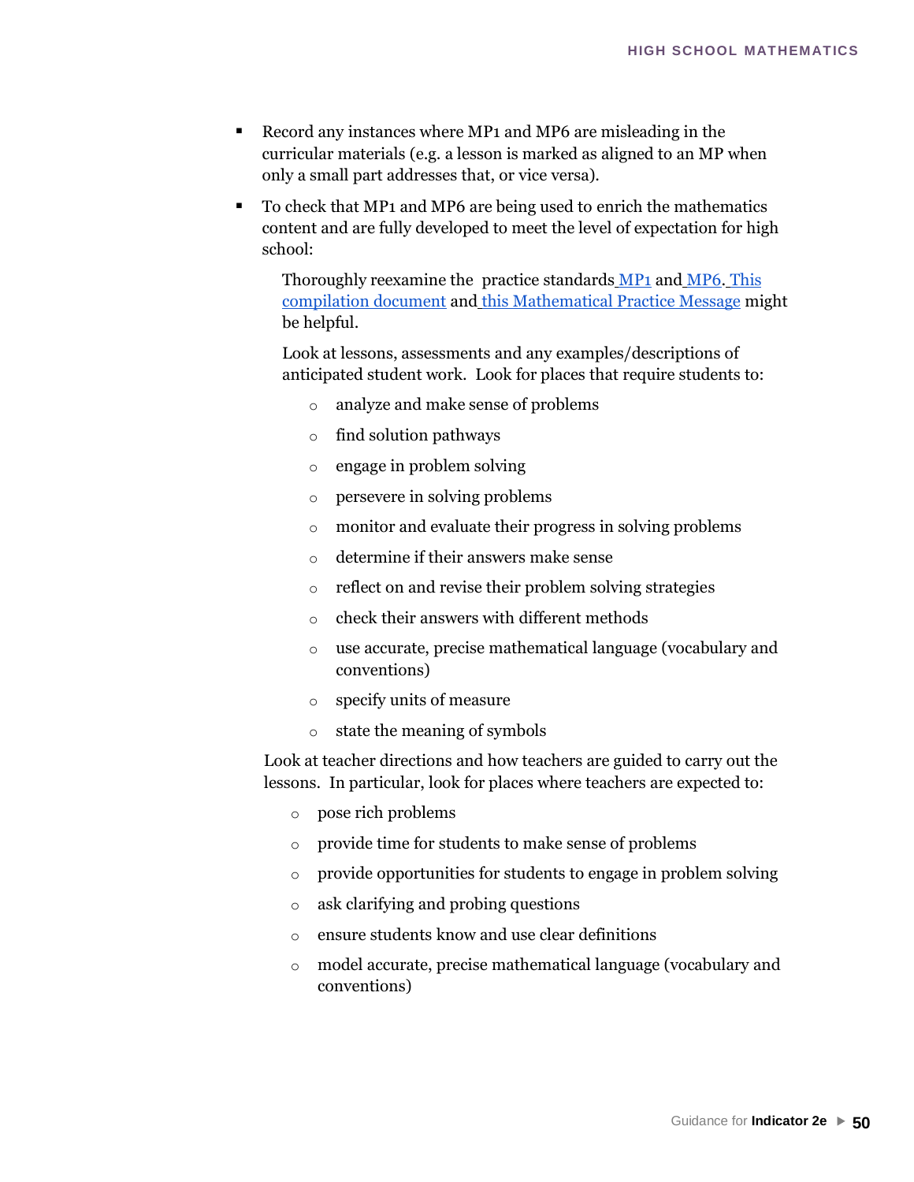- Record any instances where MP1 and MP6 are misleading in the curricular materials (e.g. a lesson is marked as aligned to an MP when only a small part addresses that, or vice versa).
- To check that MP1 and MP6 are being used to enrich the mathematics content and are fully developed to meet the level of expectation for high school:

  Thoroughly reexamine the practice standards MP1 and MP6. This compilation document and this Mathematical Practice Message might be helpful.

  Look at lessons, assessments and any examples/descriptions of anticipated student work. Look for places that require students to:

  - analyze and make sense of problems
  - find solution pathways
  - engage in problem solving
  - persevere in solving problems
  - monitor and evaluate their progress in solving problems
  - determine if their answers make sense
  - reflect on and revise their problem solving strategies
  - check their answers with different methods
  - use accurate, precise mathematical language (vocabulary and conventions)
  - specify units of measure
  - state the meaning of symbols

  Look at teacher directions and how teachers are guided to carry out the lessons. In particular, look for places where teachers are expected to:

  - pose rich problems
  - provide time for students to make sense of problems
  - provide opportunities for students to engage in problem solving
  - ask clarifying and probing questions
  - ensure students know and use clear definitions
  - model accurate, precise mathematical language (vocabulary and conventions)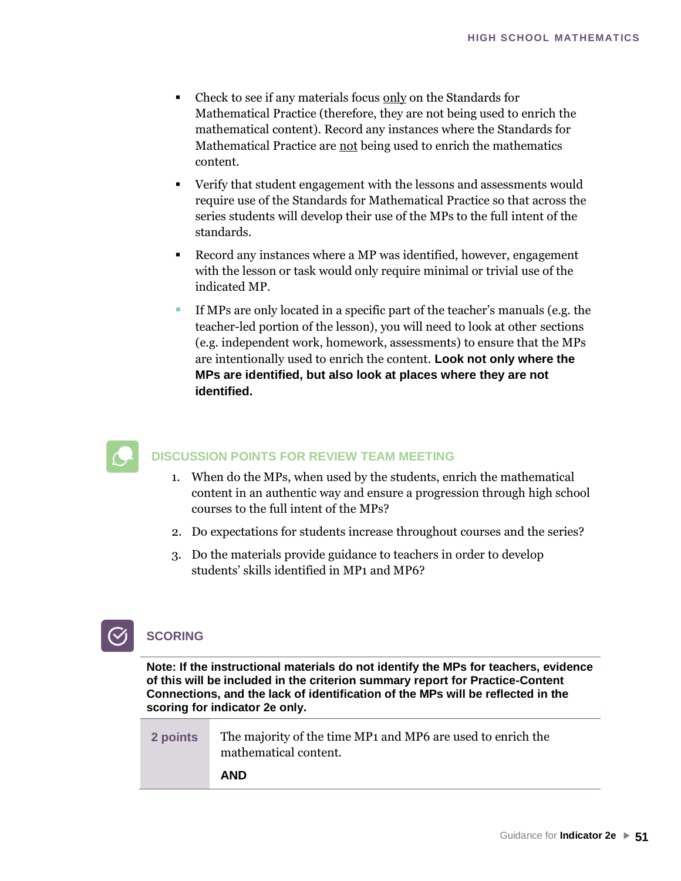- Check to see if any materials focus only on the Standards for Mathematical Practice (therefore, they are not being used to enrich the mathematical content). Record any instances where the Standards for Mathematical Practice are not being used to enrich the mathematics content.
- Verify that student engagement with the lessons and assessments would require use of the Standards for Mathematical Practice so that across the series students will develop their use of the MPs to the full intent of the standards.
- Record any instances where a MP was identified, however, engagement with the lesson or task would only require minimal or trivial use of the indicated MP.
- If MPs are only located in a specific part of the teacher's manuals (e.g. the teacher-led portion of the lesson), you will need to look at other sections (e.g. independent work, homework, assessments) to ensure that the MPs are intentionally used to enrich the content. **Look not only where the MPs are identified, but also look at places where they are not identified.**

## DISCUSSION POINTS FOR REVIEW TEAM MEETING

1. When do the MPs, when used by the students, enrich the mathematical content in an authentic way and ensure a progression through high school courses to the full intent of the MPs?
2. Do expectations for students increase throughout courses and the series?
3. Do the materials provide guidance to teachers in order to develop students' skills identified in MP1 and MP6?

## SCORING

**Note: If the instructional materials do not identify the MPs for teachers, evidence of this will be included in the criterion summary report for Practice-Content Connections, and the lack of identification of the MPs will be reflected in the scoring for indicator 2e only.**

| | |
|---|---|
| **2 points** | The majority of the time MP1 and MP6 are used to enrich the mathematical content.<br><br>**AND** |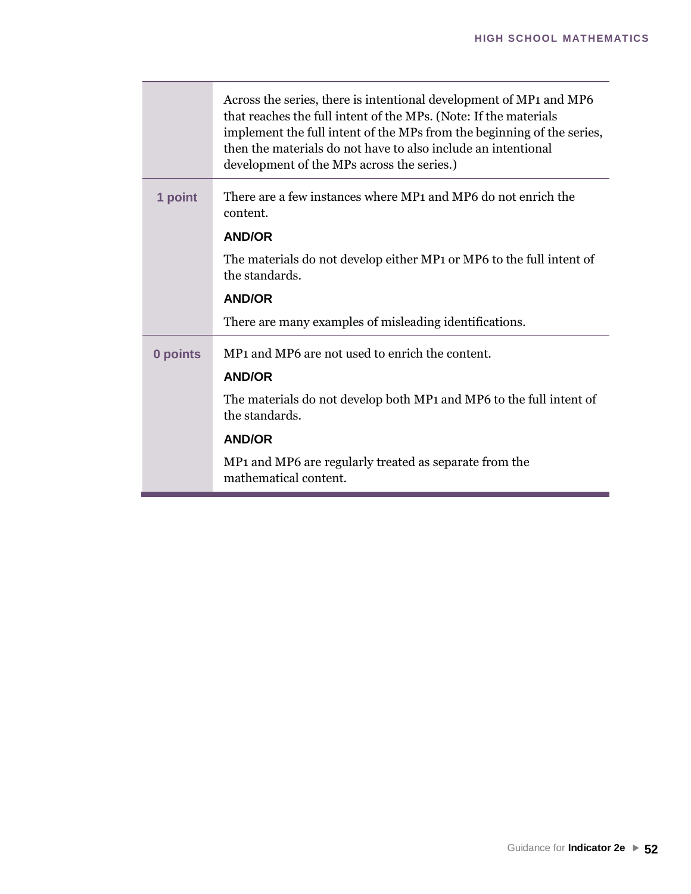|  |  |
| --- | --- |
|  | Across the series, there is intentional development of MP1 and MP6 that reaches the full intent of the MPs. (Note: If the materials implement the full intent of the MPs from the beginning of the series, then the materials do not have to also include an intentional development of the MPs across the series.) |
| **1 point** | There are a few instances where MP1 and MP6 do not enrich the content.<br>**AND/OR**<br>The materials do not develop either MP1 or MP6 to the full intent of the standards.<br>**AND/OR**<br>There are many examples of misleading identifications. |
| **0 points** | MP1 and MP6 are not used to enrich the content.<br>**AND/OR**<br>The materials do not develop both MP1 and MP6 to the full intent of the standards.<br>**AND/OR**<br>MP1 and MP6 are regularly treated as separate from the mathematical content. |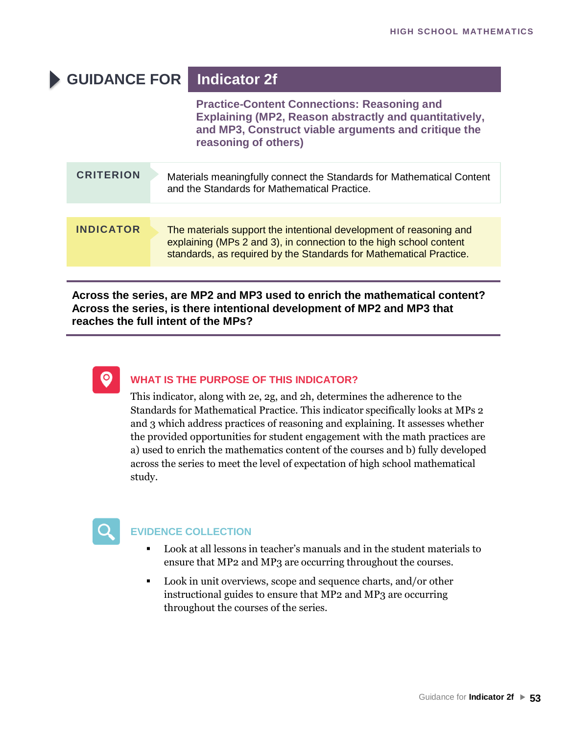# GUIDANCE FOR Indicator 2f

## Practice-Content Connections: Reasoning and Explaining (MP2, Reason abstractly and quantitatively, and MP3, Construct viable arguments and critique the reasoning of others)

| CRITERION | Materials meaningfully connect the Standards for Mathematical Content and the Standards for Mathematical Practice. |
|---|---|
| **INDICATOR** | The materials support the intentional development of reasoning and explaining (MPs 2 and 3), in connection to the high school content standards, as required by the Standards for Mathematical Practice. |

**Across the series, are MP2 and MP3 used to enrich the mathematical content? Across the series, is there intentional development of MP2 and MP3 that reaches the full intent of the MPs?**

### WHAT IS THE PURPOSE OF THIS INDICATOR?

This indicator, along with 2e, 2g, and 2h, determines the adherence to the Standards for Mathematical Practice. This indicator specifically looks at MPs 2 and 3 which address practices of reasoning and explaining. It assesses whether the provided opportunities for student engagement with the math practices are a) used to enrich the mathematics content of the courses and b) fully developed across the series to meet the level of expectation of high school mathematical study.

### EVIDENCE COLLECTION

- Look at all lessons in teacher's manuals and in the student materials to ensure that MP2 and MP3 are occurring throughout the courses.
- Look in unit overviews, scope and sequence charts, and/or other instructional guides to ensure that MP2 and MP3 are occurring throughout the courses of the series.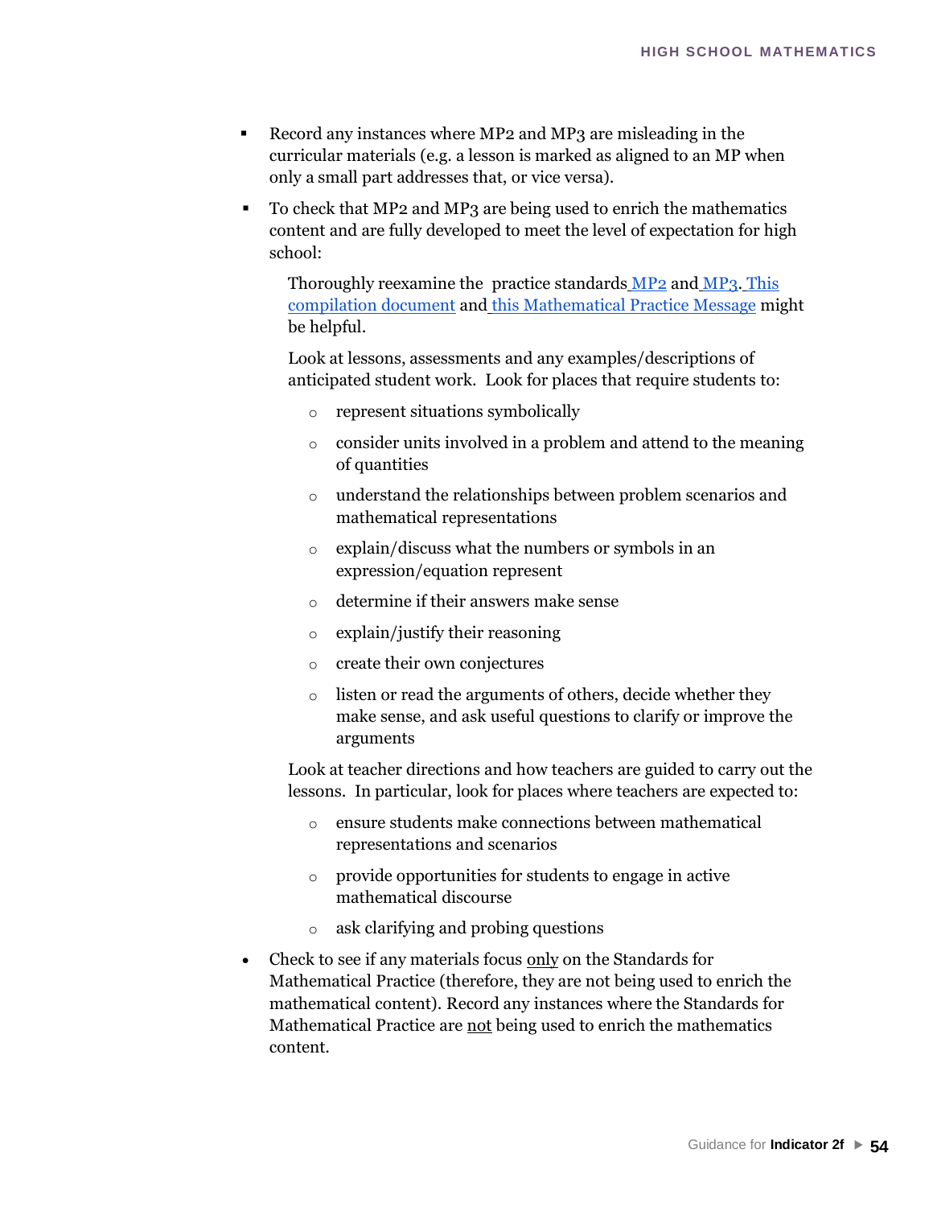- Record any instances where MP2 and MP3 are misleading in the curricular materials (e.g. a lesson is marked as aligned to an MP when only a small part addresses that, or vice versa).
- To check that MP2 and MP3 are being used to enrich the mathematics content and are fully developed to meet the level of expectation for high school:

  Thoroughly reexamine the practice standards MP2 and MP3. This compilation document and this Mathematical Practice Message might be helpful.

  Look at lessons, assessments and any examples/descriptions of anticipated student work. Look for places that require students to:

  - represent situations symbolically
  - consider units involved in a problem and attend to the meaning of quantities
  - understand the relationships between problem scenarios and mathematical representations
  - explain/discuss what the numbers or symbols in an expression/equation represent
  - determine if their answers make sense
  - explain/justify their reasoning
  - create their own conjectures
  - listen or read the arguments of others, decide whether they make sense, and ask useful questions to clarify or improve the arguments

  Look at teacher directions and how teachers are guided to carry out the lessons. In particular, look for places where teachers are expected to:

  - ensure students make connections between mathematical representations and scenarios
  - provide opportunities for students to engage in active mathematical discourse
  - ask clarifying and probing questions

- Check to see if any materials focus only on the Standards for Mathematical Practice (therefore, they are not being used to enrich the mathematical content). Record any instances where the Standards for Mathematical Practice are not being used to enrich the mathematics content.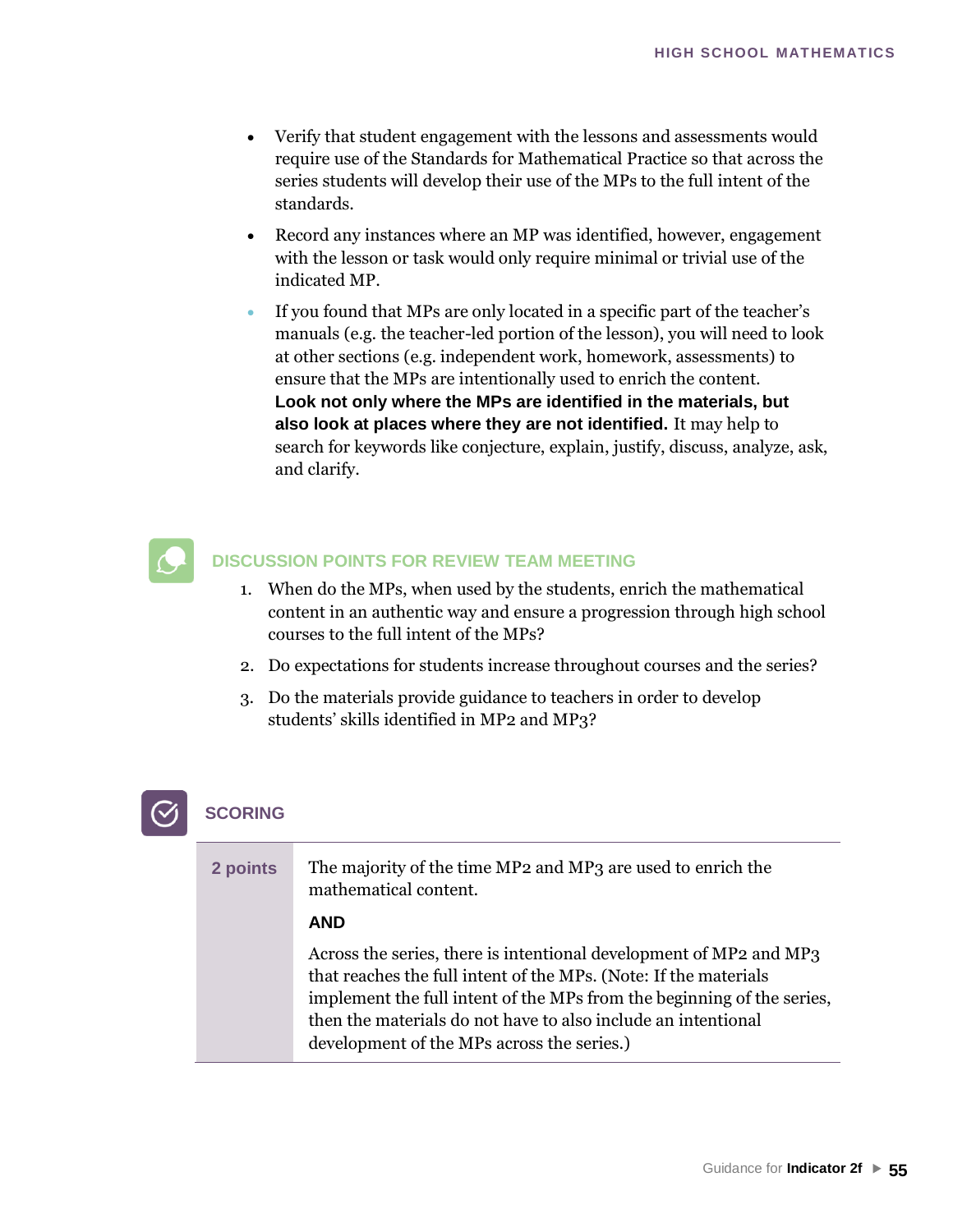- Verify that student engagement with the lessons and assessments would require use of the Standards for Mathematical Practice so that across the series students will develop their use of the MPs to the full intent of the standards.
- Record any instances where an MP was identified, however, engagement with the lesson or task would only require minimal or trivial use of the indicated MP.
- If you found that MPs are only located in a specific part of the teacher's manuals (e.g. the teacher-led portion of the lesson), you will need to look at other sections (e.g. independent work, homework, assessments) to ensure that the MPs are intentionally used to enrich the content. **Look not only where the MPs are identified in the materials, but also look at places where they are not identified.** It may help to search for keywords like conjecture, explain, justify, discuss, analyze, ask, and clarify.

## DISCUSSION POINTS FOR REVIEW TEAM MEETING

1. When do the MPs, when used by the students, enrich the mathematical content in an authentic way and ensure a progression through high school courses to the full intent of the MPs?
2. Do expectations for students increase throughout courses and the series?
3. Do the materials provide guidance to teachers in order to develop students' skills identified in MP2 and MP3?

## SCORING

| | |
|---|---|
| **2 points** | The majority of the time MP2 and MP3 are used to enrich the mathematical content.<br><br>**AND**<br><br>Across the series, there is intentional development of MP2 and MP3 that reaches the full intent of the MPs. (Note: If the materials implement the full intent of the MPs from the beginning of the series, then the materials do not have to also include an intentional development of the MPs across the series.) |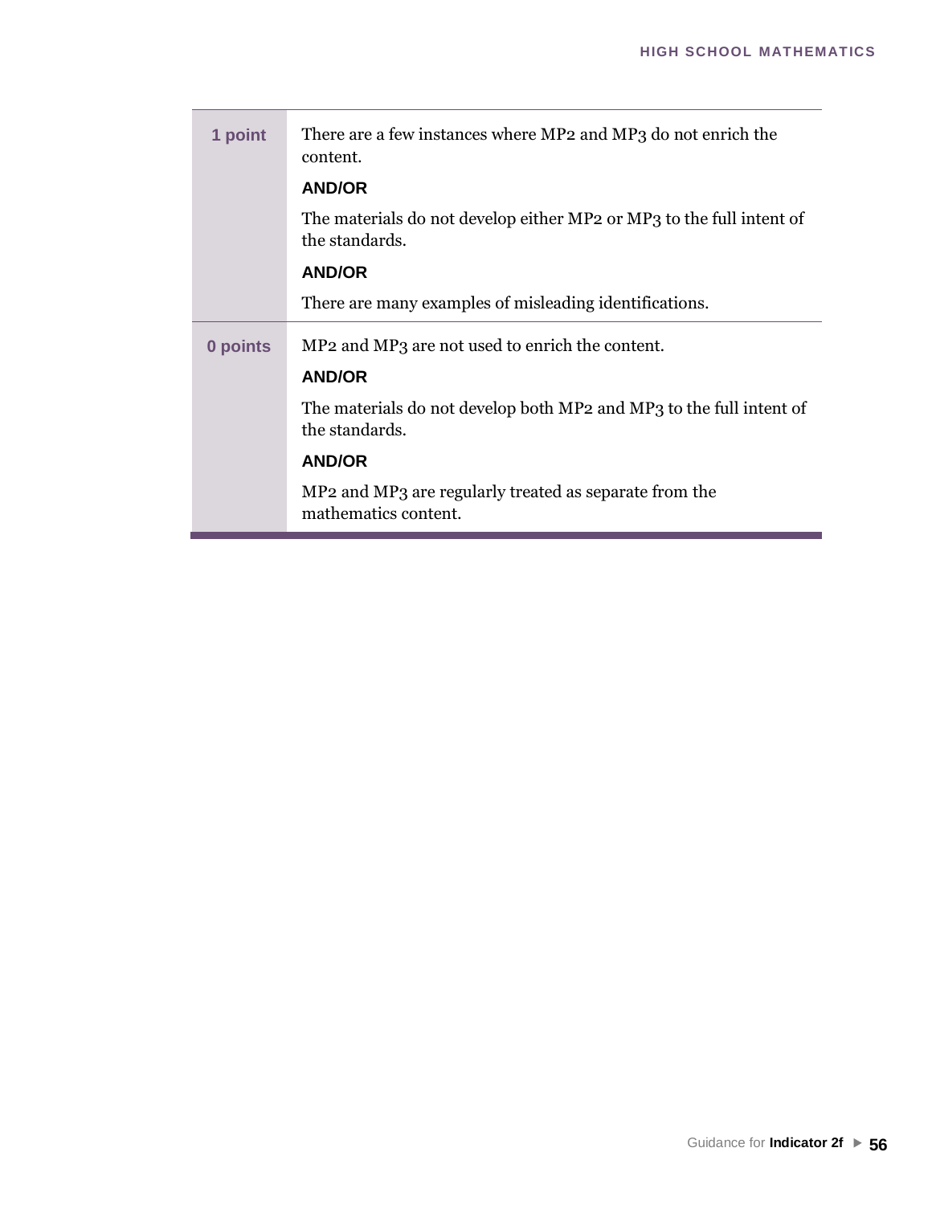| | |
|---|---|
| **1 point** | There are a few instances where MP2 and MP3 do not enrich the content.<br>**AND/OR**<br>The materials do not develop either MP2 or MP3 to the full intent of the standards.<br>**AND/OR**<br>There are many examples of misleading identifications. |
| **0 points** | MP2 and MP3 are not used to enrich the content.<br>**AND/OR**<br>The materials do not develop both MP2 and MP3 to the full intent of the standards.<br>**AND/OR**<br>MP2 and MP3 are regularly treated as separate from the mathematics content. |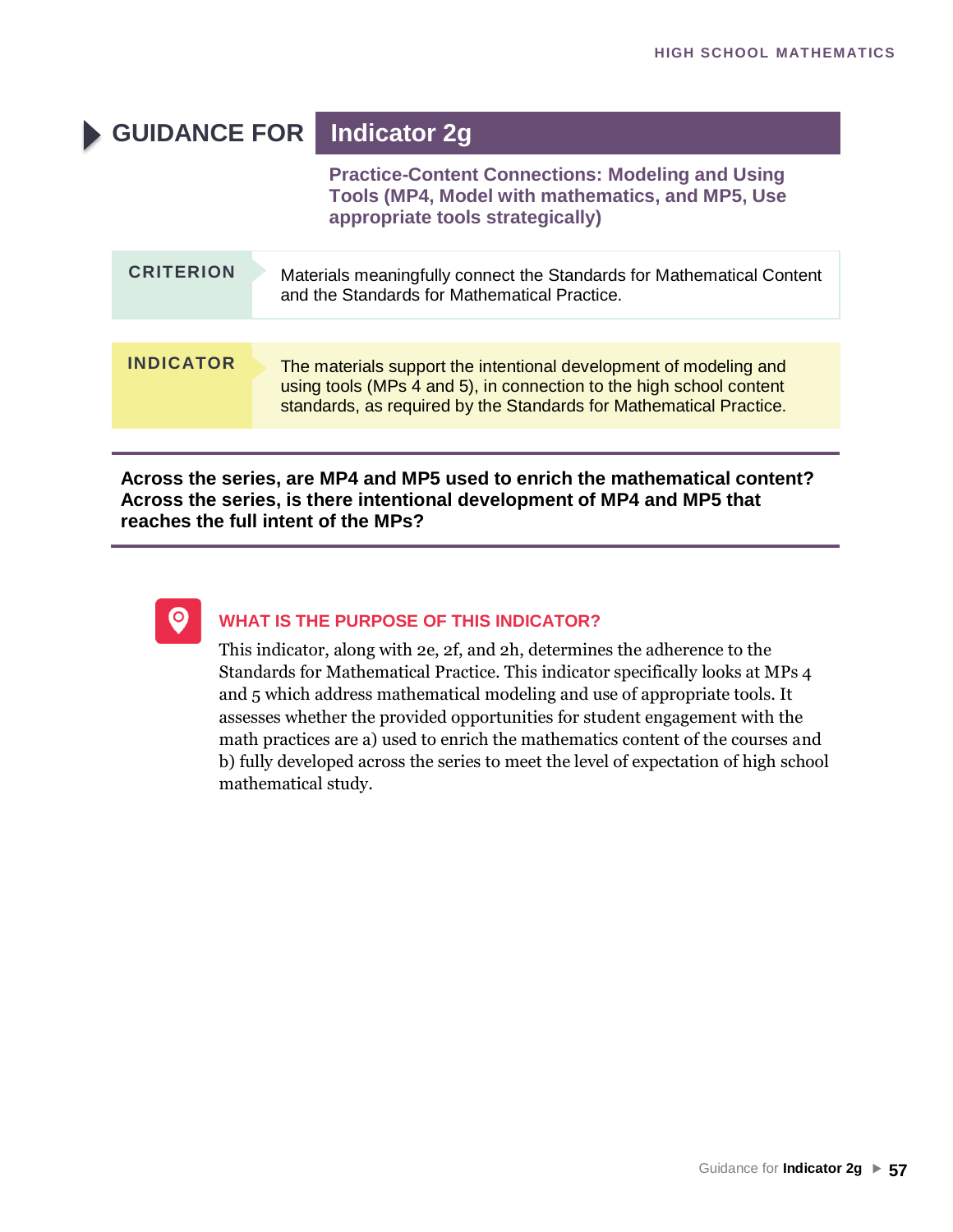# GUIDANCE FOR Indicator 2g

**Practice-Content Connections: Modeling and Using Tools (MP4, Model with mathematics, and MP5, Use appropriate tools strategically)**

| CRITERION | Materials meaningfully connect the Standards for Mathematical Content and the Standards for Mathematical Practice. |
|---|---|

| INDICATOR | The materials support the intentional development of modeling and using tools (MPs 4 and 5), in connection to the high school content standards, as required by the Standards for Mathematical Practice. |
|---|---|

**Across the series, are MP4 and MP5 used to enrich the mathematical content? Across the series, is there intentional development of MP4 and MP5 that reaches the full intent of the MPs?**

## WHAT IS THE PURPOSE OF THIS INDICATOR?

This indicator, along with 2e, 2f, and 2h, determines the adherence to the Standards for Mathematical Practice. This indicator specifically looks at MPs 4 and 5 which address mathematical modeling and use of appropriate tools. It assesses whether the provided opportunities for student engagement with the math practices are a) used to enrich the mathematics content of the courses and b) fully developed across the series to meet the level of expectation of high school mathematical study.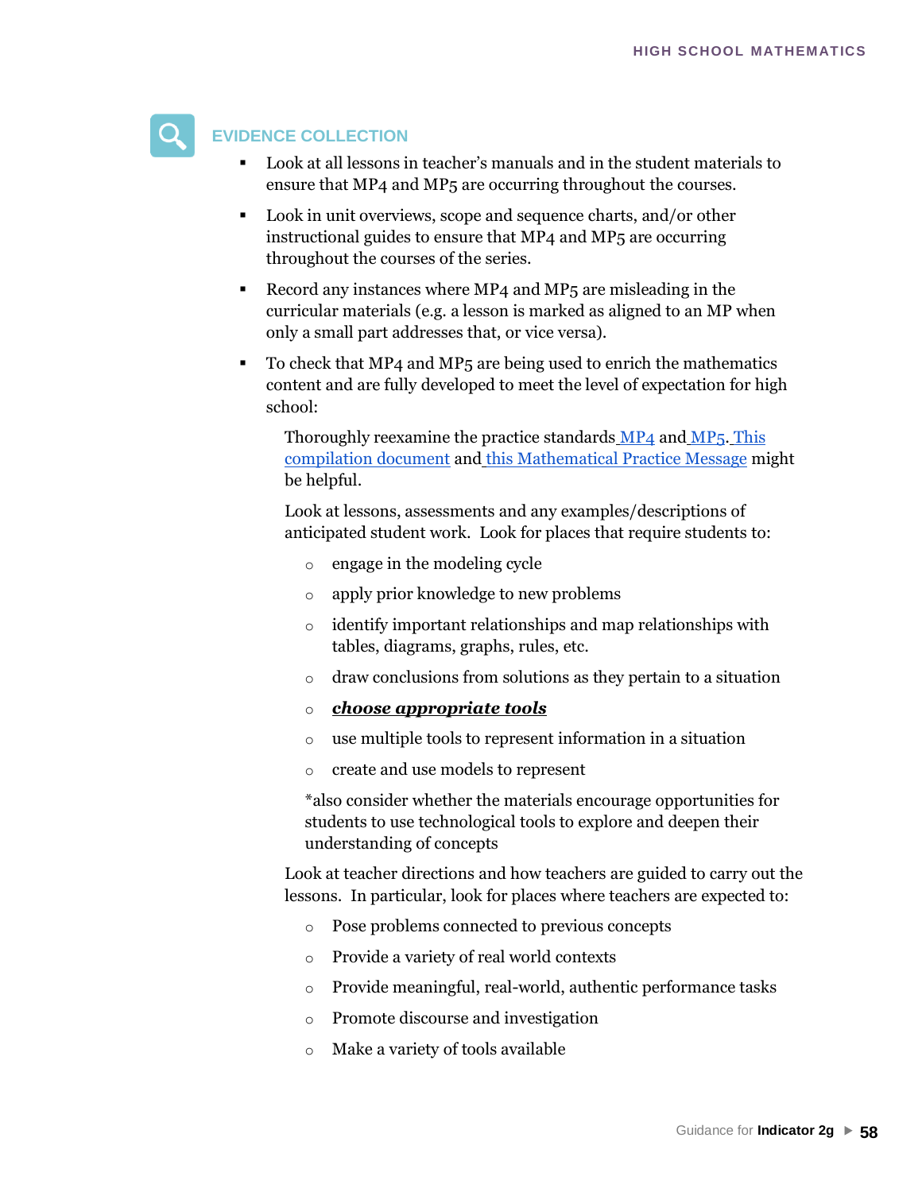## EVIDENCE COLLECTION

- Look at all lessons in teacher's manuals and in the student materials to ensure that MP4 and MP5 are occurring throughout the courses.
- Look in unit overviews, scope and sequence charts, and/or other instructional guides to ensure that MP4 and MP5 are occurring throughout the courses of the series.
- Record any instances where MP4 and MP5 are misleading in the curricular materials (e.g. a lesson is marked as aligned to an MP when only a small part addresses that, or vice versa).
- To check that MP4 and MP5 are being used to enrich the mathematics content and are fully developed to meet the level of expectation for high school:

  Thoroughly reexamine the practice standards MP4 and MP5. This compilation document and this Mathematical Practice Message might be helpful.

  Look at lessons, assessments and any examples/descriptions of anticipated student work. Look for places that require students to:

  - engage in the modeling cycle
  - apply prior knowledge to new problems
  - identify important relationships and map relationships with tables, diagrams, graphs, rules, etc.
  - draw conclusions from solutions as they pertain to a situation
  - ***choose appropriate tools***
  - use multiple tools to represent information in a situation
  - create and use models to represent

  *also consider whether the materials encourage opportunities for students to use technological tools to explore and deepen their understanding of concepts

  Look at teacher directions and how teachers are guided to carry out the lessons. In particular, look for places where teachers are expected to:

  - Pose problems connected to previous concepts
  - Provide a variety of real world contexts
  - Provide meaningful, real-world, authentic performance tasks
  - Promote discourse and investigation
  - Make a variety of tools available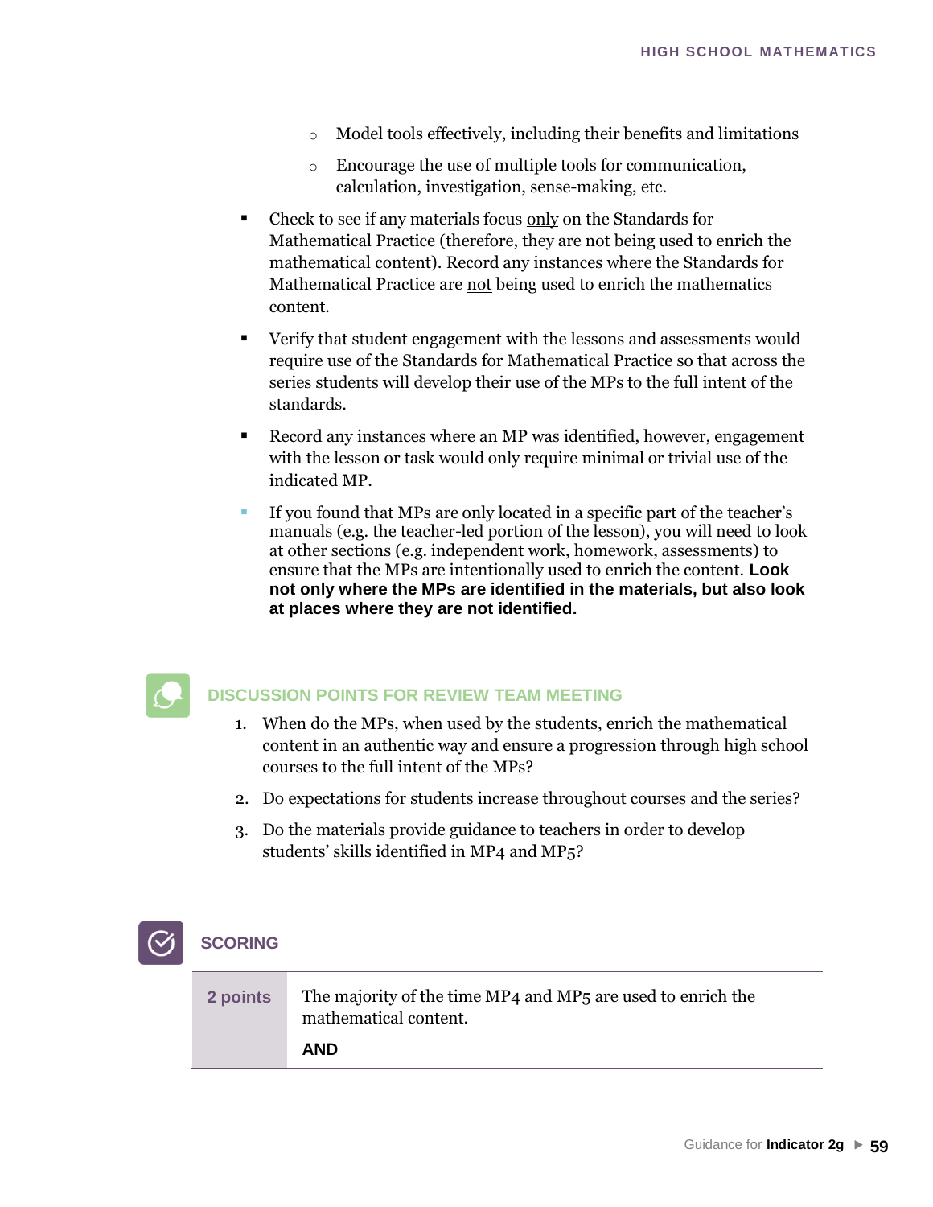- Model tools effectively, including their benefits and limitations
  - Encourage the use of multiple tools for communication, calculation, investigation, sense-making, etc.

- Check to see if any materials focus <u>only</u> on the Standards for Mathematical Practice (therefore, they are not being used to enrich the mathematical content). Record any instances where the Standards for Mathematical Practice are <u>not</u> being used to enrich the mathematics content.
- Verify that student engagement with the lessons and assessments would require use of the Standards for Mathematical Practice so that across the series students will develop their use of the MPs to the full intent of the standards.
- Record any instances where an MP was identified, however, engagement with the lesson or task would only require minimal or trivial use of the indicated MP.
- If you found that MPs are only located in a specific part of the teacher's manuals (e.g. the teacher-led portion of the lesson), you will need to look at other sections (e.g. independent work, homework, assessments) to ensure that the MPs are intentionally used to enrich the content. **Look not only where the MPs are identified in the materials, but also look at places where they are not identified.**

## DISCUSSION POINTS FOR REVIEW TEAM MEETING

1. When do the MPs, when used by the students, enrich the mathematical content in an authentic way and ensure a progression through high school courses to the full intent of the MPs?
2. Do expectations for students increase throughout courses and the series?
3. Do the materials provide guidance to teachers in order to develop students' skills identified in MP4 and MP5?

## SCORING

| | |
|---|---|
| **2 points** | The majority of the time MP4 and MP5 are used to enrich the mathematical content.<br><br>**AND** |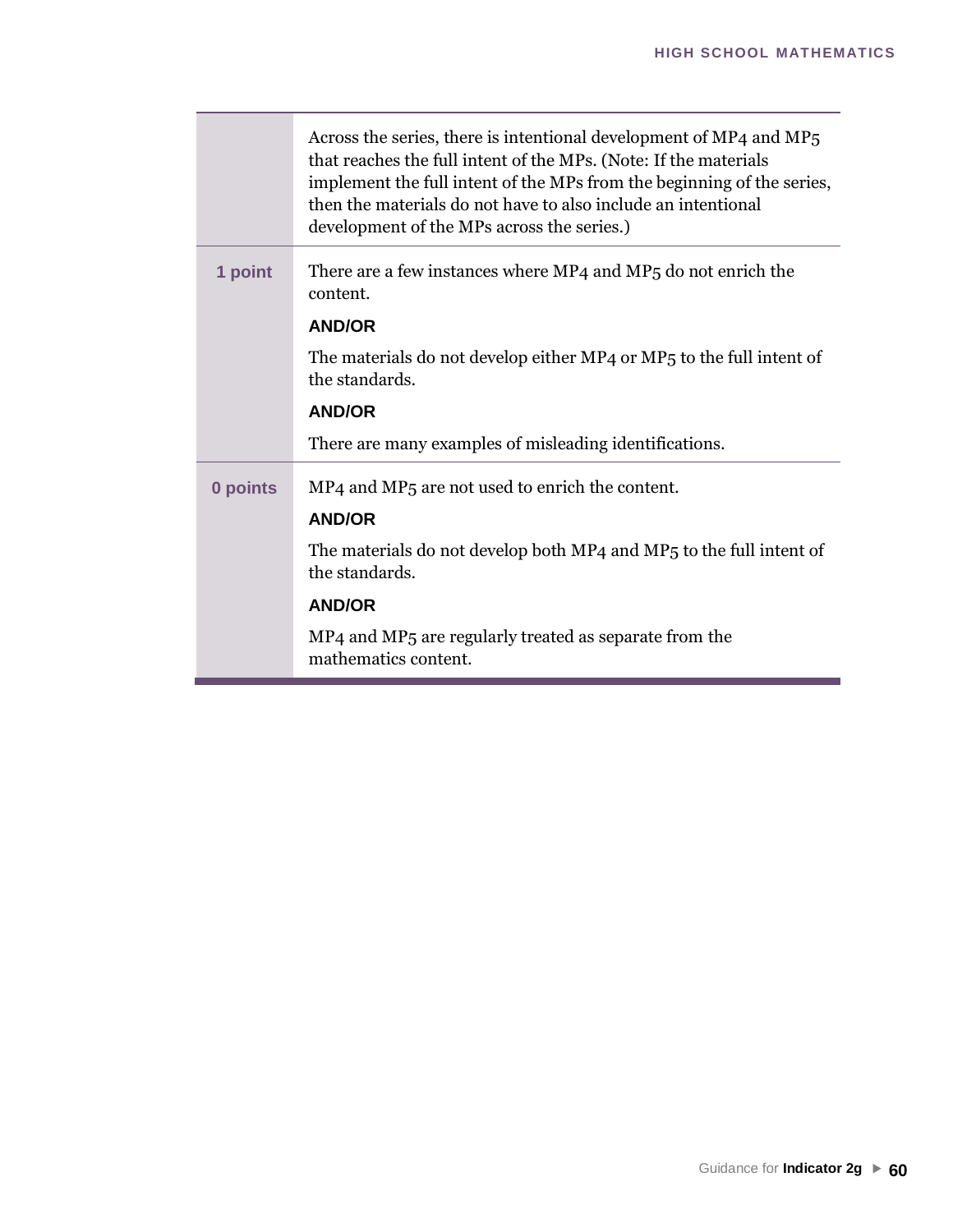| | |
|---|---|
| | Across the series, there is intentional development of MP4 and MP5 that reaches the full intent of the MPs. (Note: If the materials implement the full intent of the MPs from the beginning of the series, then the materials do not have to also include an intentional development of the MPs across the series.) |
| **1 point** | There are a few instances where MP4 and MP5 do not enrich the content.<br>**AND/OR**<br>The materials do not develop either MP4 or MP5 to the full intent of the standards.<br>**AND/OR**<br>There are many examples of misleading identifications. |
| **0 points** | MP4 and MP5 are not used to enrich the content.<br>**AND/OR**<br>The materials do not develop both MP4 and MP5 to the full intent of the standards.<br>**AND/OR**<br>MP4 and MP5 are regularly treated as separate from the mathematics content. |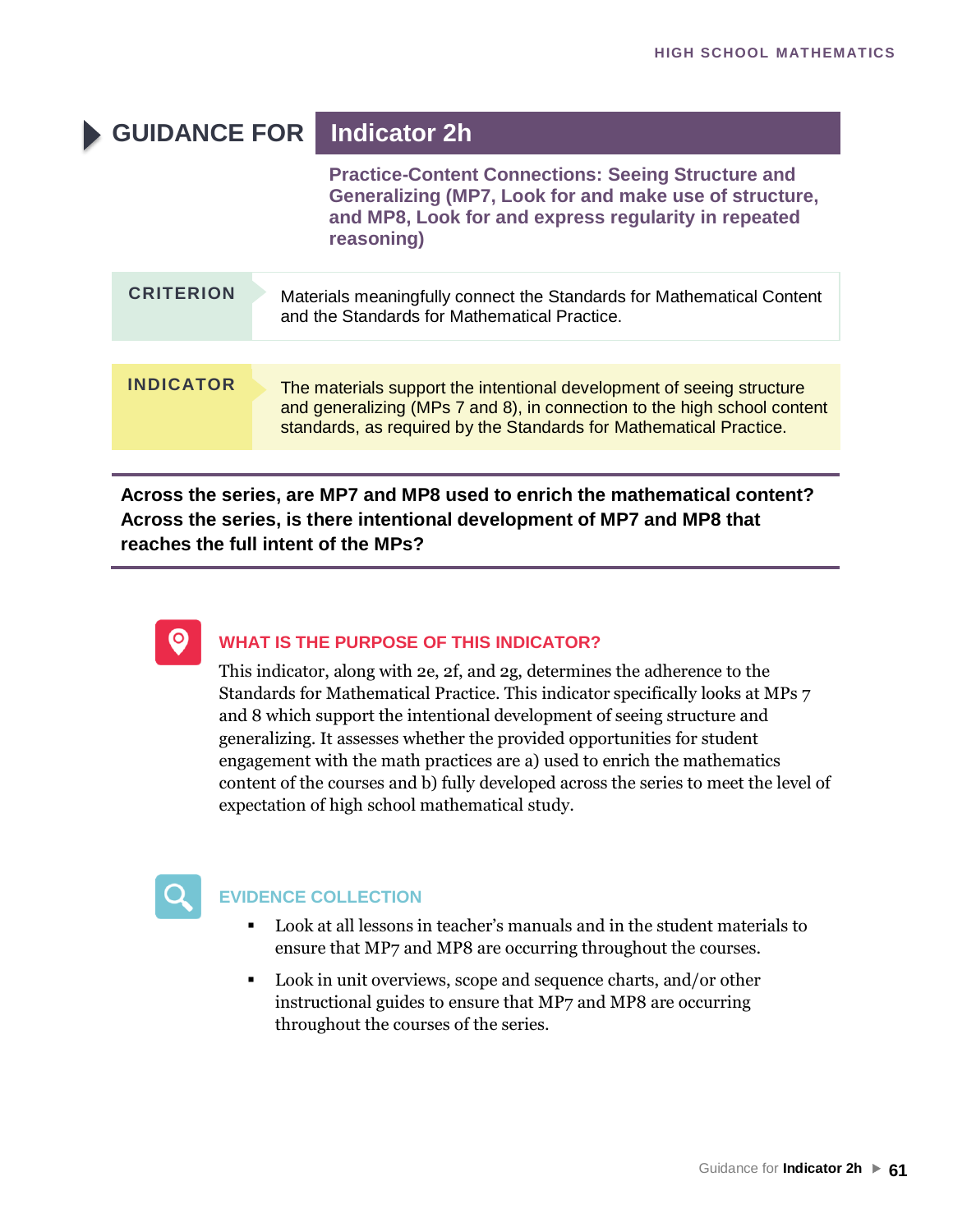# GUIDANCE FOR Indicator 2h

## Practice-Content Connections: Seeing Structure and Generalizing (MP7, Look for and make use of structure, and MP8, Look for and express regularity in repeated reasoning)

| CRITERION | Materials meaningfully connect the Standards for Mathematical Content and the Standards for Mathematical Practice. |
|---|---|

| INDICATOR | The materials support the intentional development of seeing structure and generalizing (MPs 7 and 8), in connection to the high school content standards, as required by the Standards for Mathematical Practice. |
|---|---|

**Across the series, are MP7 and MP8 used to enrich the mathematical content? Across the series, is there intentional development of MP7 and MP8 that reaches the full intent of the MPs?**

### WHAT IS THE PURPOSE OF THIS INDICATOR?

This indicator, along with 2e, 2f, and 2g, determines the adherence to the Standards for Mathematical Practice. This indicator specifically looks at MPs 7 and 8 which support the intentional development of seeing structure and generalizing. It assesses whether the provided opportunities for student engagement with the math practices are a) used to enrich the mathematics content of the courses and b) fully developed across the series to meet the level of expectation of high school mathematical study.

### EVIDENCE COLLECTION

- Look at all lessons in teacher's manuals and in the student materials to ensure that MP7 and MP8 are occurring throughout the courses.
- Look in unit overviews, scope and sequence charts, and/or other instructional guides to ensure that MP7 and MP8 are occurring throughout the courses of the series.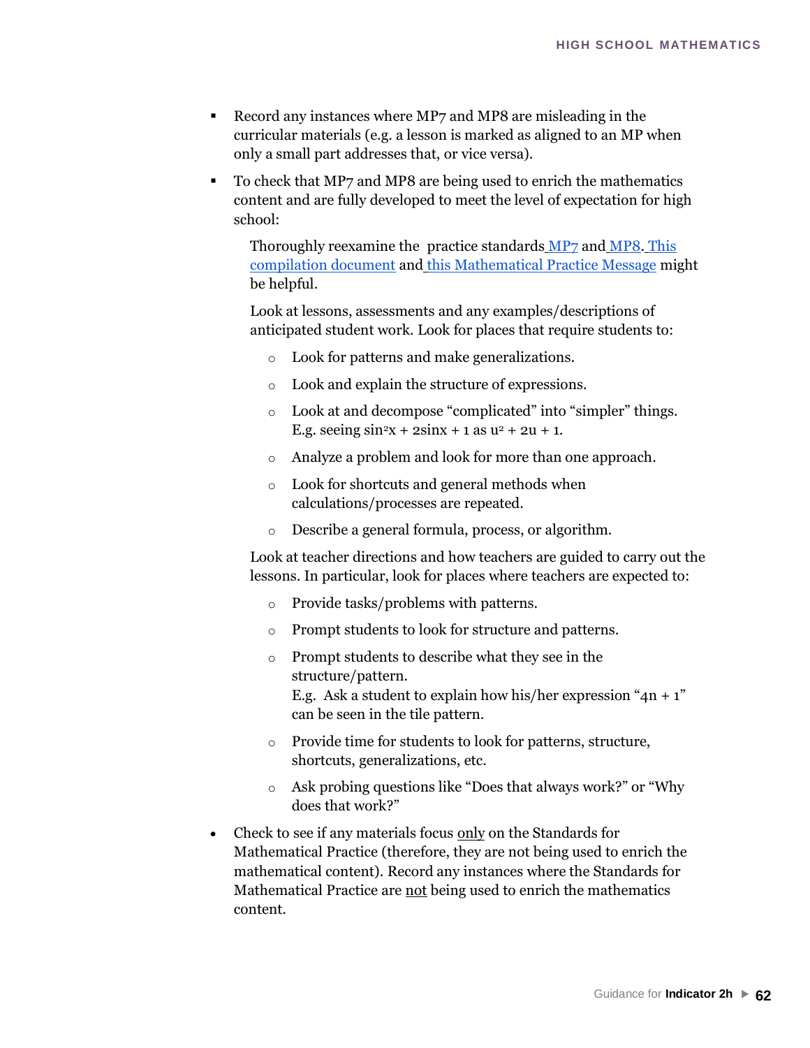- Record any instances where MP7 and MP8 are misleading in the curricular materials (e.g. a lesson is marked as aligned to an MP when only a small part addresses that, or vice versa).
- To check that MP7 and MP8 are being used to enrich the mathematics content and are fully developed to meet the level of expectation for high school:

  Thoroughly reexamine the practice standards MP7 and MP8. This compilation document and this Mathematical Practice Message might be helpful.

  Look at lessons, assessments and any examples/descriptions of anticipated student work. Look for places that require students to:

  - Look for patterns and make generalizations.
  - Look and explain the structure of expressions.
  - Look at and decompose "complicated" into "simpler" things. E.g. seeing $\sin^2 x + 2\sin x + 1$ as $u^2 + 2u + 1$.
  - Analyze a problem and look for more than one approach.
  - Look for shortcuts and general methods when calculations/processes are repeated.
  - Describe a general formula, process, or algorithm.

  Look at teacher directions and how teachers are guided to carry out the lessons. In particular, look for places where teachers are expected to:

  - Provide tasks/problems with patterns.
  - Prompt students to look for structure and patterns.
  - Prompt students to describe what they see in the structure/pattern.
    E.g. Ask a student to explain how his/her expression "$4n + 1$" can be seen in the tile pattern.
  - Provide time for students to look for patterns, structure, shortcuts, generalizations, etc.
  - Ask probing questions like "Does that always work?" or "Why does that work?"

- Check to see if any materials focus <u>only</u> on the Standards for Mathematical Practice (therefore, they are not being used to enrich the mathematical content). Record any instances where the Standards for Mathematical Practice are <u>not</u> being used to enrich the mathematics content.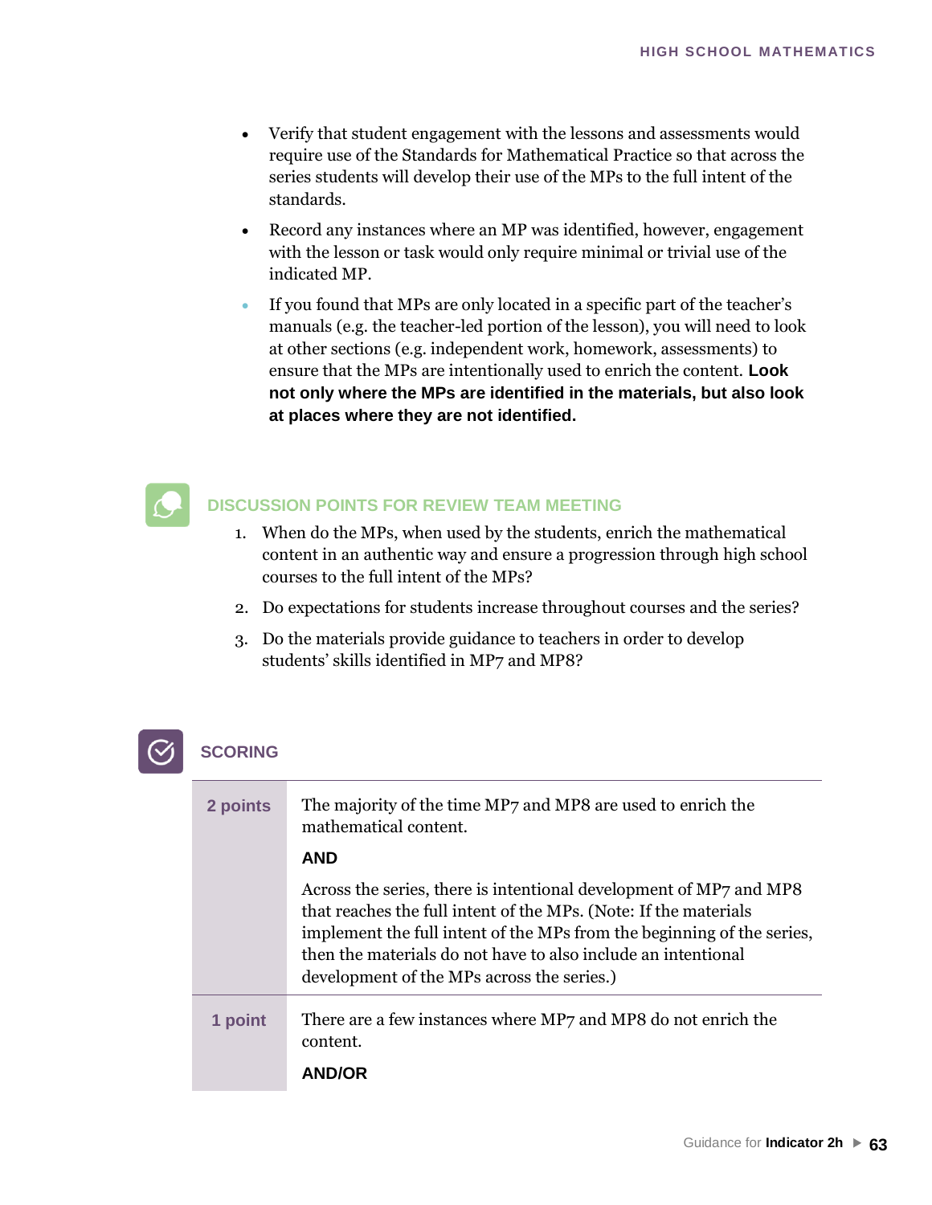- Verify that student engagement with the lessons and assessments would require use of the Standards for Mathematical Practice so that across the series students will develop their use of the MPs to the full intent of the standards.
- Record any instances where an MP was identified, however, engagement with the lesson or task would only require minimal or trivial use of the indicated MP.
- If you found that MPs are only located in a specific part of the teacher's manuals (e.g. the teacher-led portion of the lesson), you will need to look at other sections (e.g. independent work, homework, assessments) to ensure that the MPs are intentionally used to enrich the content. **Look not only where the MPs are identified in the materials, but also look at places where they are not identified.**

## DISCUSSION POINTS FOR REVIEW TEAM MEETING

1. When do the MPs, when used by the students, enrich the mathematical content in an authentic way and ensure a progression through high school courses to the full intent of the MPs?
2. Do expectations for students increase throughout courses and the series?
3. Do the materials provide guidance to teachers in order to develop students' skills identified in MP7 and MP8?

## SCORING

| | |
|---|---|
| **2 points** | The majority of the time MP7 and MP8 are used to enrich the mathematical content.<br><br>**AND**<br><br>Across the series, there is intentional development of MP7 and MP8 that reaches the full intent of the MPs. (Note: If the materials implement the full intent of the MPs from the beginning of the series, then the materials do not have to also include an intentional development of the MPs across the series.) |
| **1 point** | There are a few instances where MP7 and MP8 do not enrich the content.<br><br>**AND/OR** |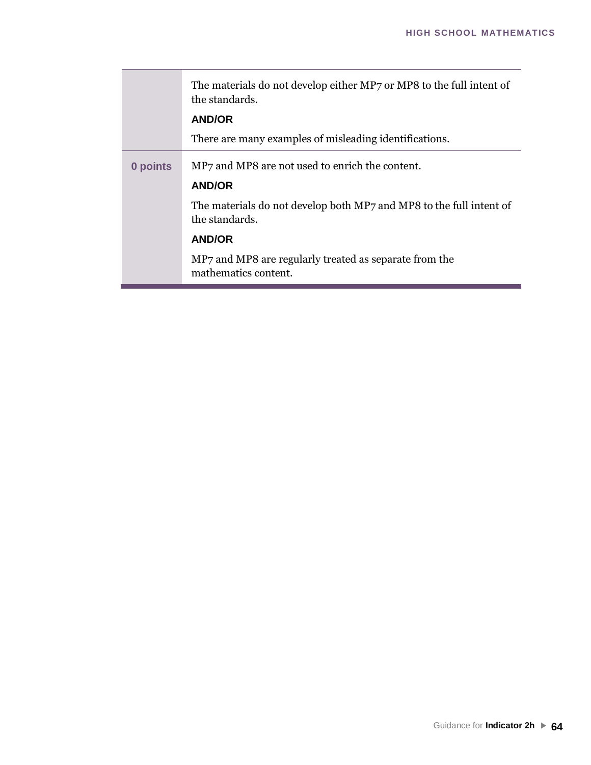| | |
|---|---|
| | The materials do not develop either MP7 or MP8 to the full intent of the standards.<br>**AND/OR**<br>There are many examples of misleading identifications. |
| **0 points** | MP7 and MP8 are not used to enrich the content.<br>**AND/OR**<br>The materials do not develop both MP7 and MP8 to the full intent of the standards.<br>**AND/OR**<br>MP7 and MP8 are regularly treated as separate from the mathematics content. |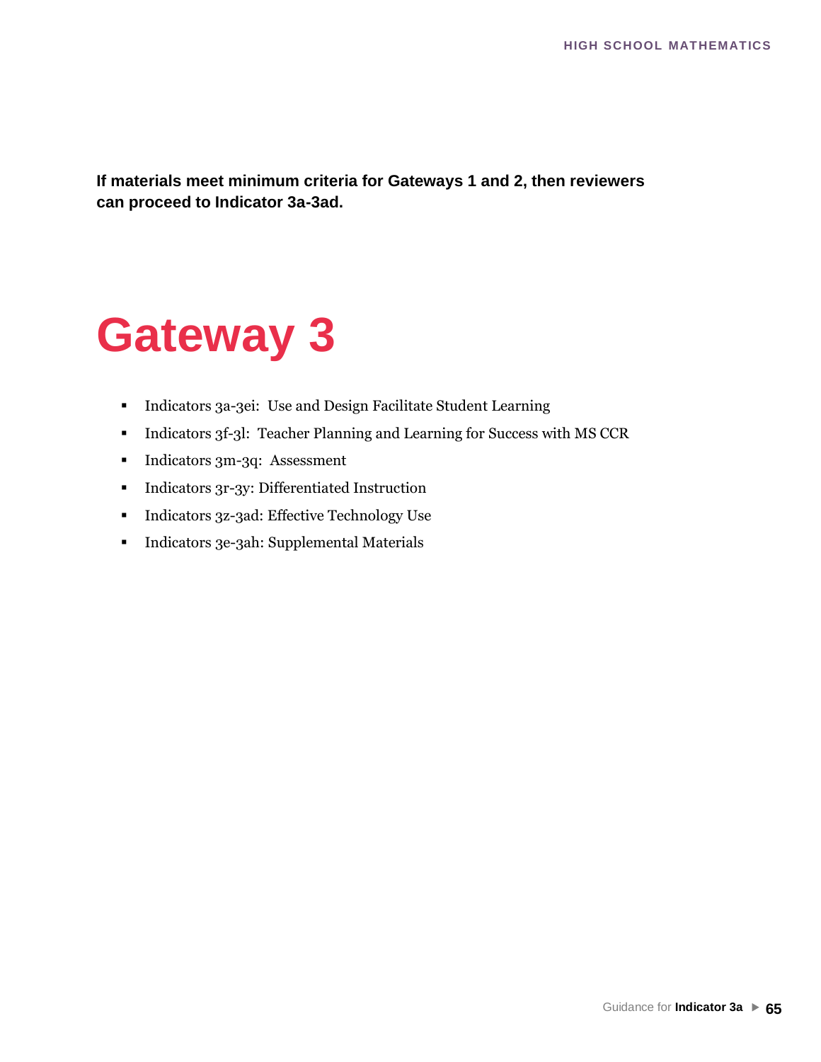**If materials meet minimum criteria for Gateways 1 and 2, then reviewers can proceed to Indicator 3a-3ad.**

# Gateway 3

- Indicators 3a-3ei: Use and Design Facilitate Student Learning
- Indicators 3f-3l: Teacher Planning and Learning for Success with MS CCR
- Indicators 3m-3q: Assessment
- Indicators 3r-3y: Differentiated Instruction
- Indicators 3z-3ad: Effective Technology Use
- Indicators 3e-3ah: Supplemental Materials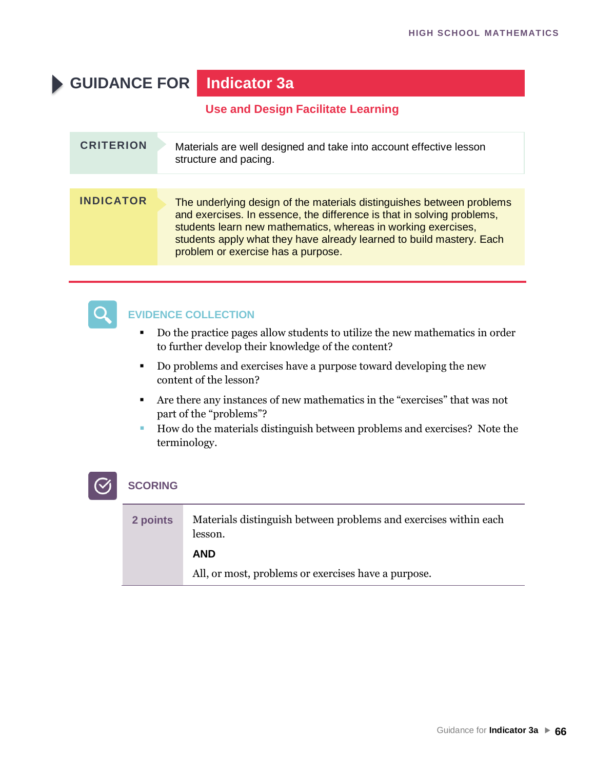# GUIDANCE FOR Indicator 3a

## Use and Design Facilitate Learning

| CRITERION | Materials are well designed and take into account effective lesson structure and pacing. |
|---|---|
| **INDICATOR** | The underlying design of the materials distinguishes between problems and exercises. In essence, the difference is that in solving problems, students learn new mathematics, whereas in working exercises, students apply what they have already learned to build mastery. Each problem or exercise has a purpose. |

### EVIDENCE COLLECTION

- Do the practice pages allow students to utilize the new mathematics in order to further develop their knowledge of the content?
- Do problems and exercises have a purpose toward developing the new content of the lesson?
- Are there any instances of new mathematics in the "exercises" that was not part of the "problems"?
- How do the materials distinguish between problems and exercises? Note the terminology.

### SCORING

| | |
|---|---|
| **2 points** | Materials distinguish between problems and exercises within each lesson.<br>**AND**<br>All, or most, problems or exercises have a purpose. |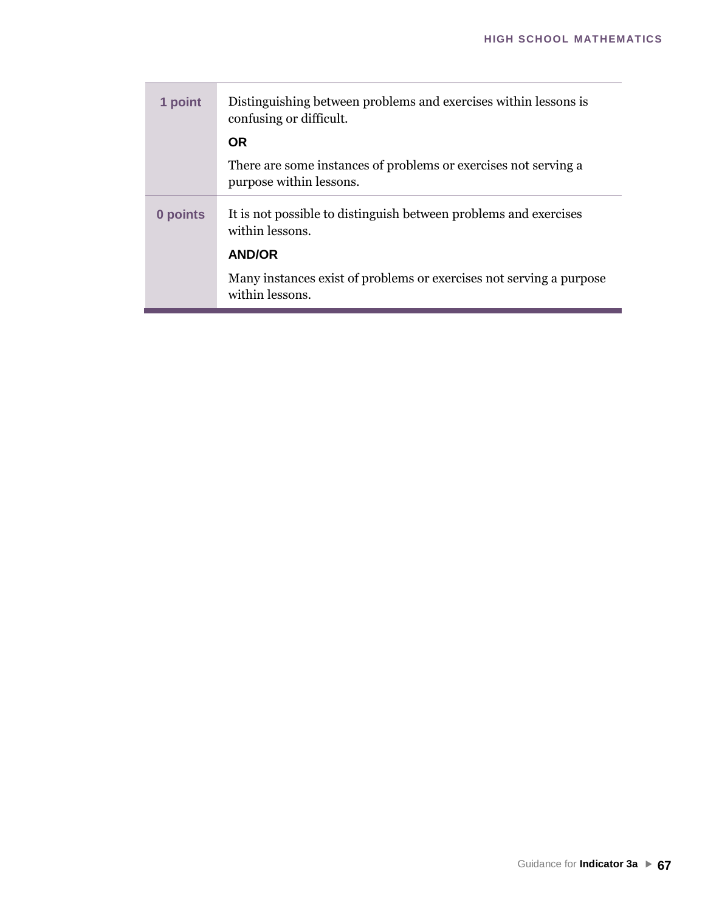| | |
|---|---|
| **1 point** | Distinguishing between problems and exercises within lessons is confusing or difficult.<br>**OR**<br>There are some instances of problems or exercises not serving a purpose within lessons. |
| **0 points** | It is not possible to distinguish between problems and exercises within lessons.<br>**AND/OR**<br>Many instances exist of problems or exercises not serving a purpose within lessons. |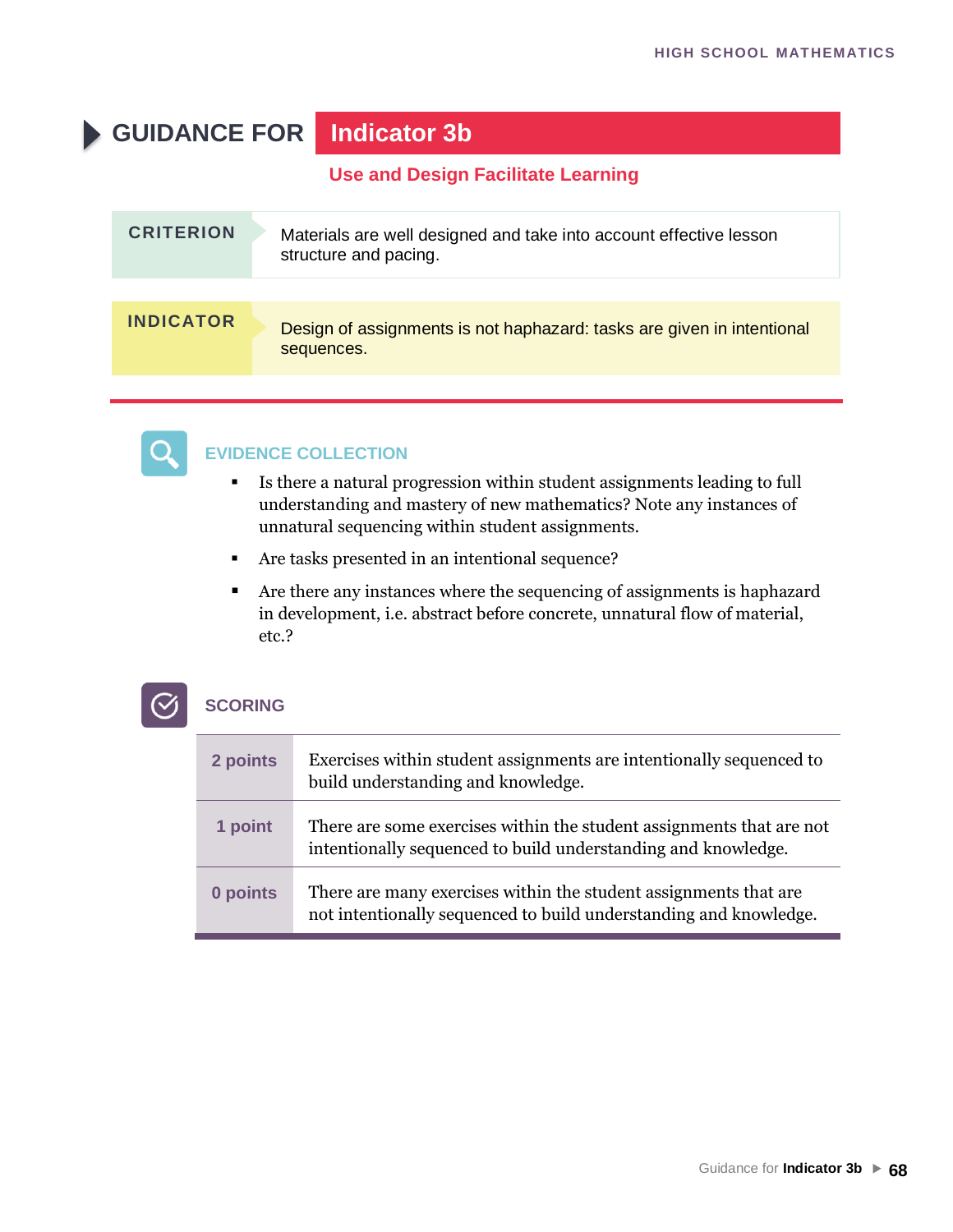# GUIDANCE FOR Indicator 3b

## Use and Design Facilitate Learning

| CRITERION | Materials are well designed and take into account effective lesson structure and pacing. |
|---|---|
| **INDICATOR** | Design of assignments is not haphazard: tasks are given in intentional sequences. |

### EVIDENCE COLLECTION

- Is there a natural progression within student assignments leading to full understanding and mastery of new mathematics? Note any instances of unnatural sequencing within student assignments.
- Are tasks presented in an intentional sequence?
- Are there any instances where the sequencing of assignments is haphazard in development, i.e. abstract before concrete, unnatural flow of material, etc.?

### SCORING

| Points | Description |
|---|---|
| **2 points** | Exercises within student assignments are intentionally sequenced to build understanding and knowledge. |
| **1 point** | There are some exercises within the student assignments that are not intentionally sequenced to build understanding and knowledge. |
| **0 points** | There are many exercises within the student assignments that are not intentionally sequenced to build understanding and knowledge. |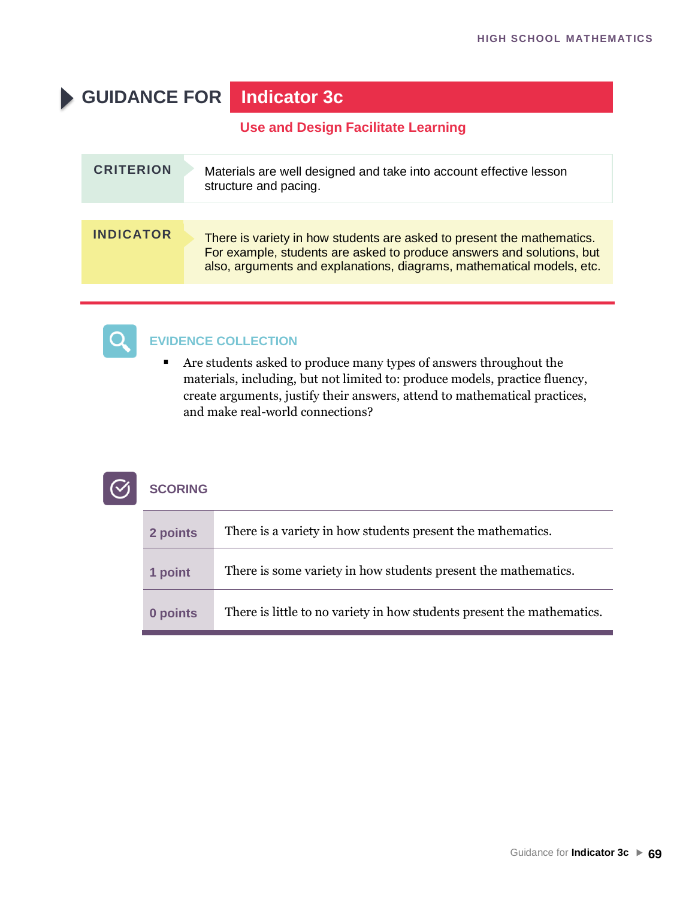# GUIDANCE FOR Indicator 3c

## Use and Design Facilitate Learning

| CRITERION | Materials are well designed and take into account effective lesson structure and pacing. |
|---|---|
| **INDICATOR** | There is variety in how students are asked to present the mathematics. For example, students are asked to produce answers and solutions, but also, arguments and explanations, diagrams, mathematical models, etc. |

### EVIDENCE COLLECTION

- Are students asked to produce many types of answers throughout the materials, including, but not limited to: produce models, practice fluency, create arguments, justify their answers, attend to mathematical practices, and make real-world connections?

### SCORING

| Points | Description |
|---|---|
| **2 points** | There is a variety in how students present the mathematics. |
| **1 point** | There is some variety in how students present the mathematics. |
| **0 points** | There is little to no variety in how students present the mathematics. |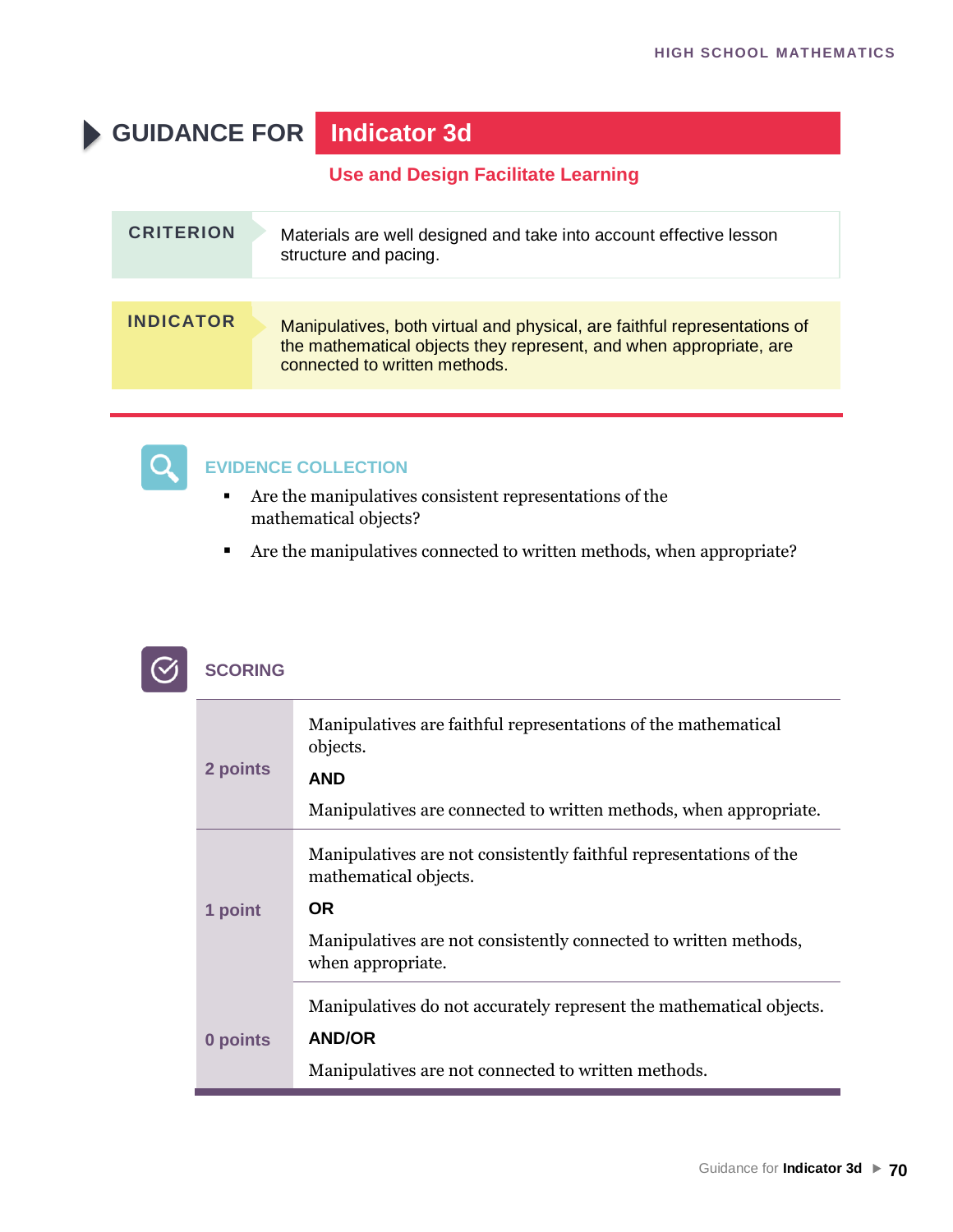# GUIDANCE FOR Indicator 3d

## Use and Design Facilitate Learning

**CRITERION**

Materials are well designed and take into account effective lesson structure and pacing.

**INDICATOR**

Manipulatives, both virtual and physical, are faithful representations of the mathematical objects they represent, and when appropriate, are connected to written methods.

### EVIDENCE COLLECTION

- Are the manipulatives consistent representations of the mathematical objects?
- Are the manipulatives connected to written methods, when appropriate?

### SCORING

| Points | Description |
|---|---|
| **2 points** | Manipulatives are faithful representations of the mathematical objects. **AND** Manipulatives are connected to written methods, when appropriate. |
| **1 point** | Manipulatives are not consistently faithful representations of the mathematical objects. **OR** Manipulatives are not consistently connected to written methods, when appropriate. |
| **0 points** | Manipulatives do not accurately represent the mathematical objects. **AND/OR** Manipulatives are not connected to written methods. |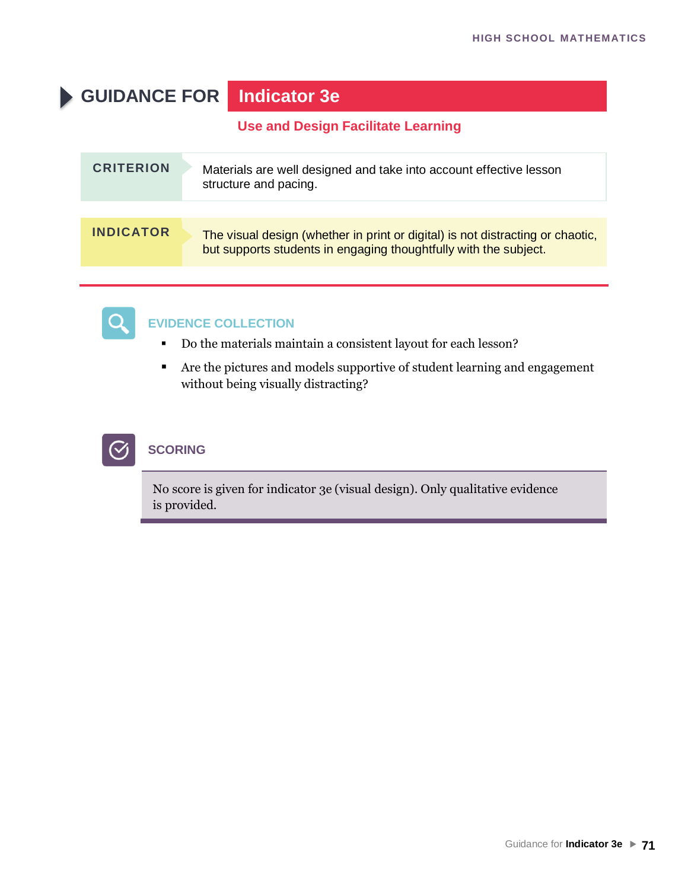# GUIDANCE FOR Indicator 3e

## Use and Design Facilitate Learning

| CRITERION | Materials are well designed and take into account effective lesson structure and pacing. |
|---|---|
| **INDICATOR** | The visual design (whether in print or digital) is not distracting or chaotic, but supports students in engaging thoughtfully with the subject. |

### EVIDENCE COLLECTION

- Do the materials maintain a consistent layout for each lesson?
- Are the pictures and models supportive of student learning and engagement without being visually distracting?

### SCORING

No score is given for indicator 3e (visual design). Only qualitative evidence is provided.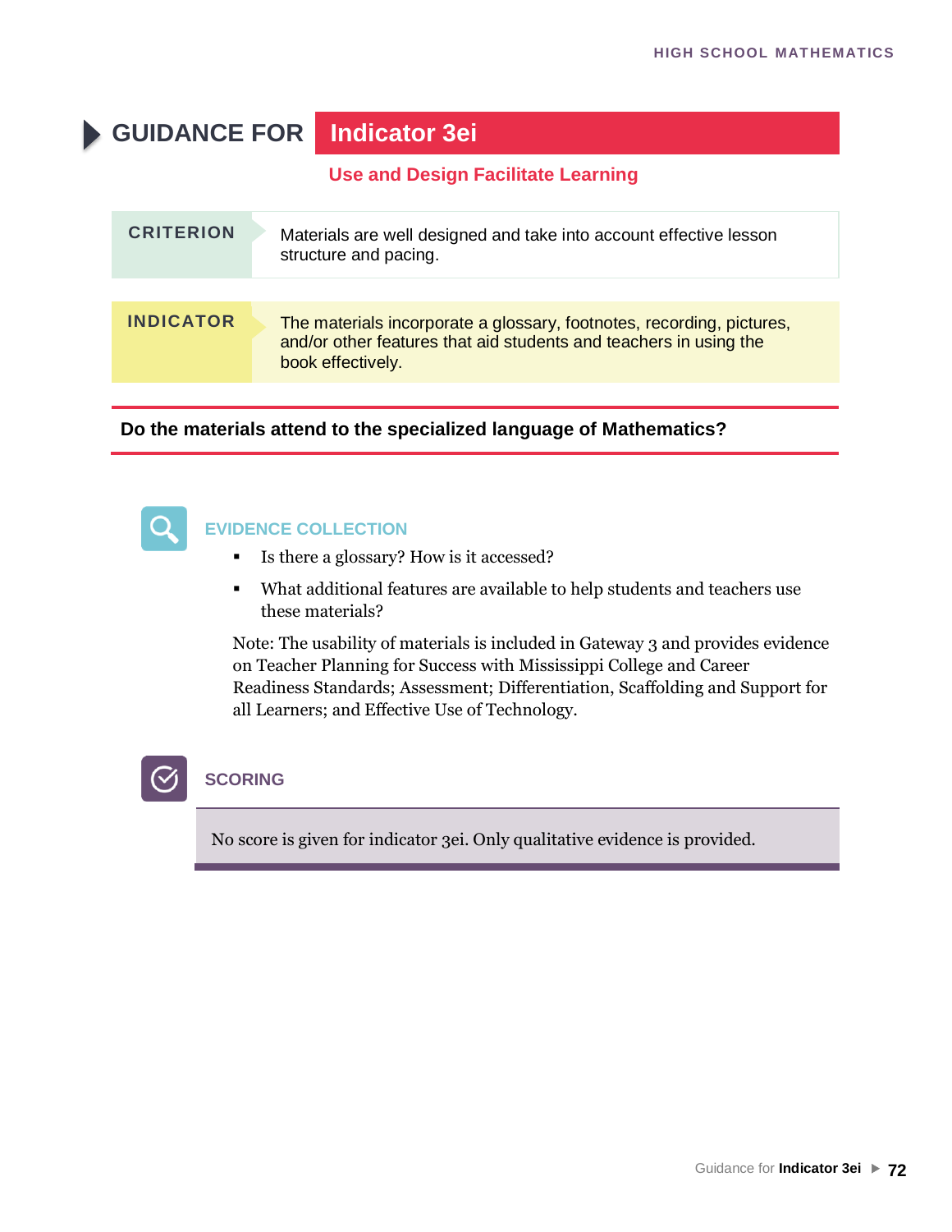# GUIDANCE FOR Indicator 3ei

## Use and Design Facilitate Learning

**CRITERION**

Materials are well designed and take into account effective lesson structure and pacing.

**INDICATOR**

The materials incorporate a glossary, footnotes, recording, pictures, and/or other features that aid students and teachers in using the book effectively.

**Do the materials attend to the specialized language of Mathematics?**

### EVIDENCE COLLECTION

- Is there a glossary? How is it accessed?
- What additional features are available to help students and teachers use these materials?

Note: The usability of materials is included in Gateway 3 and provides evidence on Teacher Planning for Success with Mississippi College and Career Readiness Standards; Assessment; Differentiation, Scaffolding and Support for all Learners; and Effective Use of Technology.

### SCORING

No score is given for indicator 3ei. Only qualitative evidence is provided.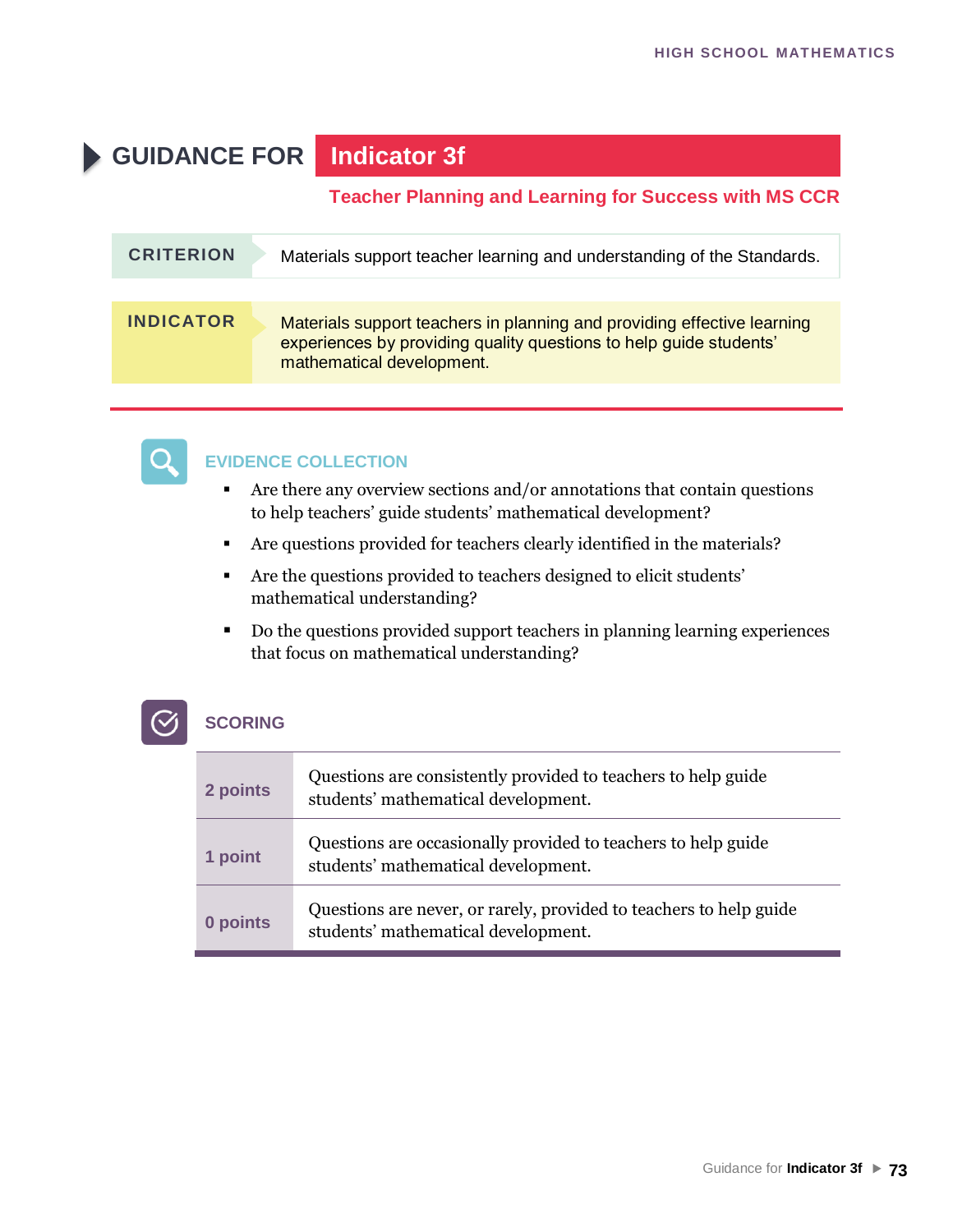# GUIDANCE FOR Indicator 3f

## Teacher Planning and Learning for Success with MS CCR

| CRITERION | Materials support teacher learning and understanding of the Standards. |
|---|---|
| **INDICATOR** | Materials support teachers in planning and providing effective learning experiences by providing quality questions to help guide students' mathematical development. |

### EVIDENCE COLLECTION

- Are there any overview sections and/or annotations that contain questions to help teachers' guide students' mathematical development?
- Are questions provided for teachers clearly identified in the materials?
- Are the questions provided to teachers designed to elicit students' mathematical understanding?
- Do the questions provided support teachers in planning learning experiences that focus on mathematical understanding?

### SCORING

| Points | Description |
|---|---|
| **2 points** | Questions are consistently provided to teachers to help guide students' mathematical development. |
| **1 point** | Questions are occasionally provided to teachers to help guide students' mathematical development. |
| **0 points** | Questions are never, or rarely, provided to teachers to help guide students' mathematical development. |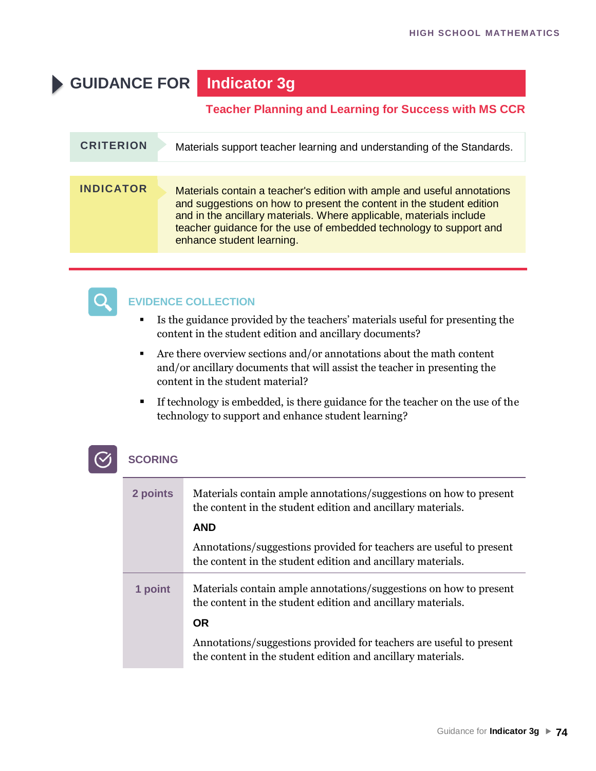# GUIDANCE FOR Indicator 3g

## Teacher Planning and Learning for Success with MS CCR

| CRITERION | Materials support teacher learning and understanding of the Standards. |
| --- | --- |
| **INDICATOR** | Materials contain a teacher's edition with ample and useful annotations and suggestions on how to present the content in the student edition and in the ancillary materials. Where applicable, materials include teacher guidance for the use of embedded technology to support and enhance student learning. |

### EVIDENCE COLLECTION

- Is the guidance provided by the teachers' materials useful for presenting the content in the student edition and ancillary documents?
- Are there overview sections and/or annotations about the math content and/or ancillary documents that will assist the teacher in presenting the content in the student material?
- If technology is embedded, is there guidance for the teacher on the use of the technology to support and enhance student learning?

### SCORING

| | |
| --- | --- |
| **2 points** | Materials contain ample annotations/suggestions on how to present the content in the student edition and ancillary materials.<br><br>**AND**<br><br>Annotations/suggestions provided for teachers are useful to present the content in the student edition and ancillary materials. |
| **1 point** | Materials contain ample annotations/suggestions on how to present the content in the student edition and ancillary materials.<br><br>**OR**<br><br>Annotations/suggestions provided for teachers are useful to present the content in the student edition and ancillary materials. |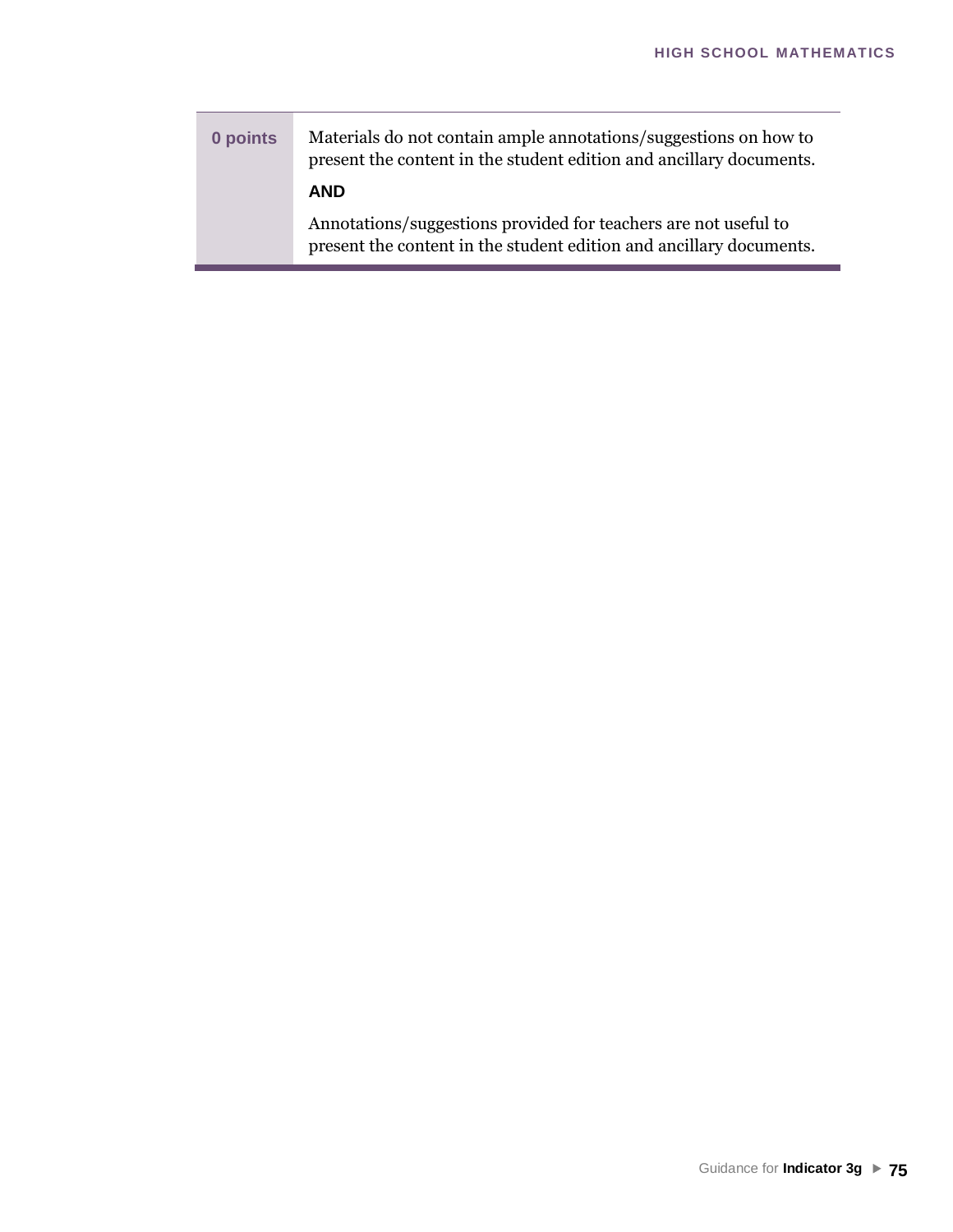| | |
|---|---|
| **0 points** | Materials do not contain ample annotations/suggestions on how to present the content in the student edition and ancillary documents.<br><br>**AND**<br><br>Annotations/suggestions provided for teachers are not useful to present the content in the student edition and ancillary documents. |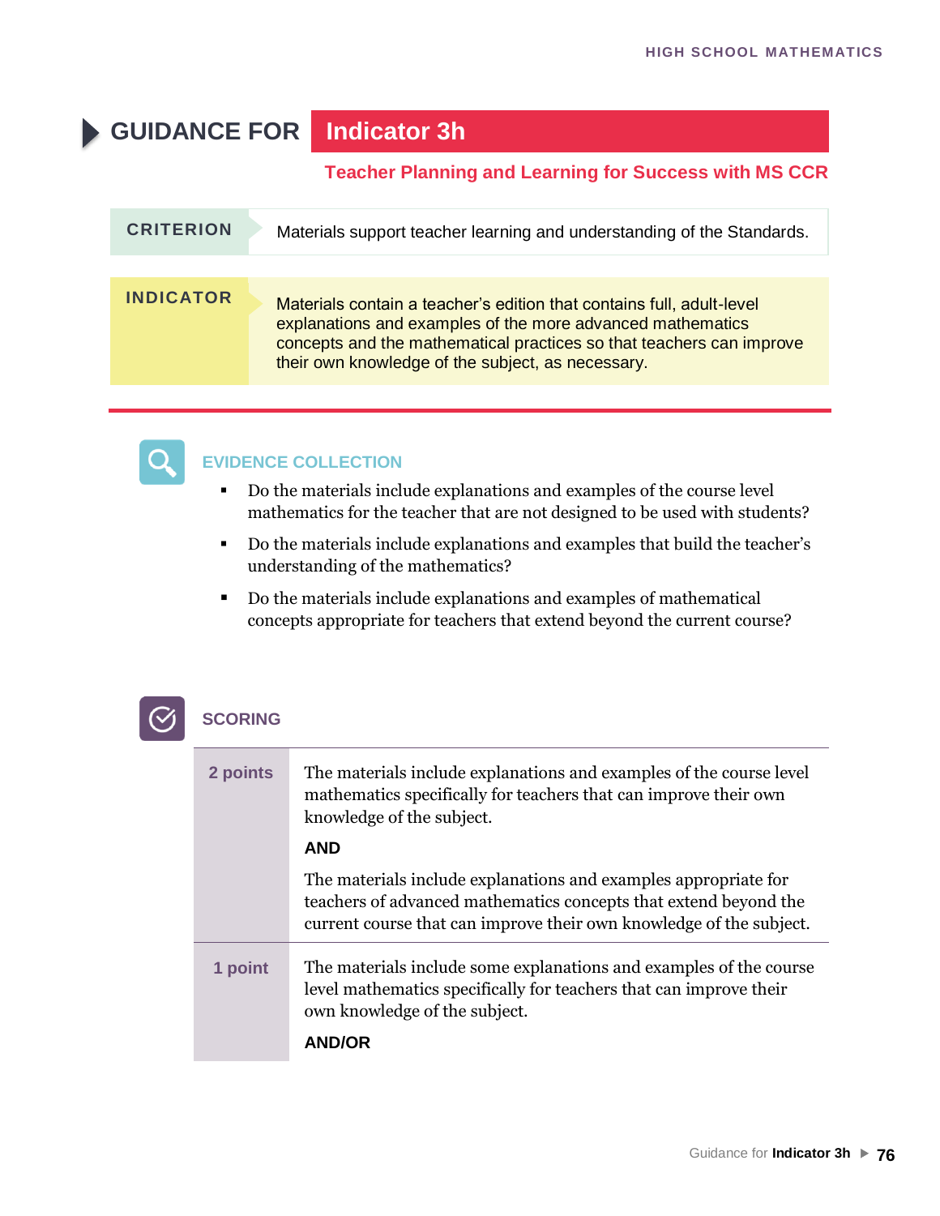# GUIDANCE FOR Indicator 3h

**Teacher Planning and Learning for Success with MS CCR**

| | |
|---|---|
| **CRITERION** | Materials support teacher learning and understanding of the Standards. |
| **INDICATOR** | Materials contain a teacher's edition that contains full, adult-level explanations and examples of the more advanced mathematics concepts and the mathematical practices so that teachers can improve their own knowledge of the subject, as necessary. |

## EVIDENCE COLLECTION

- Do the materials include explanations and examples of the course level mathematics for the teacher that are not designed to be used with students?
- Do the materials include explanations and examples that build the teacher's understanding of the mathematics?
- Do the materials include explanations and examples of mathematical concepts appropriate for teachers that extend beyond the current course?

## SCORING

| | |
|---|---|
| **2 points** | The materials include explanations and examples of the course level mathematics specifically for teachers that can improve their own knowledge of the subject.<br><br>**AND**<br><br>The materials include explanations and examples appropriate for teachers of advanced mathematics concepts that extend beyond the current course that can improve their own knowledge of the subject. |
| **1 point** | The materials include some explanations and examples of the course level mathematics specifically for teachers that can improve their own knowledge of the subject.<br><br>**AND/OR** |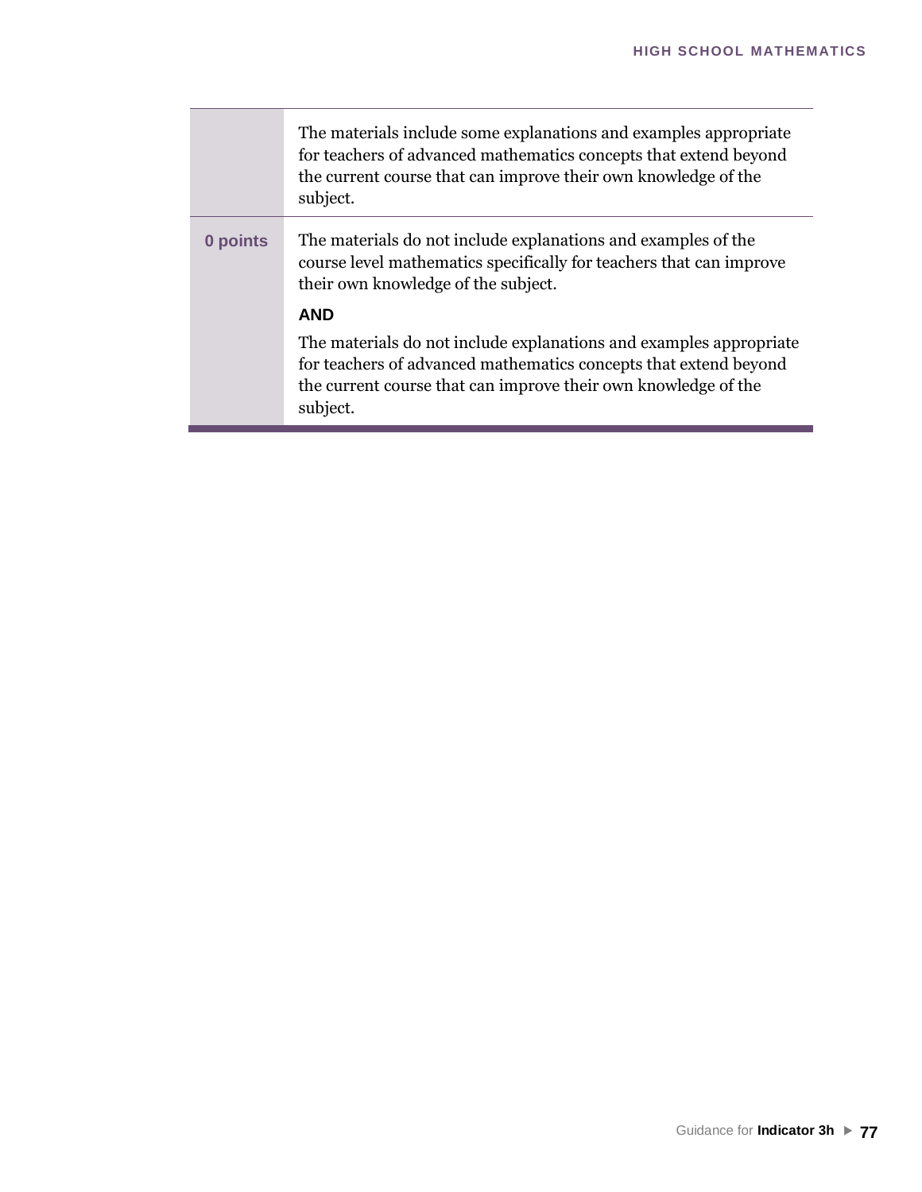| | |
|---|---|
| | The materials include some explanations and examples appropriate for teachers of advanced mathematics concepts that extend beyond the current course that can improve their own knowledge of the subject. |
| **0 points** | The materials do not include explanations and examples of the course level mathematics specifically for teachers that can improve their own knowledge of the subject.<br><br>**AND**<br><br>The materials do not include explanations and examples appropriate for teachers of advanced mathematics concepts that extend beyond the current course that can improve their own knowledge of the subject. |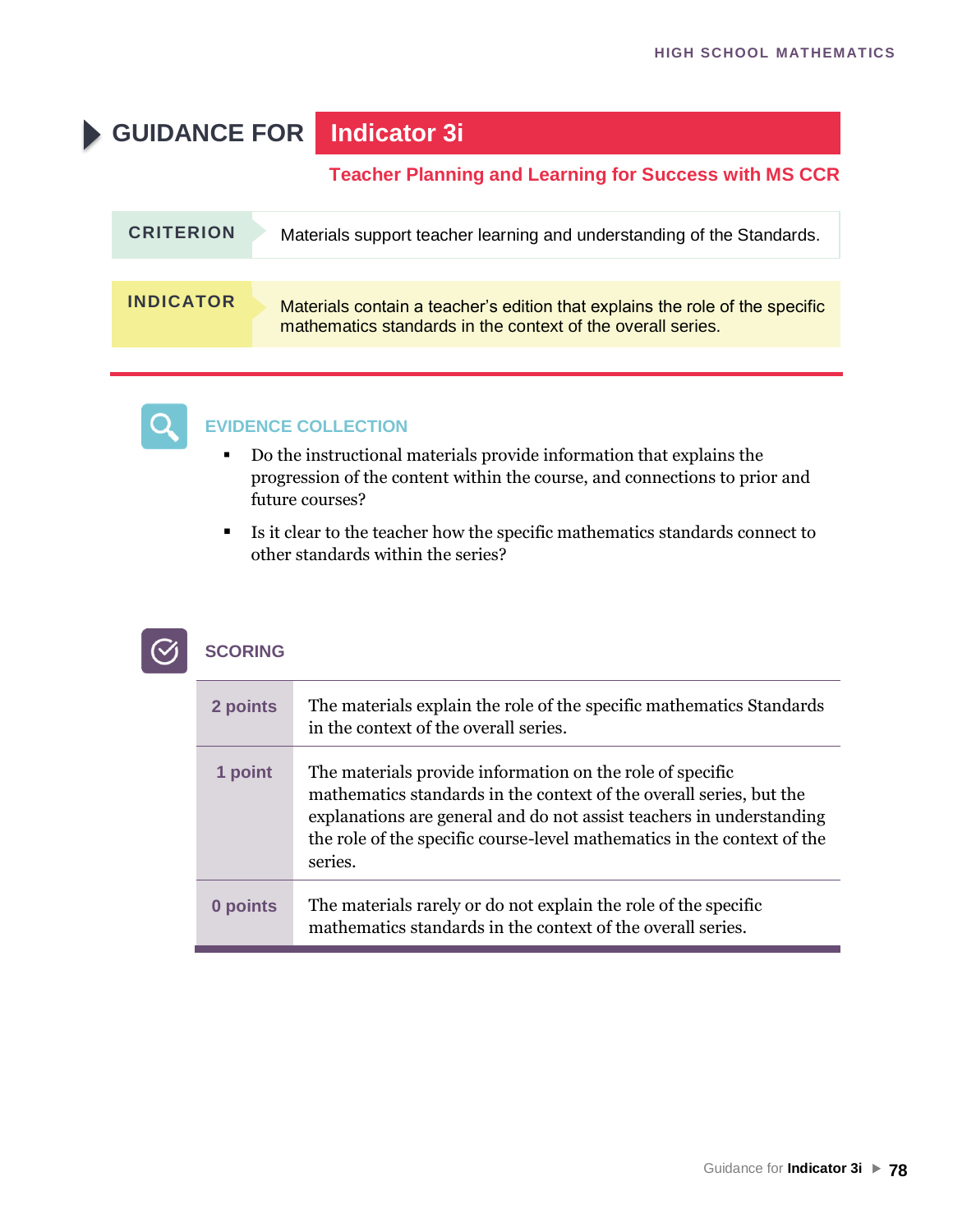# GUIDANCE FOR Indicator 3i

## Teacher Planning and Learning for Success with MS CCR

| CRITERION | Materials support teacher learning and understanding of the Standards. |
|---|---|
| **INDICATOR** | Materials contain a teacher's edition that explains the role of the specific mathematics standards in the context of the overall series. |

### EVIDENCE COLLECTION

- Do the instructional materials provide information that explains the progression of the content within the course, and connections to prior and future courses?
- Is it clear to the teacher how the specific mathematics standards connect to other standards within the series?

### SCORING

| Points | Description |
|---|---|
| **2 points** | The materials explain the role of the specific mathematics Standards in the context of the overall series. |
| **1 point** | The materials provide information on the role of specific mathematics standards in the context of the overall series, but the explanations are general and do not assist teachers in understanding the role of the specific course-level mathematics in the context of the series. |
| **0 points** | The materials rarely or do not explain the role of the specific mathematics standards in the context of the overall series. |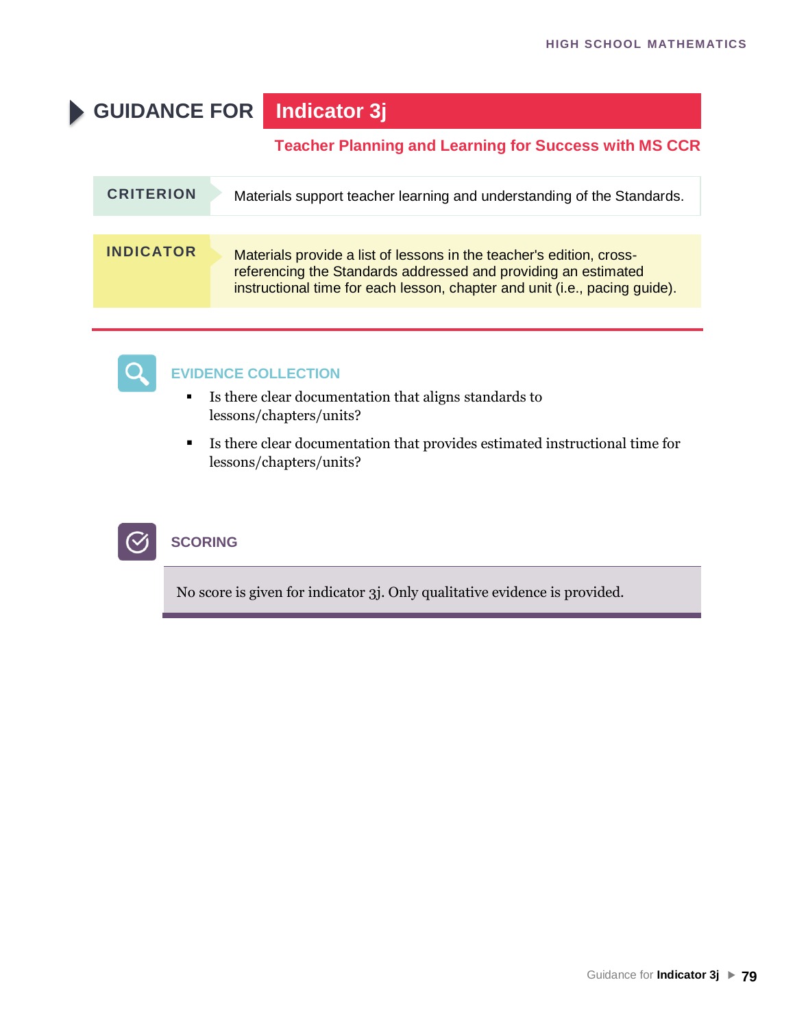# GUIDANCE FOR Indicator 3j

**Teacher Planning and Learning for Success with MS CCR**

| CRITERION | Materials support teacher learning and understanding of the Standards. |
| --- | --- |
| **INDICATOR** | Materials provide a list of lessons in the teacher's edition, cross-referencing the Standards addressed and providing an estimated instructional time for each lesson, chapter and unit (i.e., pacing guide). |

## EVIDENCE COLLECTION

- Is there clear documentation that aligns standards to lessons/chapters/units?
- Is there clear documentation that provides estimated instructional time for lessons/chapters/units?

## SCORING

No score is given for indicator 3j. Only qualitative evidence is provided.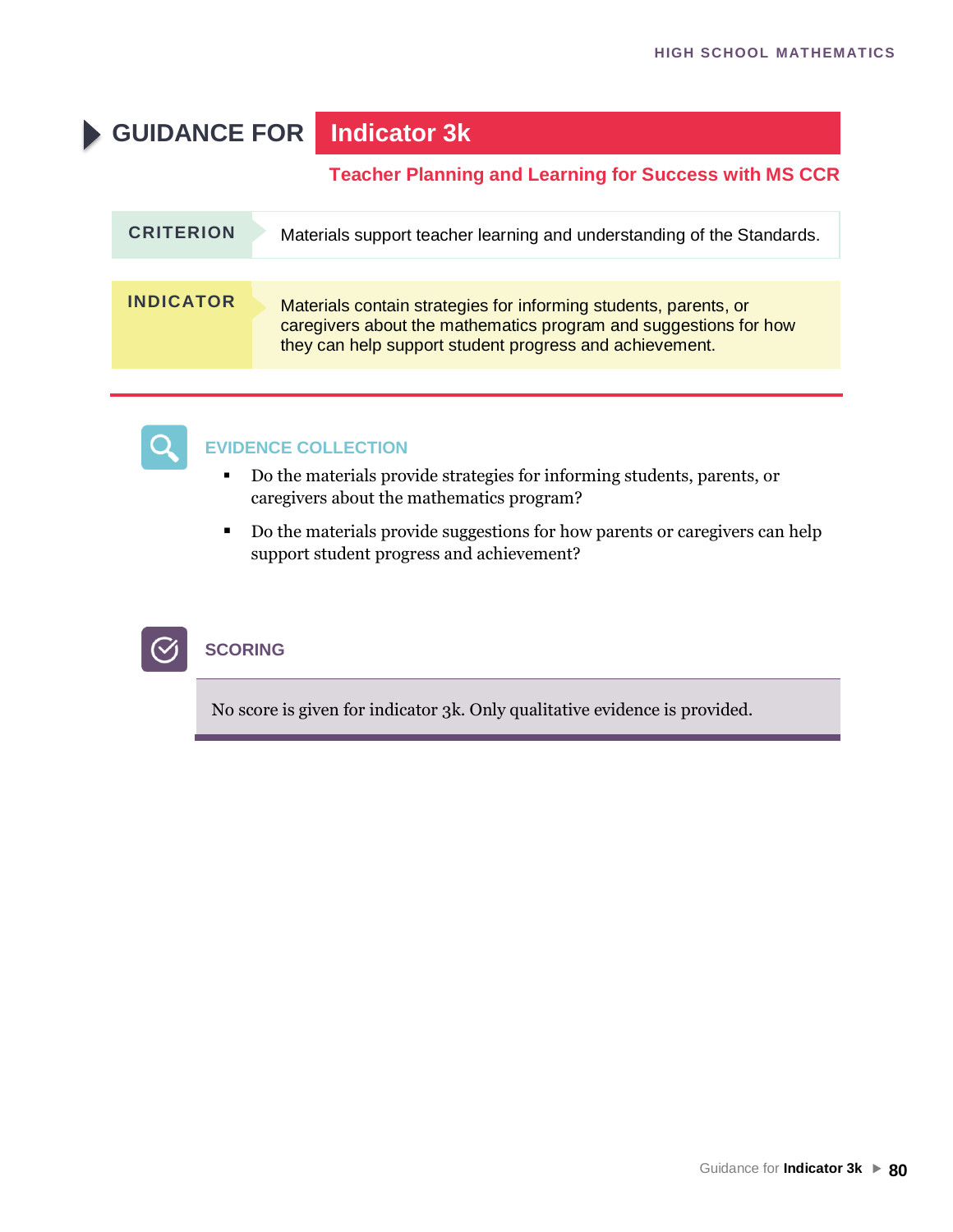# GUIDANCE FOR Indicator 3k

**Teacher Planning and Learning for Success with MS CCR**

**CRITERION**

Materials support teacher learning and understanding of the Standards.

**INDICATOR**

Materials contain strategies for informing students, parents, or caregivers about the mathematics program and suggestions for how they can help support student progress and achievement.

## EVIDENCE COLLECTION

- Do the materials provide strategies for informing students, parents, or caregivers about the mathematics program?
- Do the materials provide suggestions for how parents or caregivers can help support student progress and achievement?

## SCORING

No score is given for indicator 3k. Only qualitative evidence is provided.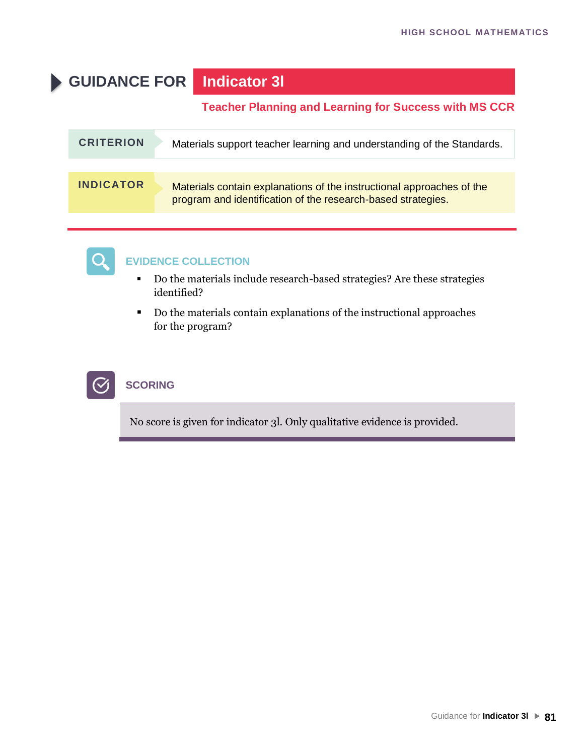# GUIDANCE FOR Indicator 3l

## Teacher Planning and Learning for Success with MS CCR

**CRITERION** Materials support teacher learning and understanding of the Standards.

**INDICATOR** Materials contain explanations of the instructional approaches of the program and identification of the research-based strategies.

### EVIDENCE COLLECTION

- Do the materials include research-based strategies? Are these strategies identified?
- Do the materials contain explanations of the instructional approaches for the program?

### SCORING

No score is given for indicator 3l. Only qualitative evidence is provided.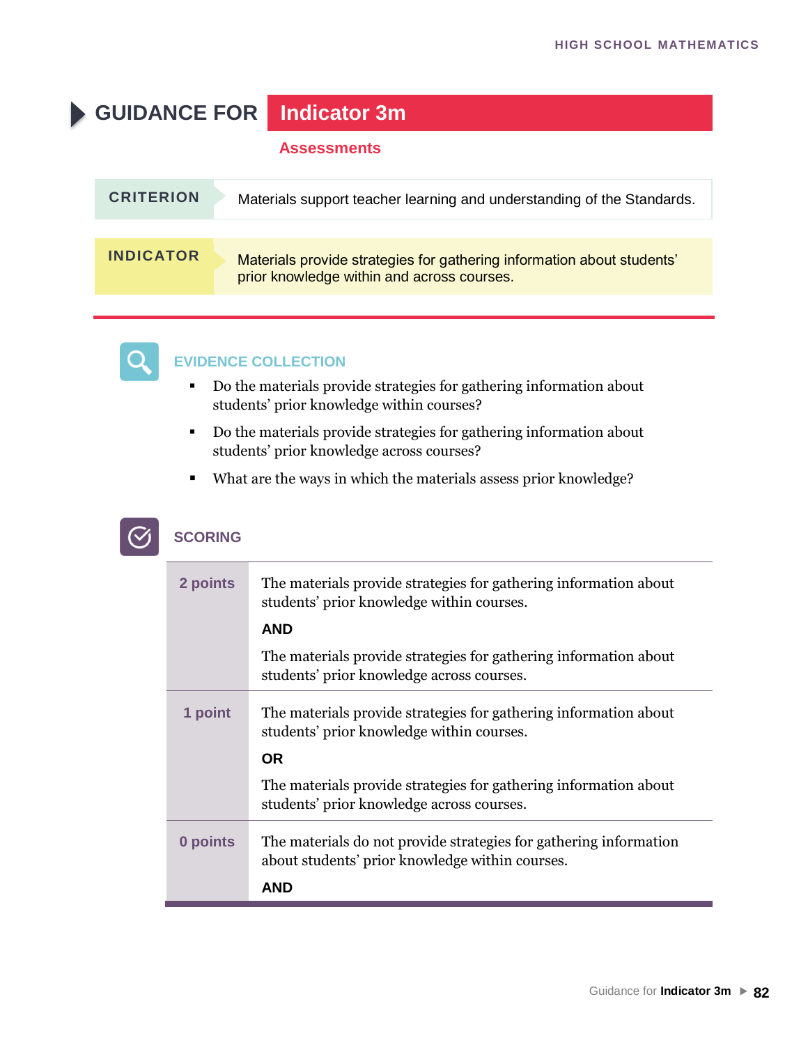# GUIDANCE FOR Indicator 3m

**Assessments**

| CRITERION | Materials support teacher learning and understanding of the Standards. |
|---|---|
| **INDICATOR** | Materials provide strategies for gathering information about students' prior knowledge within and across courses. |

## EVIDENCE COLLECTION

- Do the materials provide strategies for gathering information about students' prior knowledge within courses?
- Do the materials provide strategies for gathering information about students' prior knowledge across courses?
- What are the ways in which the materials assess prior knowledge?

## SCORING

| Points | Description |
|---|---|
| **2 points** | The materials provide strategies for gathering information about students' prior knowledge within courses. **AND** The materials provide strategies for gathering information about students' prior knowledge across courses. |
| **1 point** | The materials provide strategies for gathering information about students' prior knowledge within courses. **OR** The materials provide strategies for gathering information about students' prior knowledge across courses. |
| **0 points** | The materials do not provide strategies for gathering information about students' prior knowledge within courses. **AND** |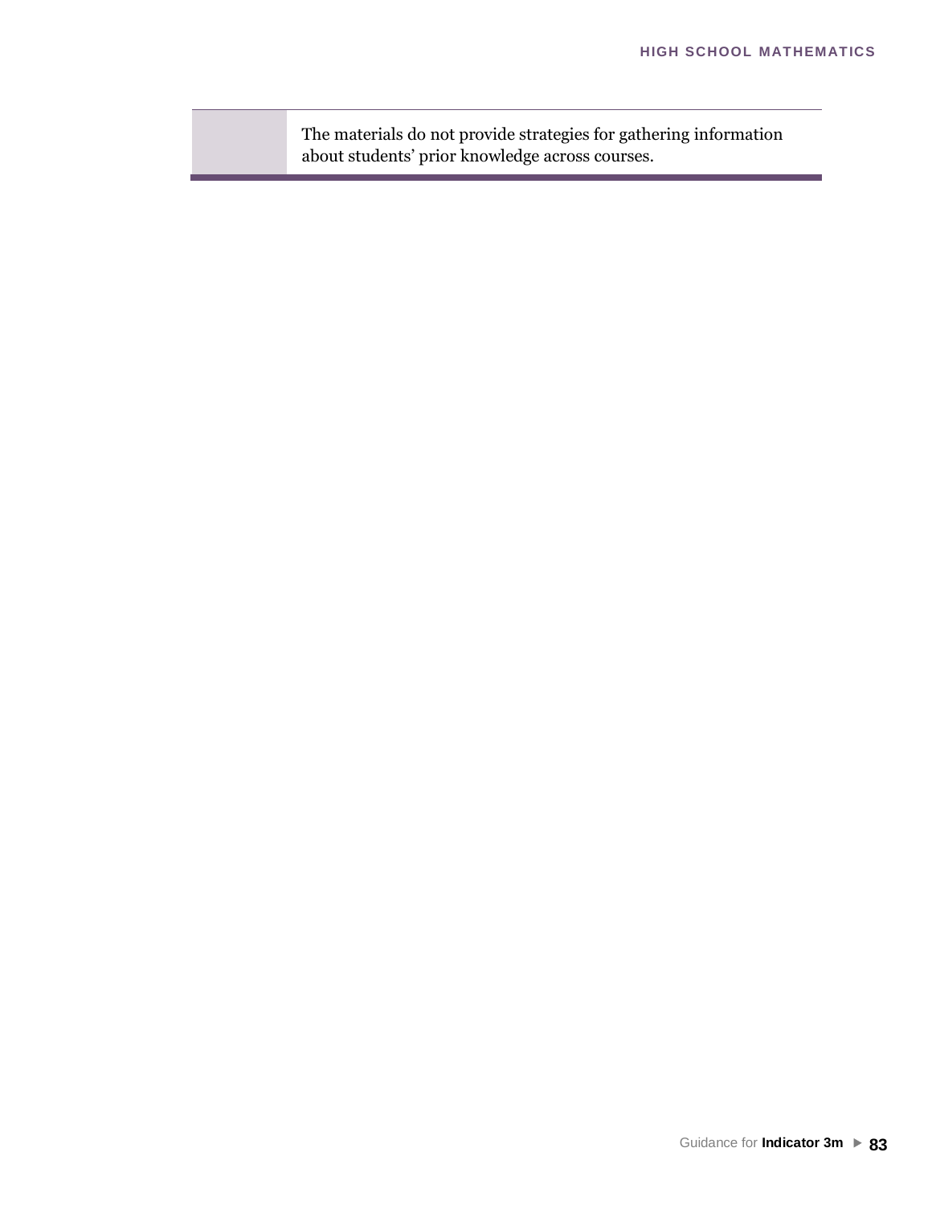|  | The materials do not provide strategies for gathering information about students' prior knowledge across courses. |
| --- | --- |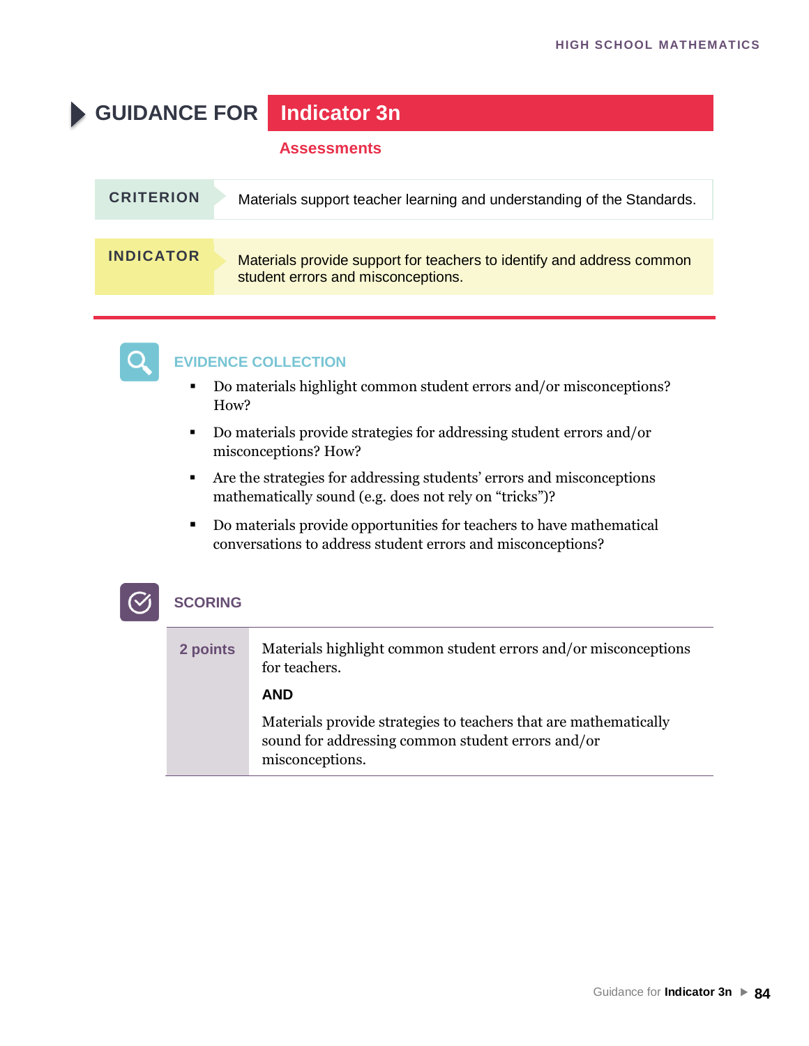# GUIDANCE FOR Indicator 3n

## Assessments

| CRITERION | Materials support teacher learning and understanding of the Standards. |
|---|---|
| **INDICATOR** | Materials provide support for teachers to identify and address common student errors and misconceptions. |

### EVIDENCE COLLECTION

- Do materials highlight common student errors and/or misconceptions? How?
- Do materials provide strategies for addressing student errors and/or misconceptions? How?
- Are the strategies for addressing students' errors and misconceptions mathematically sound (e.g. does not rely on "tricks")?
- Do materials provide opportunities for teachers to have mathematical conversations to address student errors and misconceptions?

### SCORING

| Points | Description |
|---|---|
| **2 points** | Materials highlight common student errors and/or misconceptions for teachers. **AND** Materials provide strategies to teachers that are mathematically sound for addressing common student errors and/or misconceptions. |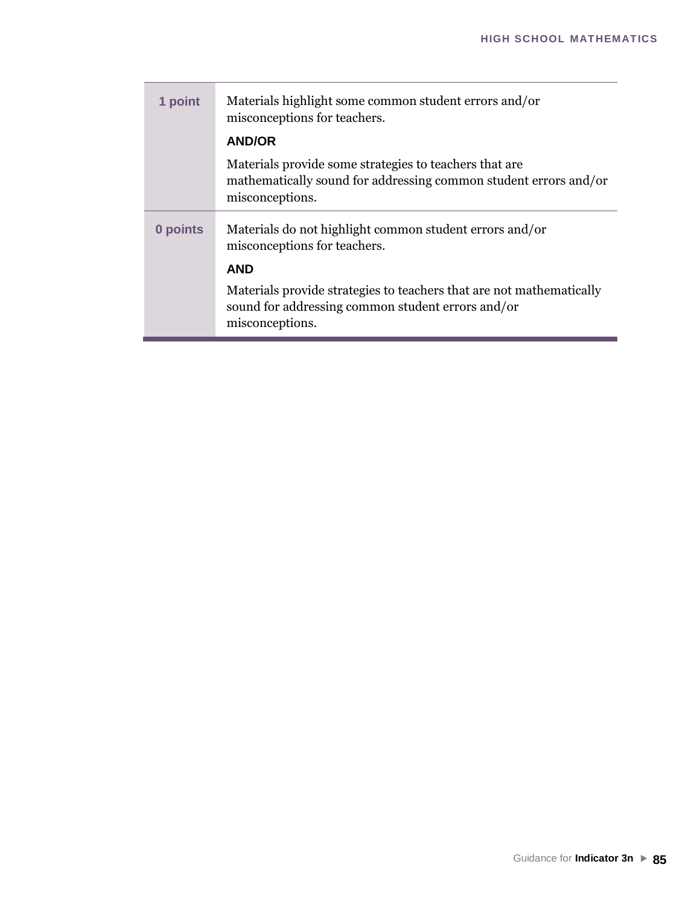| | |
|---|---|
| **1 point** | Materials highlight some common student errors and/or misconceptions for teachers.<br>**AND/OR**<br>Materials provide some strategies to teachers that are mathematically sound for addressing common student errors and/or misconceptions. |
| **0 points** | Materials do not highlight common student errors and/or misconceptions for teachers.<br>**AND**<br>Materials provide strategies to teachers that are not mathematically sound for addressing common student errors and/or misconceptions. |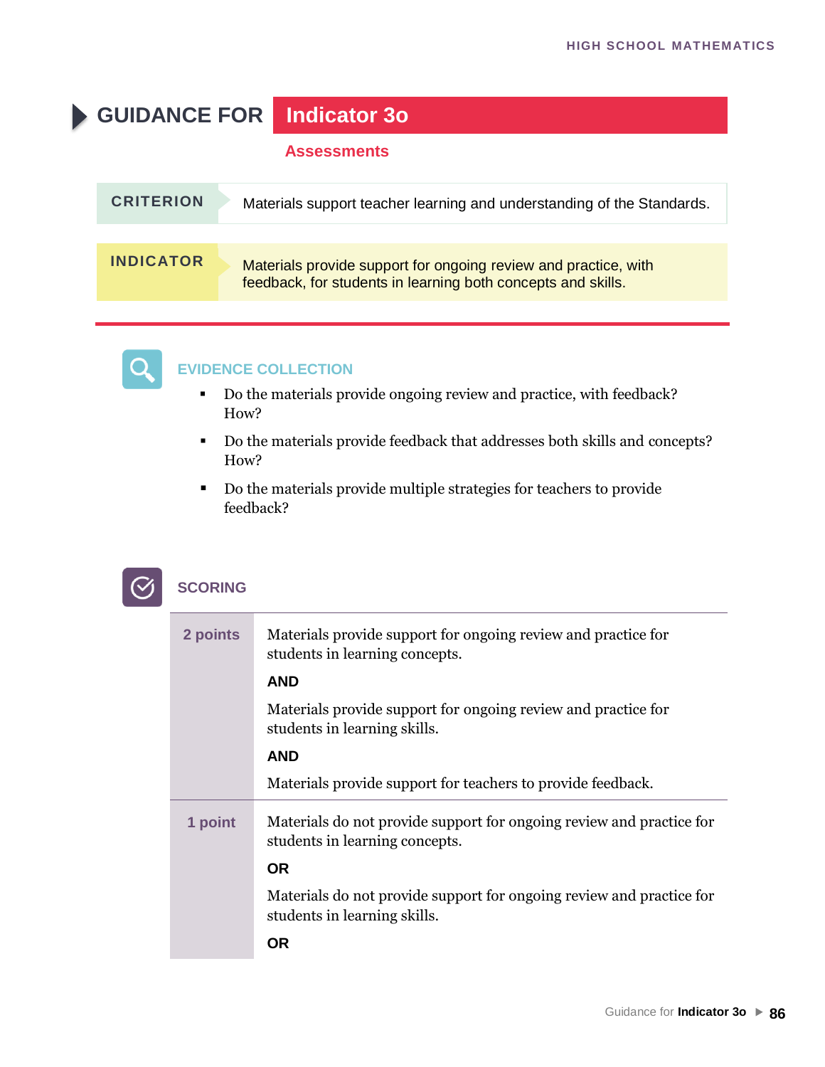# GUIDANCE FOR Indicator 3o

## Assessments

| CRITERION | Materials support teacher learning and understanding of the Standards. |
|---|---|
| **INDICATOR** | Materials provide support for ongoing review and practice, with feedback, for students in learning both concepts and skills. |

### EVIDENCE COLLECTION

- Do the materials provide ongoing review and practice, with feedback? How?
- Do the materials provide feedback that addresses both skills and concepts? How?
- Do the materials provide multiple strategies for teachers to provide feedback?

### SCORING

| | |
|---|---|
| **2 points** | Materials provide support for ongoing review and practice for students in learning concepts.<br><br>**AND**<br><br>Materials provide support for ongoing review and practice for students in learning skills.<br><br>**AND**<br><br>Materials provide support for teachers to provide feedback. |
| **1 point** | Materials do not provide support for ongoing review and practice for students in learning concepts.<br><br>**OR**<br><br>Materials do not provide support for ongoing review and practice for students in learning skills.<br><br>**OR** |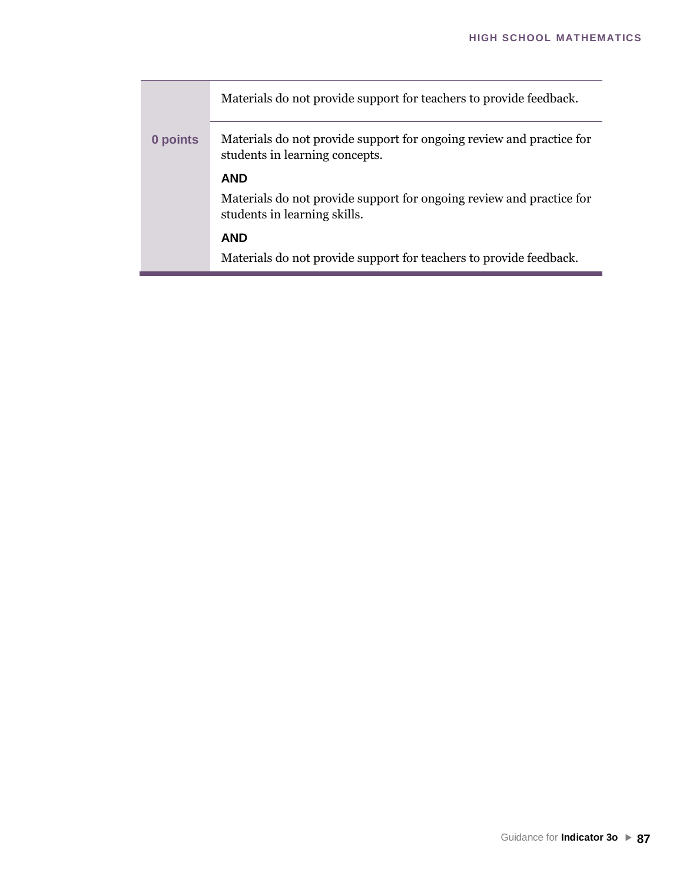| | |
|---|---|
| | Materials do not provide support for teachers to provide feedback. |
| **0 points** | Materials do not provide support for ongoing review and practice for students in learning concepts.<br><br>**AND**<br><br>Materials do not provide support for ongoing review and practice for students in learning skills.<br><br>**AND**<br><br>Materials do not provide support for teachers to provide feedback. |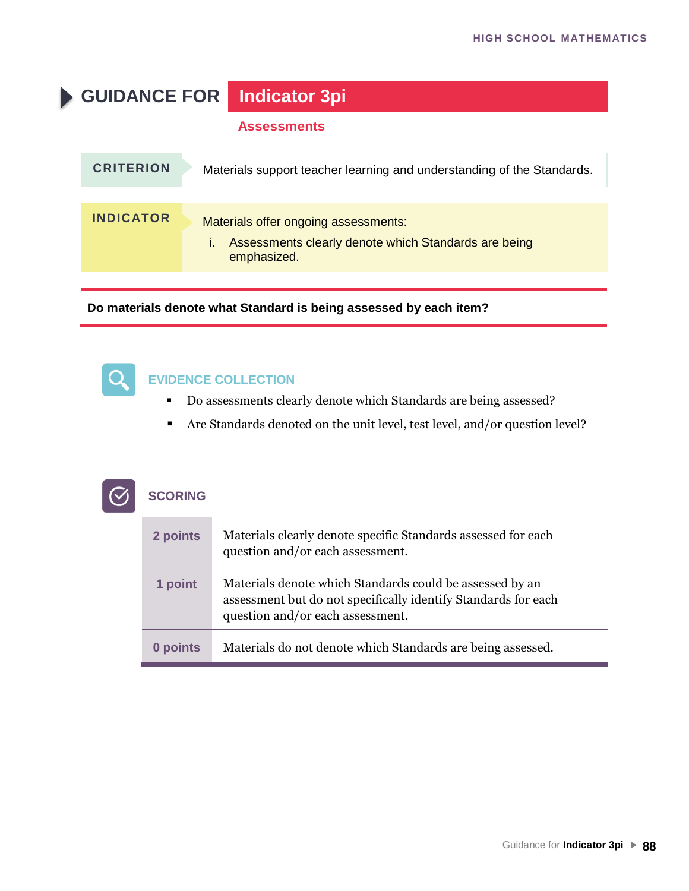# GUIDANCE FOR Indicator 3pi

## Assessments

| CRITERION | Materials support teacher learning and understanding of the Standards. |
|---|---|

**INDICATOR**

Materials offer ongoing assessments:

i. Assessments clearly denote which Standards are being emphasized.

**Do materials denote what Standard is being assessed by each item?**

### EVIDENCE COLLECTION

- Do assessments clearly denote which Standards are being assessed?
- Are Standards denoted on the unit level, test level, and/or question level?

### SCORING

| | |
|---|---|
| **2 points** | Materials clearly denote specific Standards assessed for each question and/or each assessment. |
| **1 point** | Materials denote which Standards could be assessed by an assessment but do not specifically identify Standards for each question and/or each assessment. |
| **0 points** | Materials do not denote which Standards are being assessed. |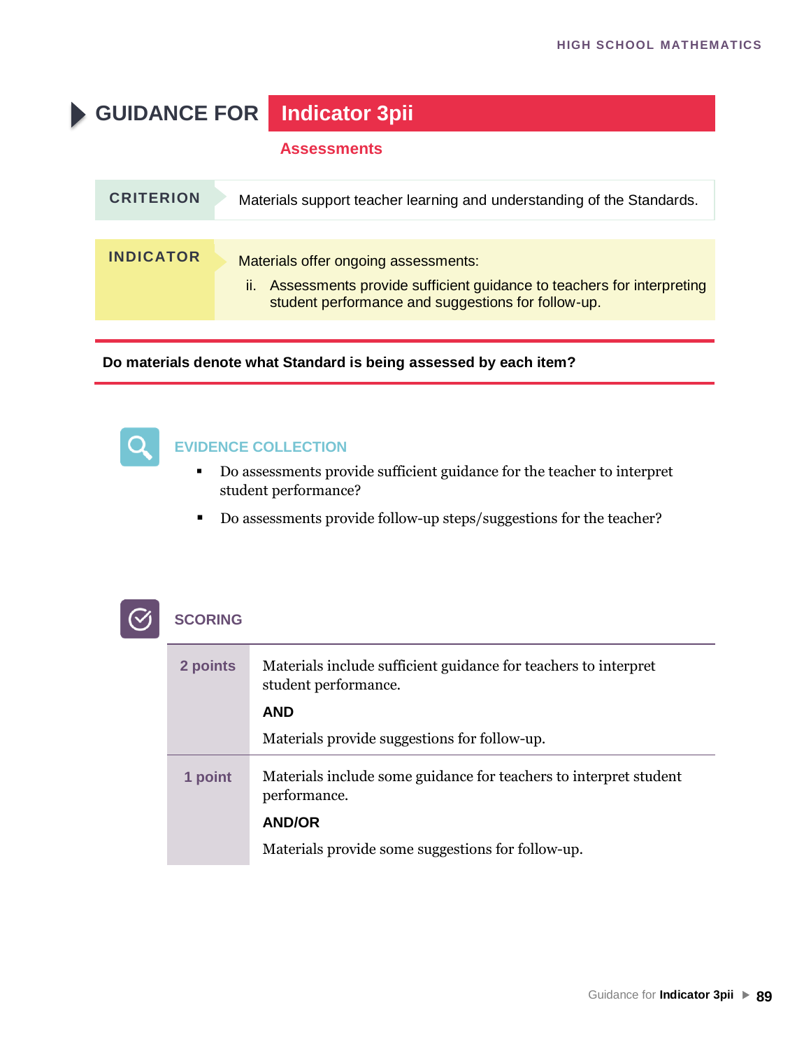# GUIDANCE FOR Indicator 3pii

## Assessments

| CRITERION | Materials support teacher learning and understanding of the Standards. |
|---|---|

| INDICATOR | Materials offer ongoing assessments: ii. Assessments provide sufficient guidance to teachers for interpreting student performance and suggestions for follow-up. |
|---|---|

**Do materials denote what Standard is being assessed by each item?**

### EVIDENCE COLLECTION

- Do assessments provide sufficient guidance for the teacher to interpret student performance?
- Do assessments provide follow-up steps/suggestions for the teacher?

### SCORING

| | |
|---|---|
| **2 points** | Materials include sufficient guidance for teachers to interpret student performance. **AND** Materials provide suggestions for follow-up. |
| **1 point** | Materials include some guidance for teachers to interpret student performance. **AND/OR** Materials provide some suggestions for follow-up. |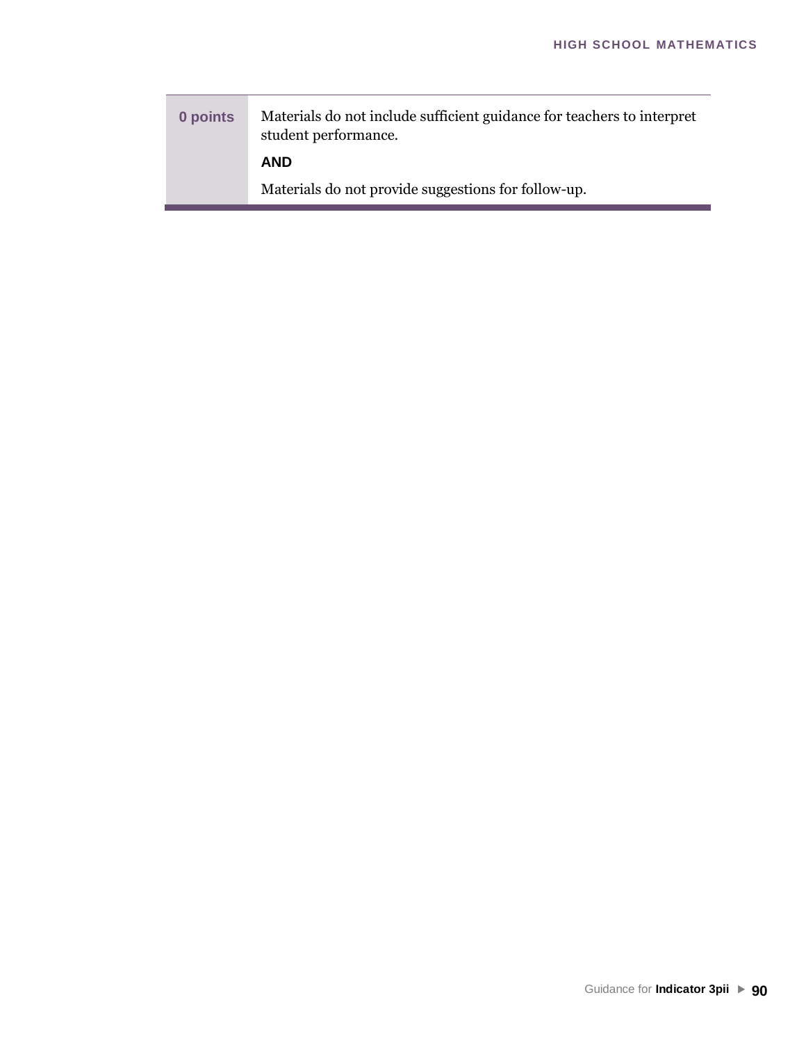| | |
|---|---|
| **0 points** | Materials do not include sufficient guidance for teachers to interpret student performance.<br><br>**AND**<br><br>Materials do not provide suggestions for follow-up. |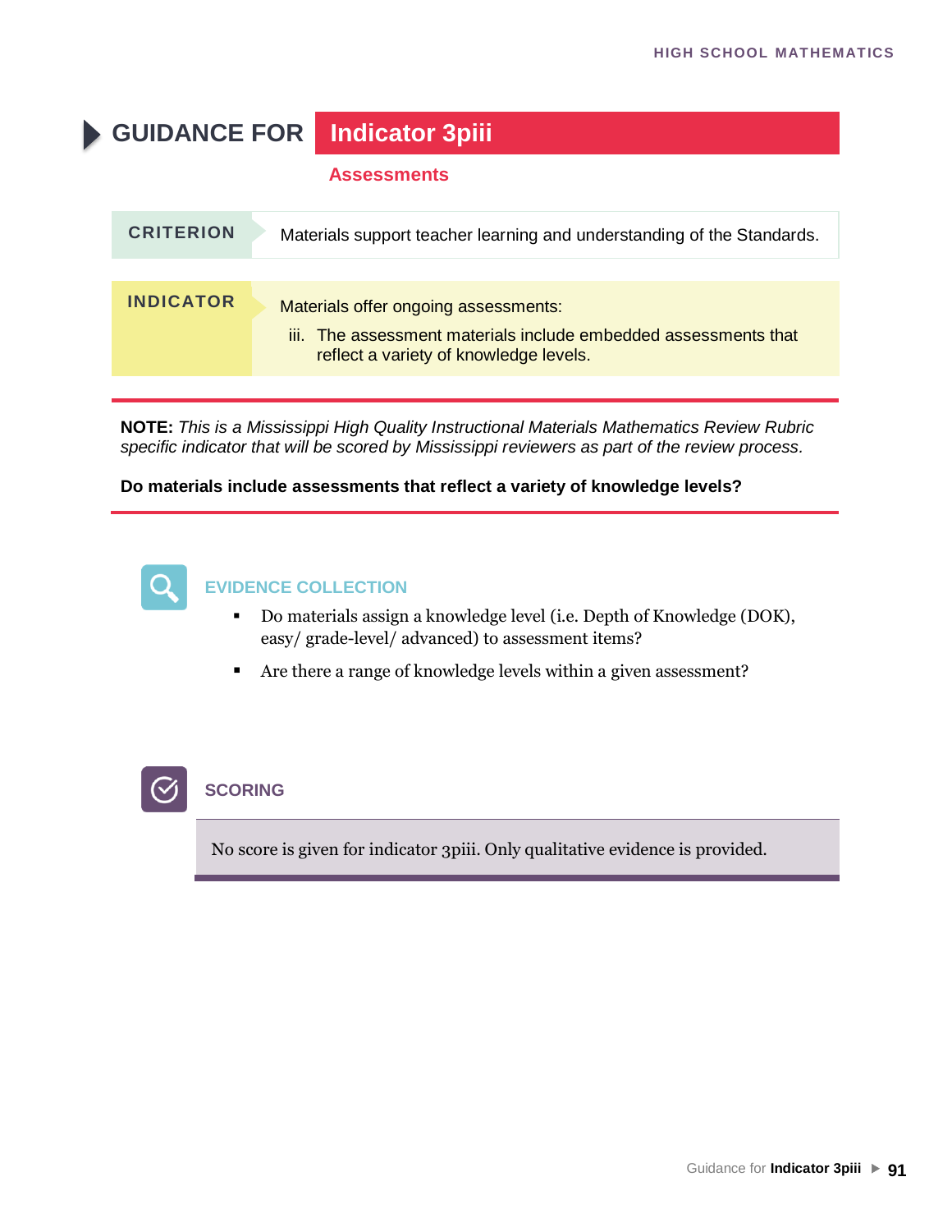# GUIDANCE FOR Indicator 3piii

## Assessments

**CRITERION**

Materials support teacher learning and understanding of the Standards.

**INDICATOR**

Materials offer ongoing assessments:

iii. The assessment materials include embedded assessments that reflect a variety of knowledge levels.

**NOTE:** *This is a Mississippi High Quality Instructional Materials Mathematics Review Rubric specific indicator that will be scored by Mississippi reviewers as part of the review process.*

**Do materials include assessments that reflect a variety of knowledge levels?**

### EVIDENCE COLLECTION

- Do materials assign a knowledge level (i.e. Depth of Knowledge (DOK), easy/ grade-level/ advanced) to assessment items?
- Are there a range of knowledge levels within a given assessment?

### SCORING

No score is given for indicator 3piii. Only qualitative evidence is provided.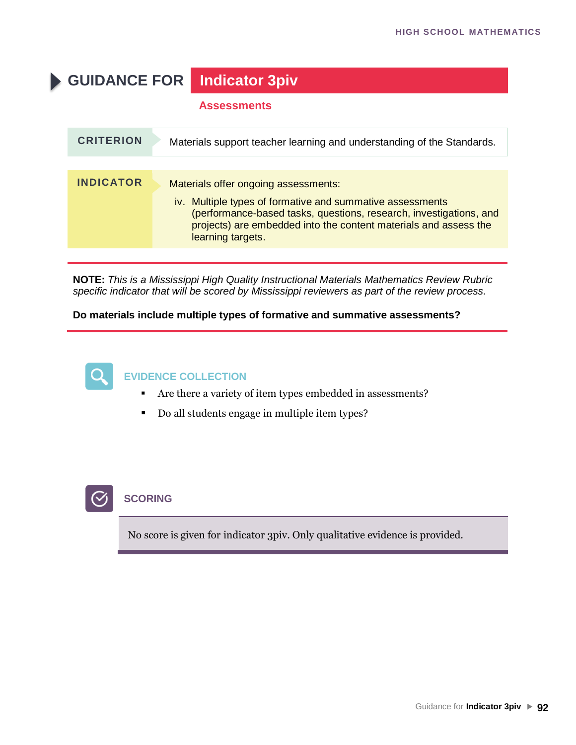# GUIDANCE FOR Indicator 3piv

## Assessments

**CRITERION**

Materials support teacher learning and understanding of the Standards.

**INDICATOR**

Materials offer ongoing assessments:

iv. Multiple types of formative and summative assessments (performance-based tasks, questions, research, investigations, and projects) are embedded into the content materials and assess the learning targets.

**NOTE:** *This is a Mississippi High Quality Instructional Materials Mathematics Review Rubric specific indicator that will be scored by Mississippi reviewers as part of the review process.*

**Do materials include multiple types of formative and summative assessments?**

### EVIDENCE COLLECTION

- Are there a variety of item types embedded in assessments?
- Do all students engage in multiple item types?

### SCORING

No score is given for indicator 3piv. Only qualitative evidence is provided.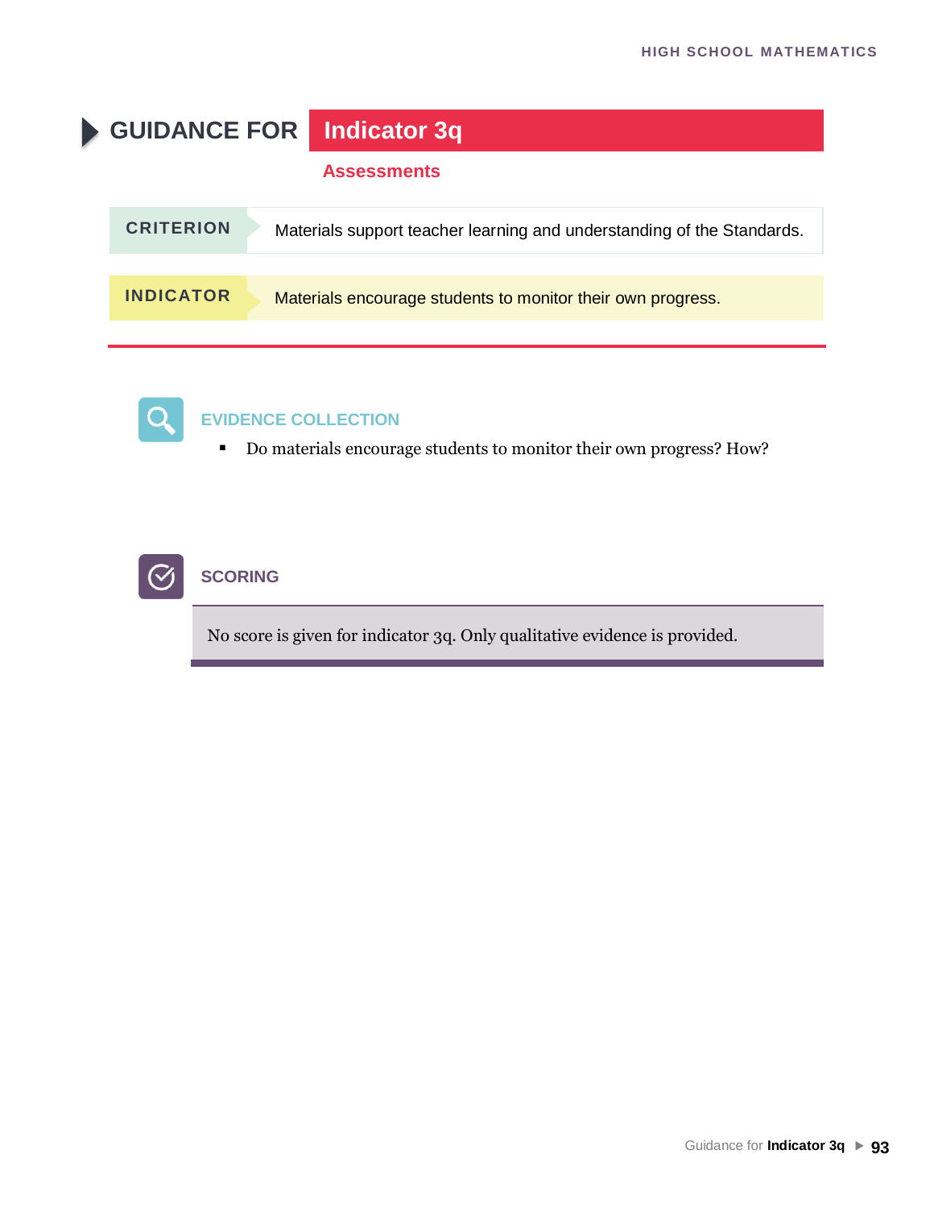# GUIDANCE FOR Indicator 3q

## Assessments

**CRITERION** Materials support teacher learning and understanding of the Standards.

**INDICATOR** Materials encourage students to monitor their own progress.

### EVIDENCE COLLECTION

- Do materials encourage students to monitor their own progress? How?

### SCORING

No score is given for indicator 3q. Only qualitative evidence is provided.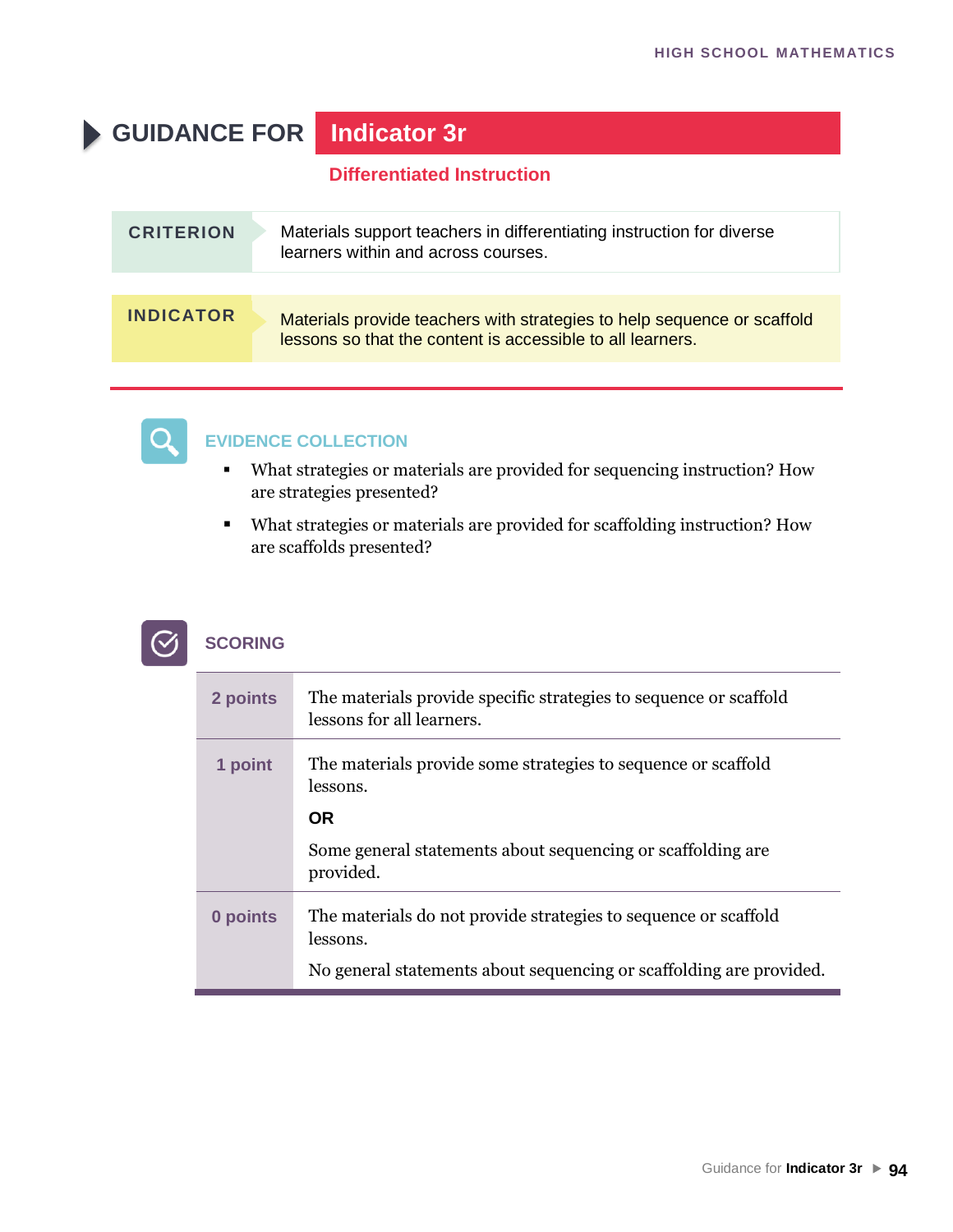# GUIDANCE FOR Indicator 3r

## Differentiated Instruction

| | |
|---|---|
| **CRITERION** | Materials support teachers in differentiating instruction for diverse learners within and across courses. |
| **INDICATOR** | Materials provide teachers with strategies to help sequence or scaffold lessons so that the content is accessible to all learners. |

### EVIDENCE COLLECTION

- What strategies or materials are provided for sequencing instruction? How are strategies presented?
- What strategies or materials are provided for scaffolding instruction? How are scaffolds presented?

### SCORING

| | |
|---|---|
| **2 points** | The materials provide specific strategies to sequence or scaffold lessons for all learners. |
| **1 point** | The materials provide some strategies to sequence or scaffold lessons.<br><br>**OR**<br><br>Some general statements about sequencing or scaffolding are provided. |
| **0 points** | The materials do not provide strategies to sequence or scaffold lessons.<br><br>No general statements about sequencing or scaffolding are provided. |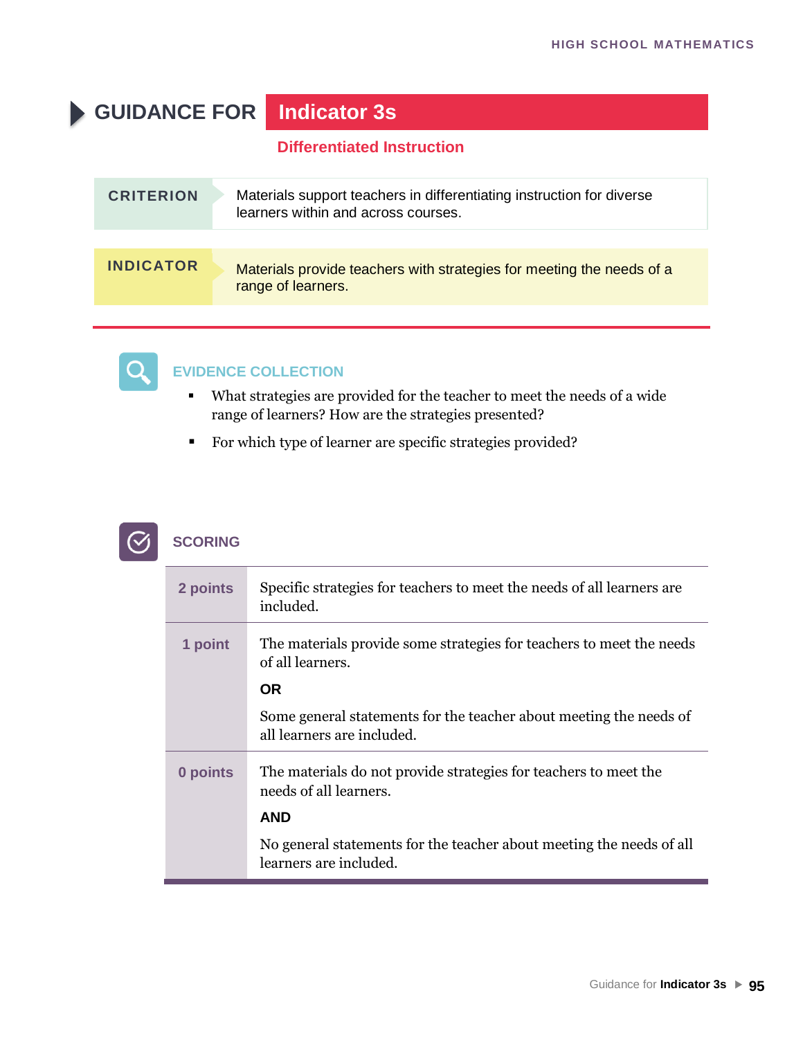# GUIDANCE FOR Indicator 3s

## Differentiated Instruction

| | |
|---|---|
| **CRITERION** | Materials support teachers in differentiating instruction for diverse learners within and across courses. |
| **INDICATOR** | Materials provide teachers with strategies for meeting the needs of a range of learners. |

### EVIDENCE COLLECTION

- What strategies are provided for the teacher to meet the needs of a wide range of learners? How are the strategies presented?
- For which type of learner are specific strategies provided?

### SCORING

| | |
|---|---|
| **2 points** | Specific strategies for teachers to meet the needs of all learners are included. |
| **1 point** | The materials provide some strategies for teachers to meet the needs of all learners. **OR** Some general statements for the teacher about meeting the needs of all learners are included. |
| **0 points** | The materials do not provide strategies for teachers to meet the needs of all learners. **AND** No general statements for the teacher about meeting the needs of all learners are included. |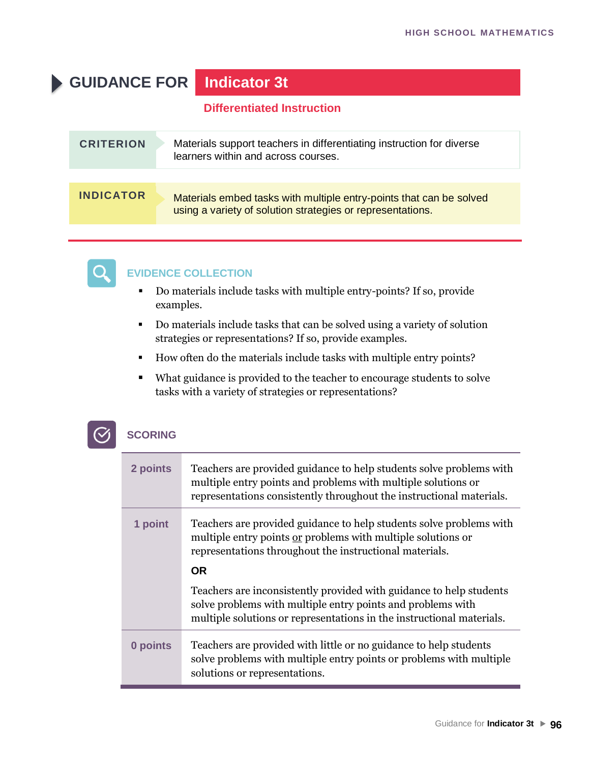# GUIDANCE FOR Indicator 3t

## Differentiated Instruction

| CRITERION | Materials support teachers in differentiating instruction for diverse learners within and across courses. |
|---|---|
| **INDICATOR** | Materials embed tasks with multiple entry-points that can be solved using a variety of solution strategies or representations. |

### EVIDENCE COLLECTION

- Do materials include tasks with multiple entry-points? If so, provide examples.
- Do materials include tasks that can be solved using a variety of solution strategies or representations? If so, provide examples.
- How often do the materials include tasks with multiple entry points?
- What guidance is provided to the teacher to encourage students to solve tasks with a variety of strategies or representations?

### SCORING

| Points | Description |
|---|---|
| **2 points** | Teachers are provided guidance to help students solve problems with multiple entry points and problems with multiple solutions or representations consistently throughout the instructional materials. |
| **1 point** | Teachers are provided guidance to help students solve problems with multiple entry points <u>or</u> problems with multiple solutions or representations throughout the instructional materials. **OR** Teachers are inconsistently provided with guidance to help students solve problems with multiple entry points and problems with multiple solutions or representations in the instructional materials. |
| **0 points** | Teachers are provided with little or no guidance to help students solve problems with multiple entry points or problems with multiple solutions or representations. |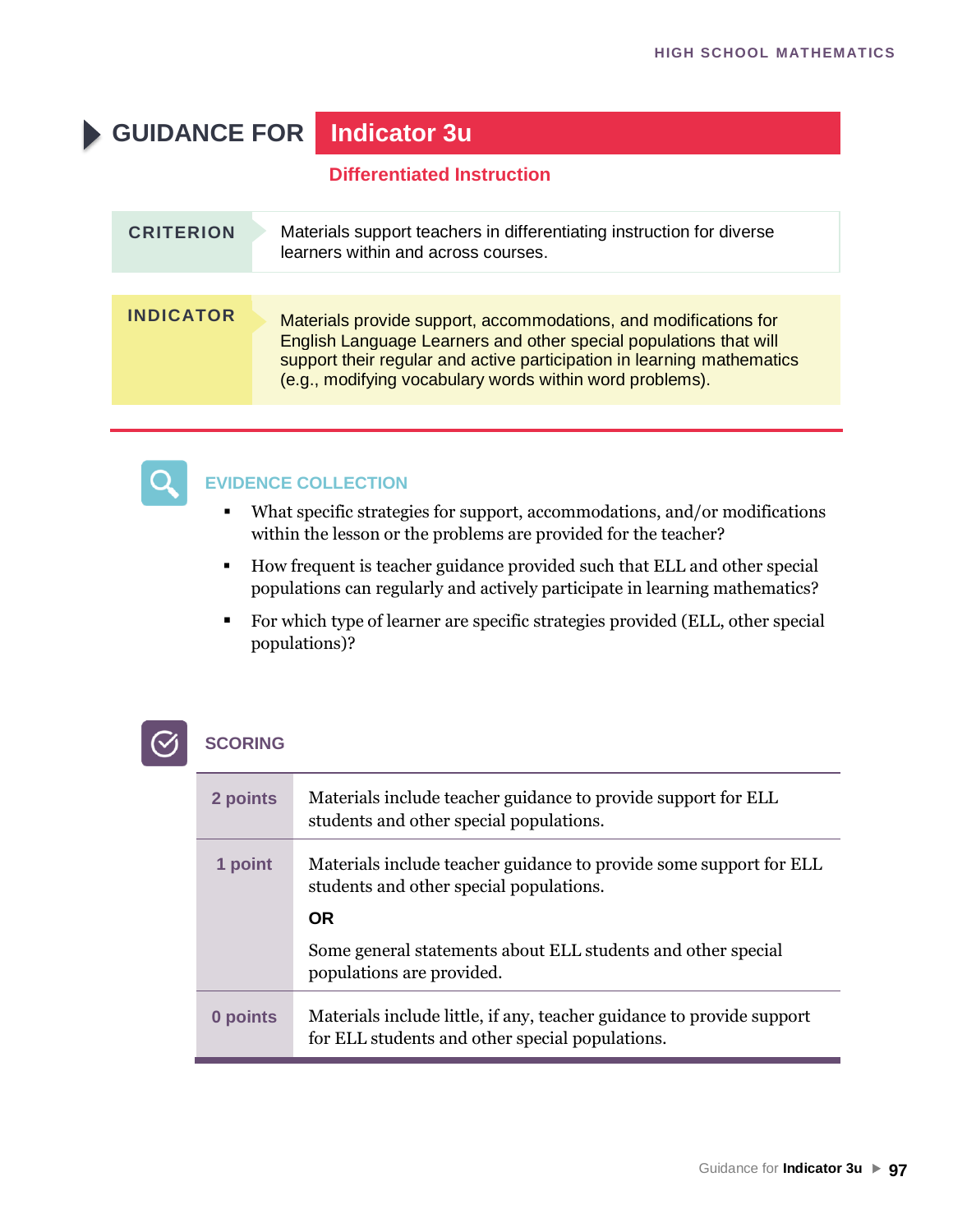# GUIDANCE FOR Indicator 3u

## Differentiated Instruction

| CRITERION | Materials support teachers in differentiating instruction for diverse learners within and across courses. |
| --- | --- |
| **INDICATOR** | Materials provide support, accommodations, and modifications for English Language Learners and other special populations that will support their regular and active participation in learning mathematics (e.g., modifying vocabulary words within word problems). |

### EVIDENCE COLLECTION

- What specific strategies for support, accommodations, and/or modifications within the lesson or the problems are provided for the teacher?
- How frequent is teacher guidance provided such that ELL and other special populations can regularly and actively participate in learning mathematics?
- For which type of learner are specific strategies provided (ELL, other special populations)?

### SCORING

| Points | Description |
| --- | --- |
| **2 points** | Materials include teacher guidance to provide support for ELL students and other special populations. |
| **1 point** | Materials include teacher guidance to provide some support for ELL students and other special populations.<br><br>**OR**<br><br>Some general statements about ELL students and other special populations are provided. |
| **0 points** | Materials include little, if any, teacher guidance to provide support for ELL students and other special populations. |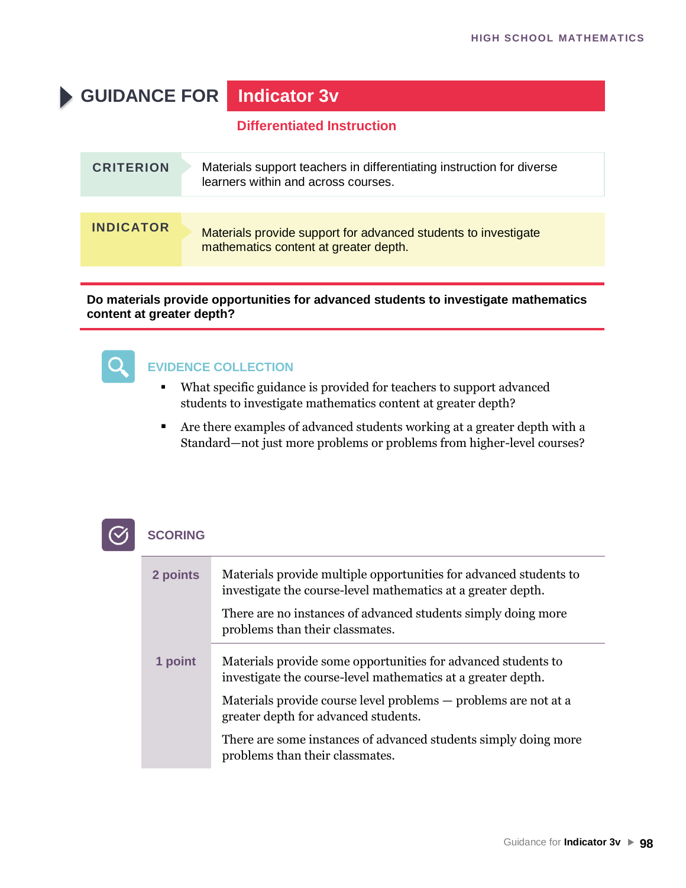# GUIDANCE FOR Indicator 3v

## Differentiated Instruction

| CRITERION | Materials support teachers in differentiating instruction for diverse learners within and across courses. |
|---|---|
| **INDICATOR** | Materials provide support for advanced students to investigate mathematics content at greater depth. |

**Do materials provide opportunities for advanced students to investigate mathematics content at greater depth?**

### EVIDENCE COLLECTION

- What specific guidance is provided for teachers to support advanced students to investigate mathematics content at greater depth?
- Are there examples of advanced students working at a greater depth with a Standard—not just more problems or problems from higher-level courses?

### SCORING

| Points | Description |
|---|---|
| **2 points** | Materials provide multiple opportunities for advanced students to investigate the course-level mathematics at a greater depth.<br><br>There are no instances of advanced students simply doing more problems than their classmates. |
| **1 point** | Materials provide some opportunities for advanced students to investigate the course-level mathematics at a greater depth.<br><br>Materials provide course level problems — problems are not at a greater depth for advanced students.<br><br>There are some instances of advanced students simply doing more problems than their classmates. |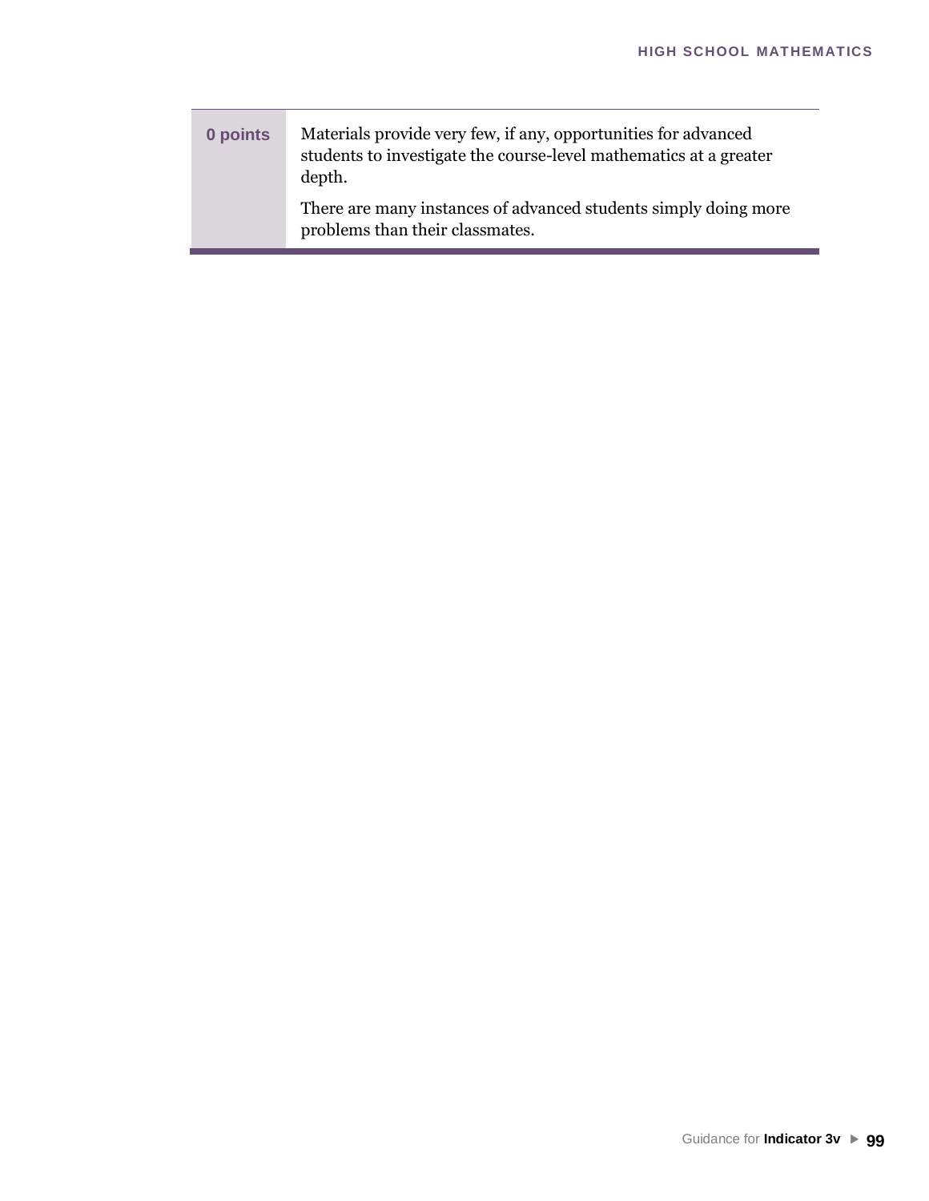| | |
|---|---|
| **0 points** | Materials provide very few, if any, opportunities for advanced students to investigate the course-level mathematics at a greater depth.<br><br>There are many instances of advanced students simply doing more problems than their classmates. |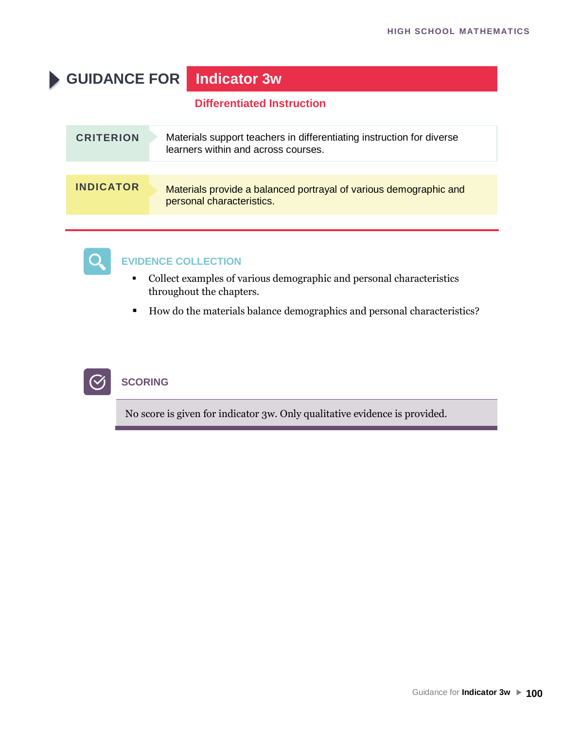# GUIDANCE FOR Indicator 3w

## Differentiated Instruction

| CRITERION | Materials support teachers in differentiating instruction for diverse learners within and across courses. |
|---|---|
| **INDICATOR** | Materials provide a balanced portrayal of various demographic and personal characteristics. |

### EVIDENCE COLLECTION

- Collect examples of various demographic and personal characteristics throughout the chapters.
- How do the materials balance demographics and personal characteristics?

### SCORING

No score is given for indicator 3w. Only qualitative evidence is provided.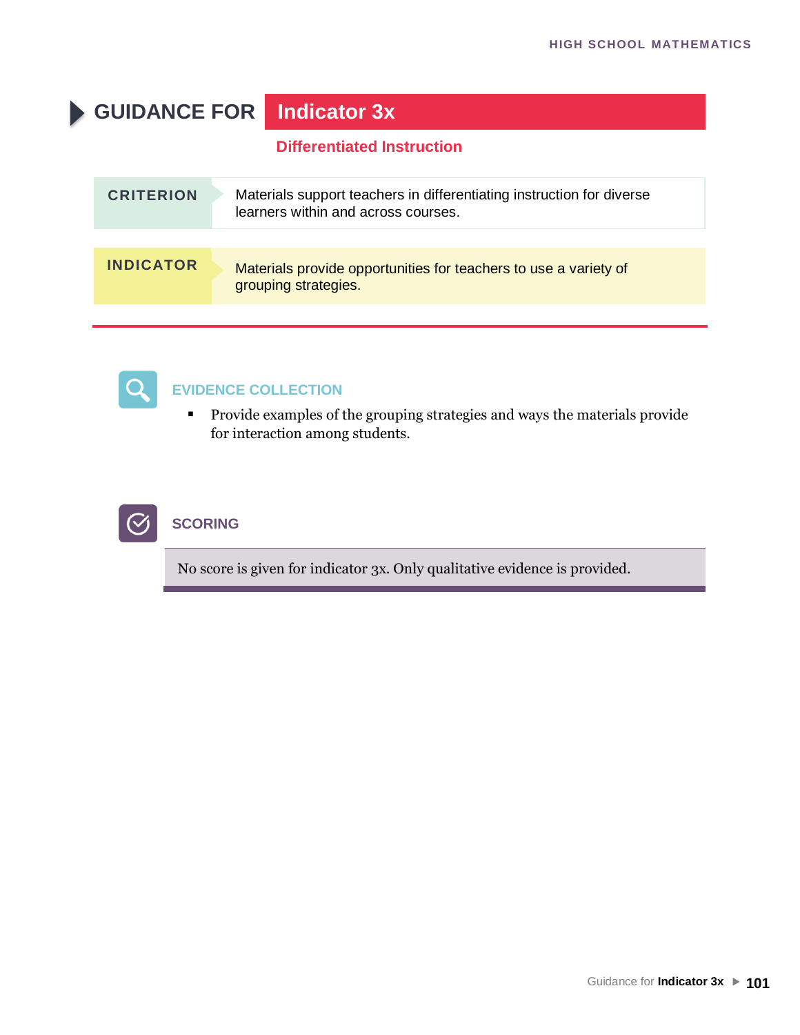# GUIDANCE FOR Indicator 3x

## Differentiated Instruction

**CRITERION**

Materials support teachers in differentiating instruction for diverse learners within and across courses.

**INDICATOR**

Materials provide opportunities for teachers to use a variety of grouping strategies.

### EVIDENCE COLLECTION

- Provide examples of the grouping strategies and ways the materials provide for interaction among students.

### SCORING

No score is given for indicator 3x. Only qualitative evidence is provided.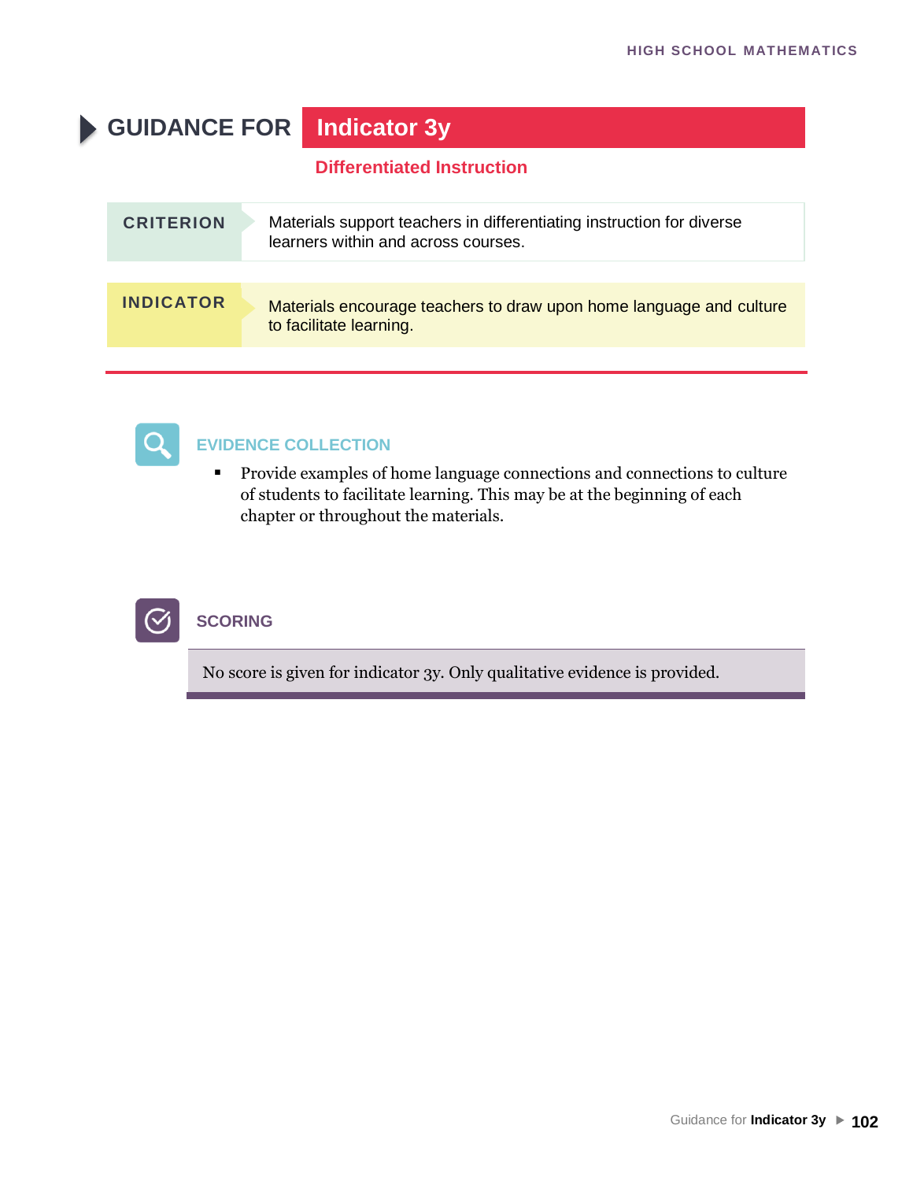# GUIDANCE FOR Indicator 3y

## Differentiated Instruction

| CRITERION | Materials support teachers in differentiating instruction for diverse learners within and across courses. |
|---|---|
| **INDICATOR** | Materials encourage teachers to draw upon home language and culture to facilitate learning. |

### EVIDENCE COLLECTION

- Provide examples of home language connections and connections to culture of students to facilitate learning. This may be at the beginning of each chapter or throughout the materials.

### SCORING

No score is given for indicator 3y. Only qualitative evidence is provided.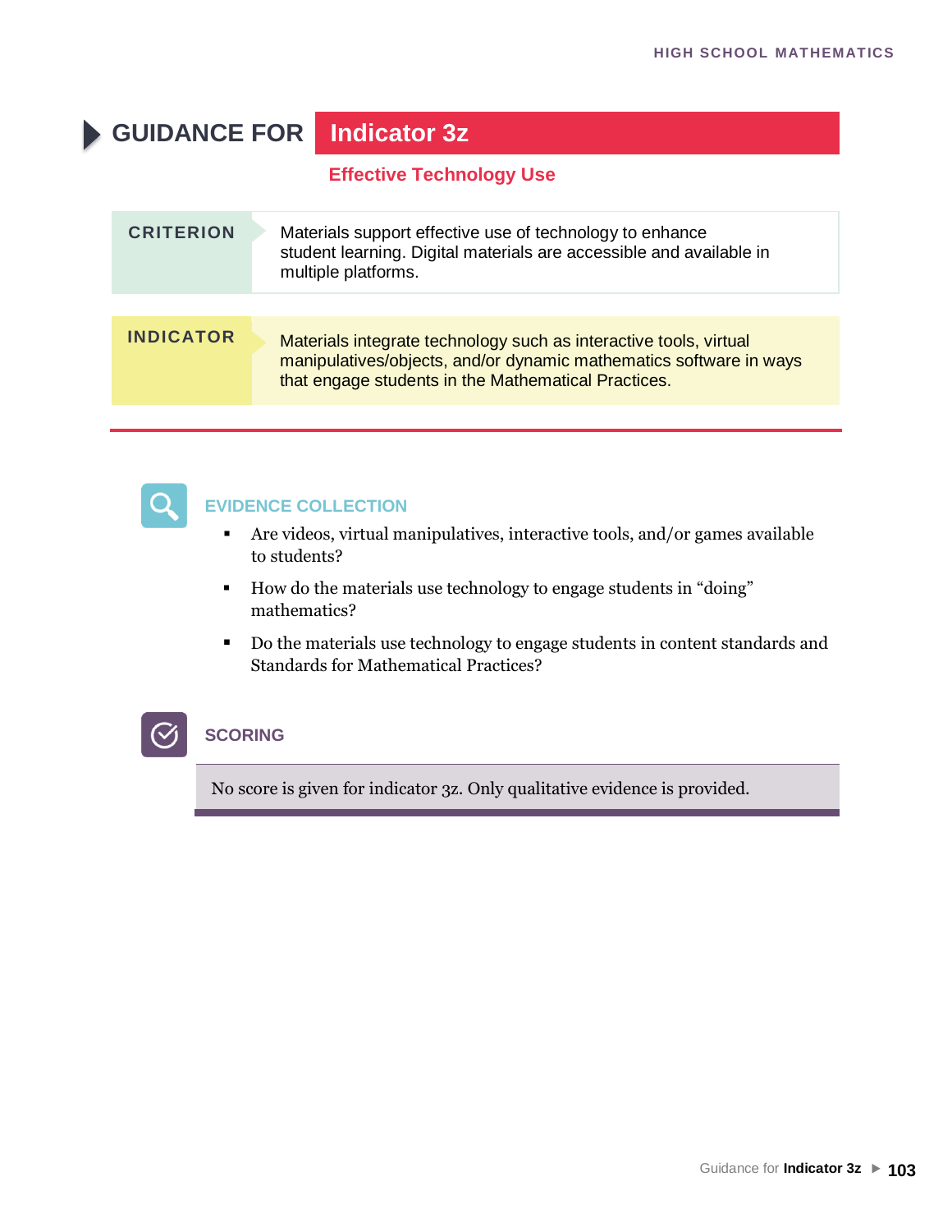# GUIDANCE FOR Indicator 3z

## Effective Technology Use

**CRITERION**

Materials support effective use of technology to enhance student learning. Digital materials are accessible and available in multiple platforms.

**INDICATOR**

Materials integrate technology such as interactive tools, virtual manipulatives/objects, and/or dynamic mathematics software in ways that engage students in the Mathematical Practices.

### EVIDENCE COLLECTION

- Are videos, virtual manipulatives, interactive tools, and/or games available to students?
- How do the materials use technology to engage students in "doing" mathematics?
- Do the materials use technology to engage students in content standards and Standards for Mathematical Practices?

### SCORING

No score is given for indicator 3z. Only qualitative evidence is provided.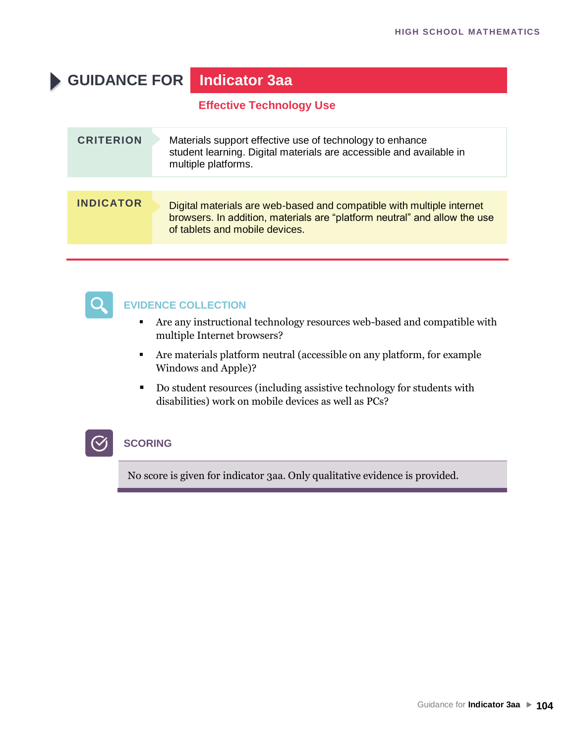# GUIDANCE FOR Indicator 3aa

## Effective Technology Use

**CRITERION**

Materials support effective use of technology to enhance student learning. Digital materials are accessible and available in multiple platforms.

**INDICATOR**

Digital materials are web-based and compatible with multiple internet browsers. In addition, materials are "platform neutral" and allow the use of tablets and mobile devices.

### EVIDENCE COLLECTION

- Are any instructional technology resources web-based and compatible with multiple Internet browsers?
- Are materials platform neutral (accessible on any platform, for example Windows and Apple)?
- Do student resources (including assistive technology for students with disabilities) work on mobile devices as well as PCs?

### SCORING

No score is given for indicator 3aa. Only qualitative evidence is provided.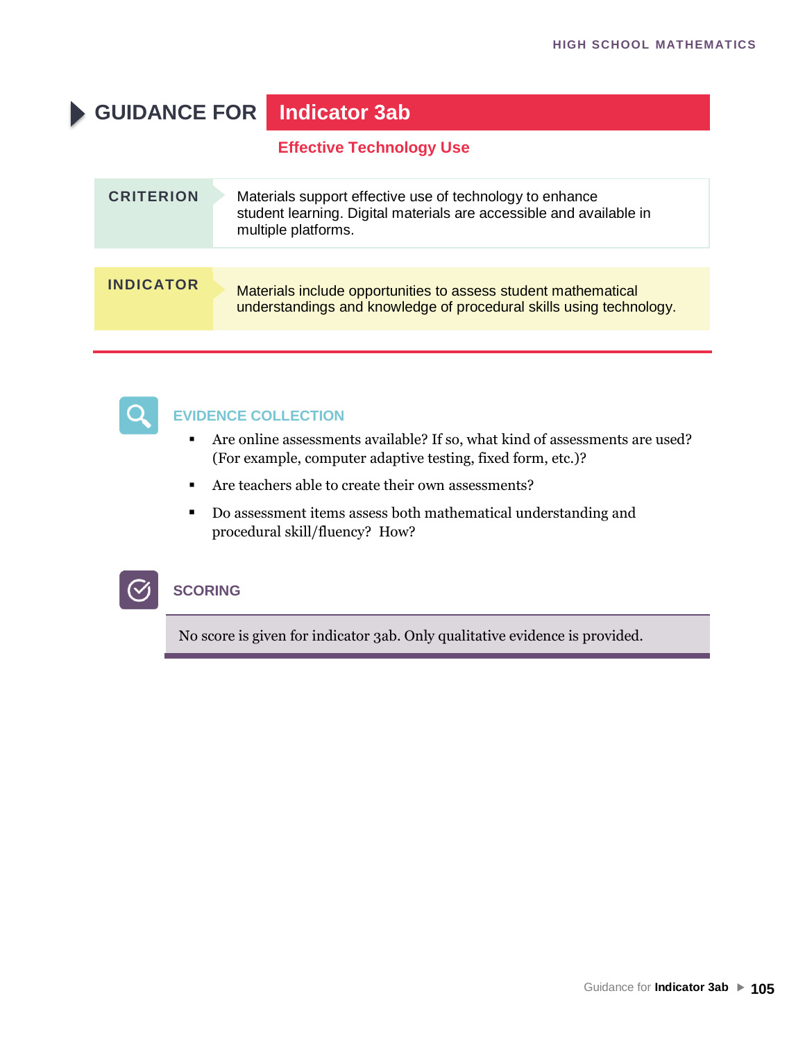# GUIDANCE FOR Indicator 3ab

## Effective Technology Use

**CRITERION**

Materials support effective use of technology to enhance student learning. Digital materials are accessible and available in multiple platforms.

**INDICATOR**

Materials include opportunities to assess student mathematical understandings and knowledge of procedural skills using technology.

### EVIDENCE COLLECTION

- Are online assessments available? If so, what kind of assessments are used? (For example, computer adaptive testing, fixed form, etc.)?
- Are teachers able to create their own assessments?
- Do assessment items assess both mathematical understanding and procedural skill/fluency? How?

### SCORING

No score is given for indicator 3ab. Only qualitative evidence is provided.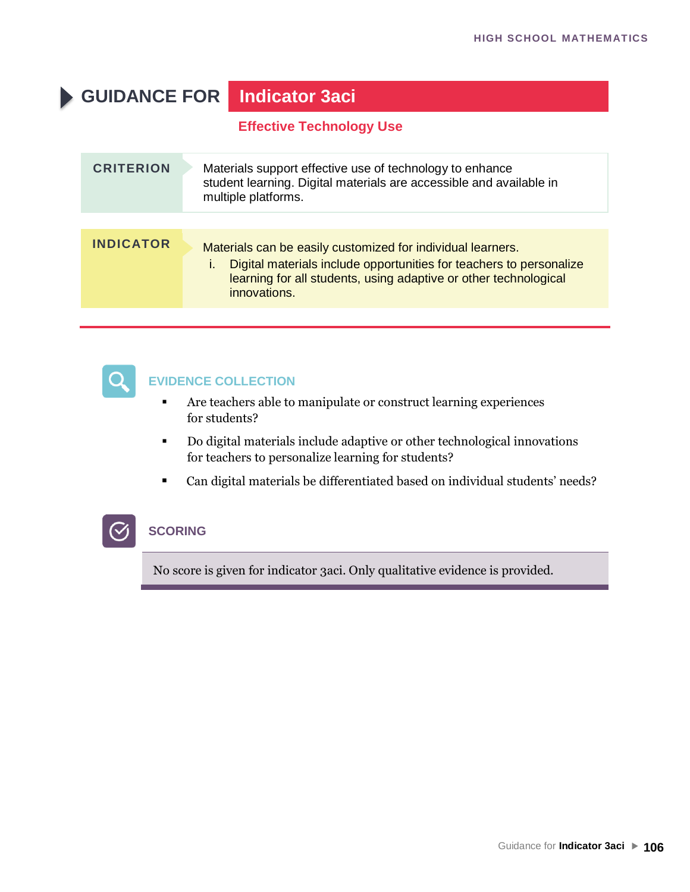# GUIDANCE FOR Indicator 3aci

## Effective Technology Use

| CRITERION | Materials support effective use of technology to enhance student learning. Digital materials are accessible and available in multiple platforms. |
|---|---|

**INDICATOR**

Materials can be easily customized for individual learners.

i. Digital materials include opportunities for teachers to personalize learning for all students, using adaptive or other technological innovations.

### EVIDENCE COLLECTION

- Are teachers able to manipulate or construct learning experiences for students?
- Do digital materials include adaptive or other technological innovations for teachers to personalize learning for students?
- Can digital materials be differentiated based on individual students' needs?

### SCORING

No score is given for indicator 3aci. Only qualitative evidence is provided.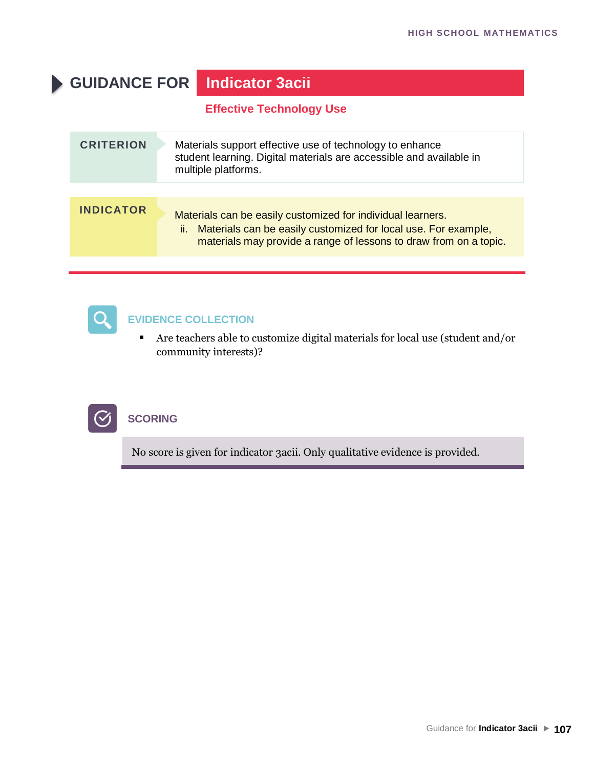# GUIDANCE FOR Indicator 3acii

## Effective Technology Use

| CRITERION | Materials support effective use of technology to enhance student learning. Digital materials are accessible and available in multiple platforms. |
|---|---|

| INDICATOR | Materials can be easily customized for individual learners.<br>ii. Materials can be easily customized for local use. For example, materials may provide a range of lessons to draw from on a topic. |
|---|---|

### EVIDENCE COLLECTION

- Are teachers able to customize digital materials for local use (student and/or community interests)?

### SCORING

No score is given for indicator 3acii. Only qualitative evidence is provided.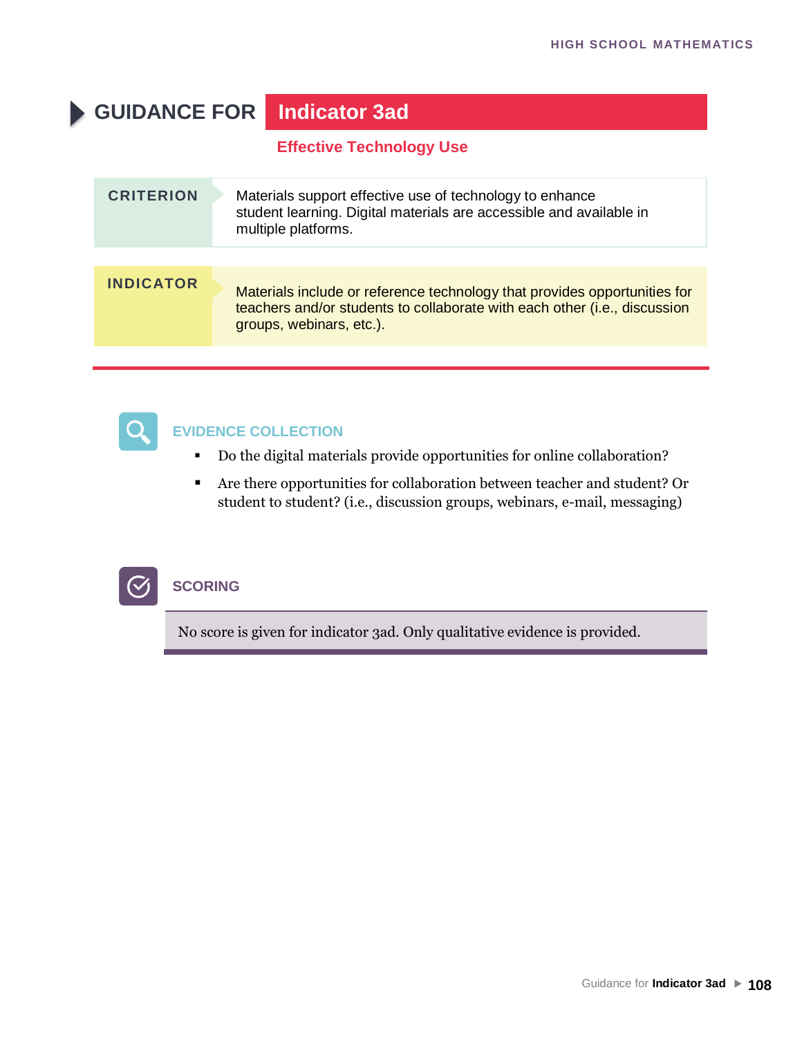# GUIDANCE FOR Indicator 3ad

## Effective Technology Use

| CRITERION | Materials support effective use of technology to enhance student learning. Digital materials are accessible and available in multiple platforms. |
|---|---|
| **INDICATOR** | Materials include or reference technology that provides opportunities for teachers and/or students to collaborate with each other (i.e., discussion groups, webinars, etc.). |

### EVIDENCE COLLECTION

- Do the digital materials provide opportunities for online collaboration?
- Are there opportunities for collaboration between teacher and student? Or student to student? (i.e., discussion groups, webinars, e-mail, messaging)

### SCORING

No score is given for indicator 3ad. Only qualitative evidence is provided.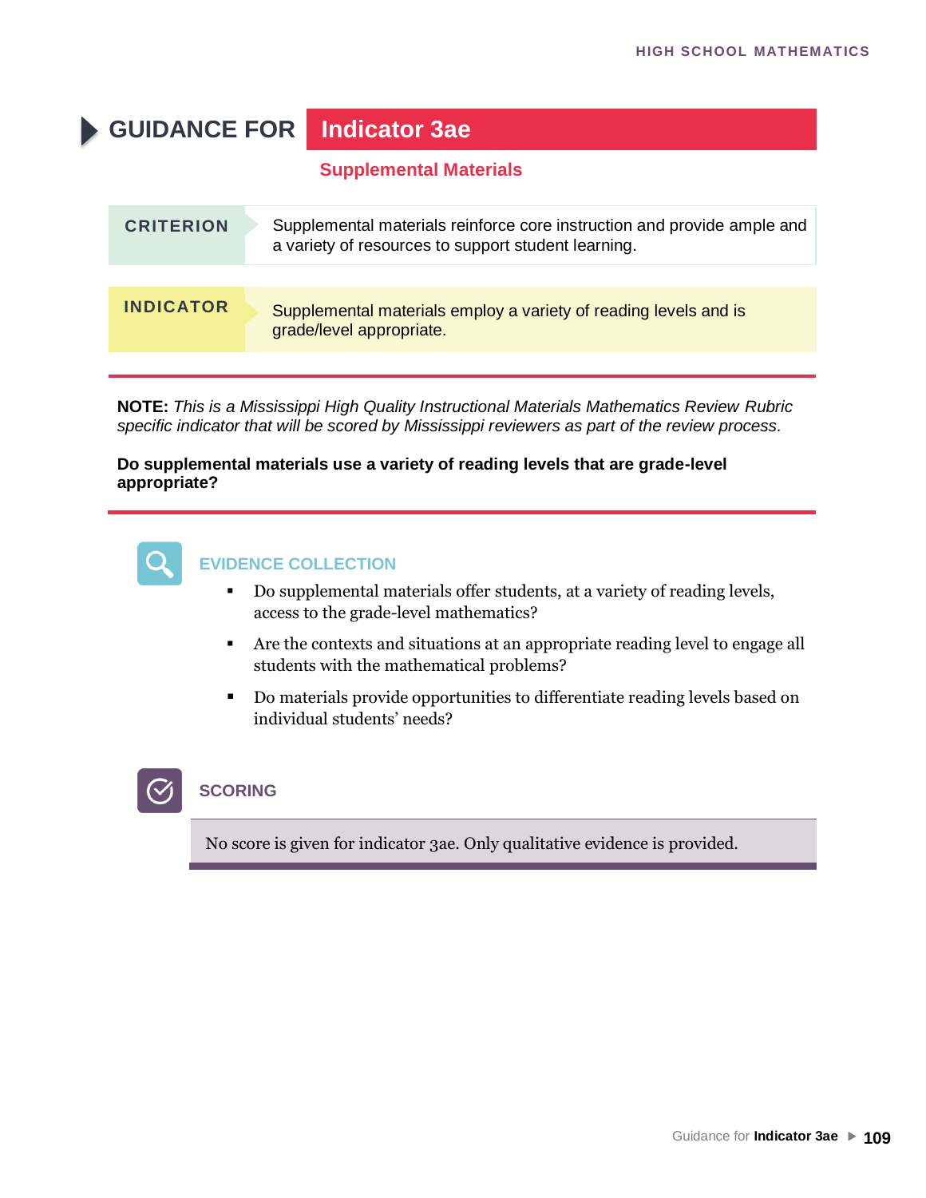# GUIDANCE FOR Indicator 3ae

## Supplemental Materials

**CRITERION**

Supplemental materials reinforce core instruction and provide ample and a variety of resources to support student learning.

**INDICATOR**

Supplemental materials employ a variety of reading levels and is grade/level appropriate.

**NOTE:** *This is a Mississippi High Quality Instructional Materials Mathematics Review Rubric specific indicator that will be scored by Mississippi reviewers as part of the review process.*

**Do supplemental materials use a variety of reading levels that are grade-level appropriate?**

### EVIDENCE COLLECTION

- Do supplemental materials offer students, at a variety of reading levels, access to the grade-level mathematics?
- Are the contexts and situations at an appropriate reading level to engage all students with the mathematical problems?
- Do materials provide opportunities to differentiate reading levels based on individual students' needs?

### SCORING

No score is given for indicator 3ae. Only qualitative evidence is provided.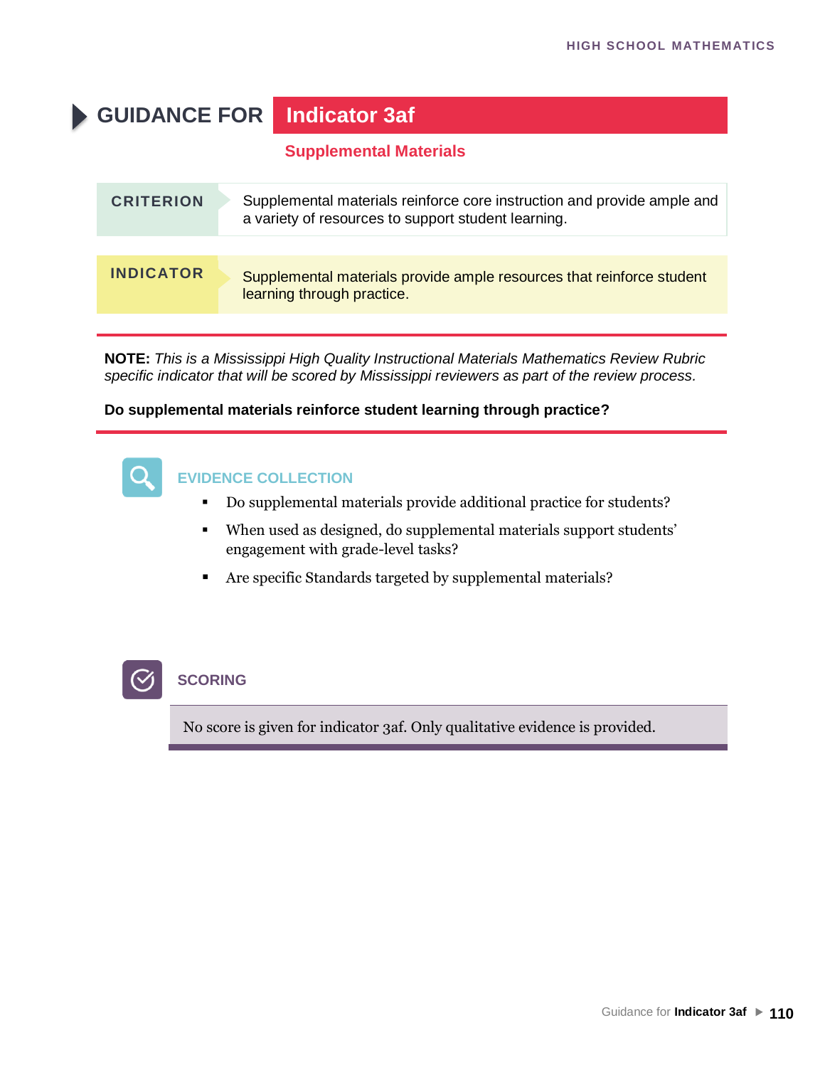# GUIDANCE FOR Indicator 3af

## Supplemental Materials

**CRITERION**

Supplemental materials reinforce core instruction and provide ample and a variety of resources to support student learning.

**INDICATOR**

Supplemental materials provide ample resources that reinforce student learning through practice.

**NOTE:** *This is a Mississippi High Quality Instructional Materials Mathematics Review Rubric specific indicator that will be scored by Mississippi reviewers as part of the review process.*

**Do supplemental materials reinforce student learning through practice?**

### EVIDENCE COLLECTION

- Do supplemental materials provide additional practice for students?
- When used as designed, do supplemental materials support students' engagement with grade-level tasks?
- Are specific Standards targeted by supplemental materials?

### SCORING

No score is given for indicator 3af. Only qualitative evidence is provided.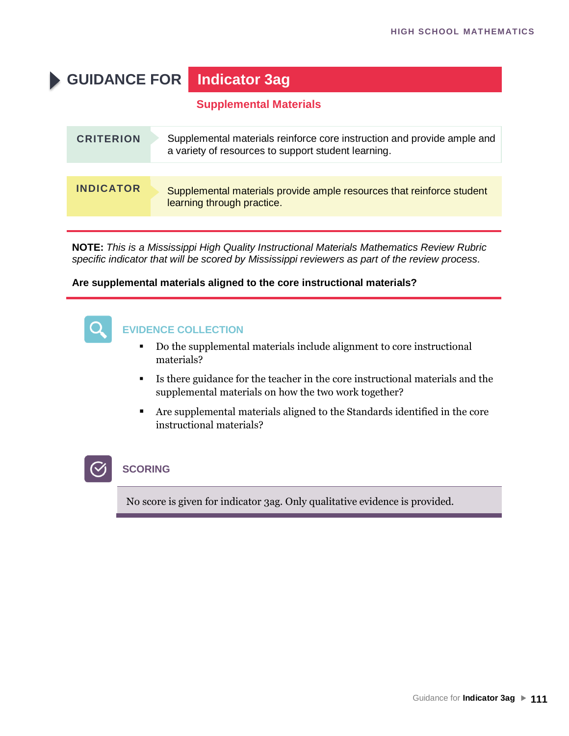# GUIDANCE FOR Indicator 3ag

## Supplemental Materials

| CRITERION | Supplemental materials reinforce core instruction and provide ample and a variety of resources to support student learning. |
|---|---|
| **INDICATOR** | Supplemental materials provide ample resources that reinforce student learning through practice. |

**NOTE:** *This is a Mississippi High Quality Instructional Materials Mathematics Review Rubric specific indicator that will be scored by Mississippi reviewers as part of the review process.*

**Are supplemental materials aligned to the core instructional materials?**

### EVIDENCE COLLECTION

- Do the supplemental materials include alignment to core instructional materials?
- Is there guidance for the teacher in the core instructional materials and the supplemental materials on how the two work together?
- Are supplemental materials aligned to the Standards identified in the core instructional materials?

### SCORING

No score is given for indicator 3ag. Only qualitative evidence is provided.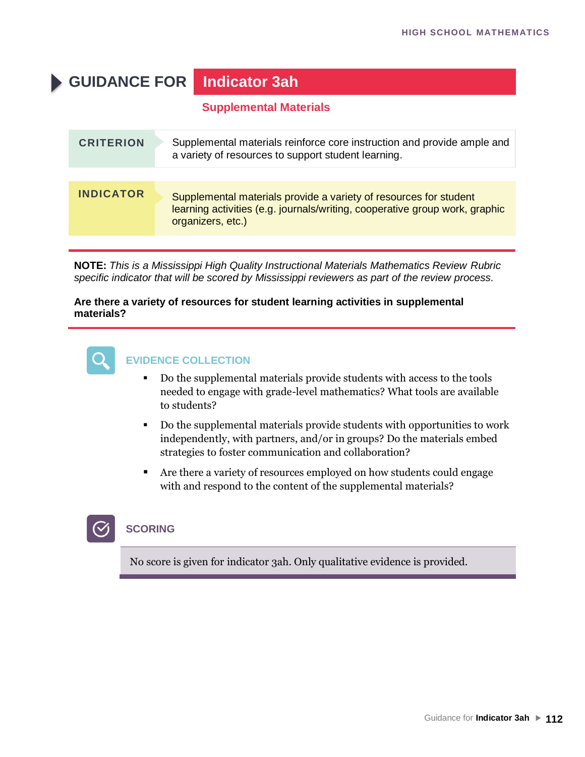# GUIDANCE FOR Indicator 3ah

## Supplemental Materials

| | |
|---|---|
| **CRITERION** | Supplemental materials reinforce core instruction and provide ample and a variety of resources to support student learning. |
| **INDICATOR** | Supplemental materials provide a variety of resources for student learning activities (e.g. journals/writing, cooperative group work, graphic organizers, etc.) |

**NOTE:** *This is a Mississippi High Quality Instructional Materials Mathematics Review Rubric specific indicator that will be scored by Mississippi reviewers as part of the review process.*

**Are there a variety of resources for student learning activities in supplemental materials?**

### EVIDENCE COLLECTION

- Do the supplemental materials provide students with access to the tools needed to engage with grade-level mathematics? What tools are available to students?
- Do the supplemental materials provide students with opportunities to work independently, with partners, and/or in groups? Do the materials embed strategies to foster communication and collaboration?
- Are there a variety of resources employed on how students could engage with and respond to the content of the supplemental materials?

### SCORING

No score is given for indicator 3ah. Only qualitative evidence is provided.